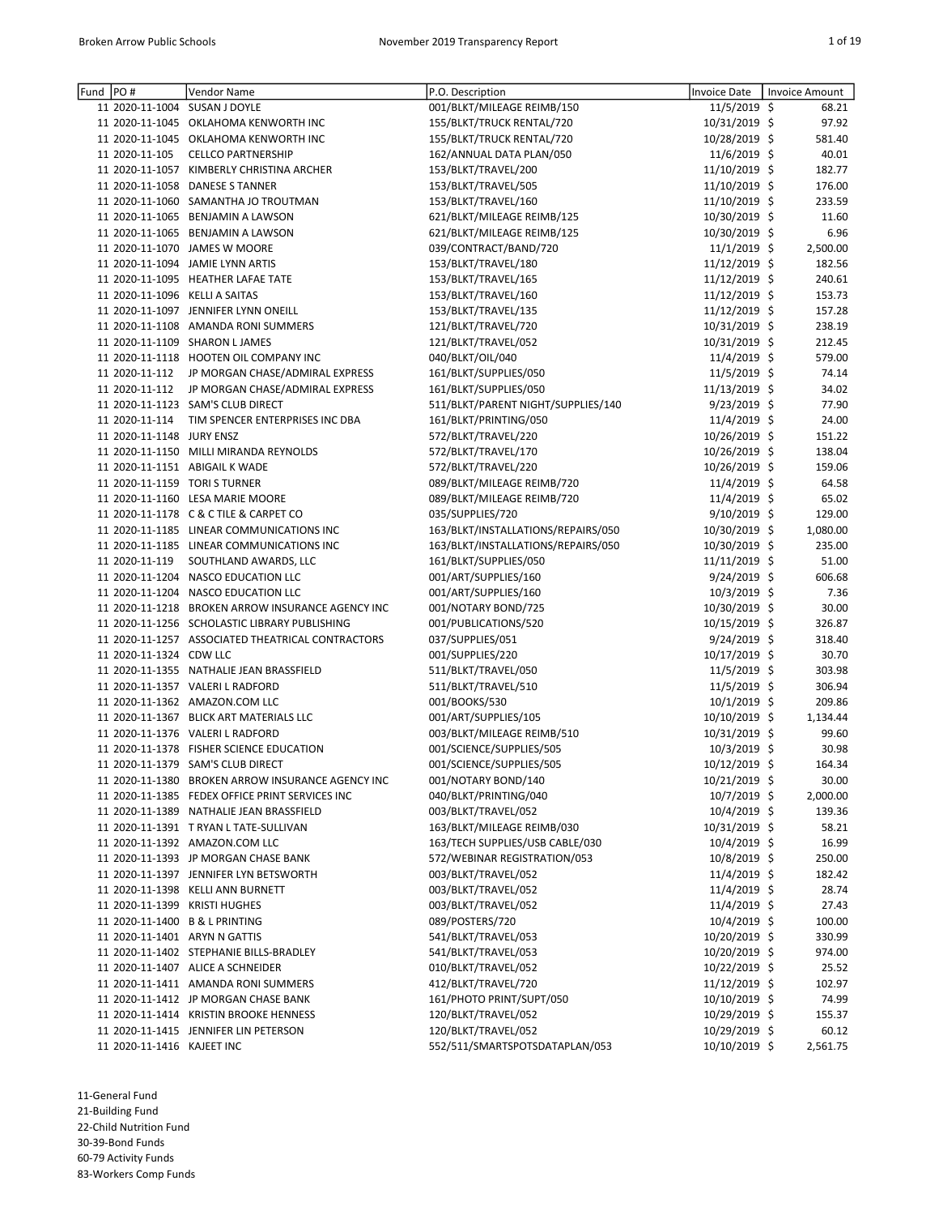| Fund | PO # | Vendor Name | P.O. Description | Invoice Date | Invoice Amount |
|---|---|---|---|---|---|
| 11 | 2020-11-1004 | SUSAN J DOYLE | 001/BLKT/MILEAGE REIMB/150 | 11/5/2019 | $ 68.21 |
| 11 | 2020-11-1045 | OKLAHOMA KENWORTH INC | 155/BLKT/TRUCK RENTAL/720 | 10/31/2019 | $ 97.92 |
| 11 | 2020-11-1045 | OKLAHOMA KENWORTH INC | 155/BLKT/TRUCK RENTAL/720 | 10/28/2019 | $ 581.40 |
| 11 | 2020-11-105 | CELLCO PARTNERSHIP | 162/ANNUAL DATA PLAN/050 | 11/6/2019 | $ 40.01 |
| 11 | 2020-11-1057 | KIMBERLY CHRISTINA ARCHER | 153/BLKT/TRAVEL/200 | 11/10/2019 | $ 182.77 |
| 11 | 2020-11-1058 | DANESE S TANNER | 153/BLKT/TRAVEL/505 | 11/10/2019 | $ 176.00 |
| 11 | 2020-11-1060 | SAMANTHA JO TROUTMAN | 153/BLKT/TRAVEL/160 | 11/10/2019 | $ 233.59 |
| 11 | 2020-11-1065 | BENJAMIN A LAWSON | 621/BLKT/MILEAGE REIMB/125 | 10/30/2019 | $ 11.60 |
| 11 | 2020-11-1065 | BENJAMIN A LAWSON | 621/BLKT/MILEAGE REIMB/125 | 10/30/2019 | $ 6.96 |
| 11 | 2020-11-1070 | JAMES W MOORE | 039/CONTRACT/BAND/720 | 11/1/2019 | $ 2,500.00 |
| 11 | 2020-11-1094 | JAMIE LYNN ARTIS | 153/BLKT/TRAVEL/180 | 11/12/2019 | $ 182.56 |
| 11 | 2020-11-1095 | HEATHER LAFAE TATE | 153/BLKT/TRAVEL/165 | 11/12/2019 | $ 240.61 |
| 11 | 2020-11-1096 | KELLI A SAITAS | 153/BLKT/TRAVEL/160 | 11/12/2019 | $ 153.73 |
| 11 | 2020-11-1097 | JENNIFER LYNN ONEILL | 153/BLKT/TRAVEL/135 | 11/12/2019 | $ 157.28 |
| 11 | 2020-11-1108 | AMANDA RONI SUMMERS | 121/BLKT/TRAVEL/720 | 10/31/2019 | $ 238.19 |
| 11 | 2020-11-1109 | SHARON L JAMES | 121/BLKT/TRAVEL/052 | 10/31/2019 | $ 212.45 |
| 11 | 2020-11-1118 | HOOTEN OIL COMPANY INC | 040/BLKT/OIL/040 | 11/4/2019 | $ 579.00 |
| 11 | 2020-11-112 | JP MORGAN CHASE/ADMIRAL EXPRESS | 161/BLKT/SUPPLIES/050 | 11/5/2019 | $ 74.14 |
| 11 | 2020-11-112 | JP MORGAN CHASE/ADMIRAL EXPRESS | 161/BLKT/SUPPLIES/050 | 11/13/2019 | $ 34.02 |
| 11 | 2020-11-1123 | SAM'S CLUB DIRECT | 511/BLKT/PARENT NIGHT/SUPPLIES/140 | 9/23/2019 | $ 77.90 |
| 11 | 2020-11-114 | TIM SPENCER ENTERPRISES INC DBA | 161/BLKT/PRINTING/050 | 11/4/2019 | $ 24.00 |
| 11 | 2020-11-1148 | JURY ENSZ | 572/BLKT/TRAVEL/220 | 10/26/2019 | $ 151.22 |
| 11 | 2020-11-1150 | MILLI MIRANDA REYNOLDS | 572/BLKT/TRAVEL/170 | 10/26/2019 | $ 138.04 |
| 11 | 2020-11-1151 | ABIGAIL K WADE | 572/BLKT/TRAVEL/220 | 10/26/2019 | $ 159.06 |
| 11 | 2020-11-1159 | TORI S TURNER | 089/BLKT/MILEAGE REIMB/720 | 11/4/2019 | $ 64.58 |
| 11 | 2020-11-1160 | LESA MARIE MOORE | 089/BLKT/MILEAGE REIMB/720 | 11/4/2019 | $ 65.02 |
| 11 | 2020-11-1178 | C & C TILE & CARPET CO | 035/SUPPLIES/720 | 9/10/2019 | $ 129.00 |
| 11 | 2020-11-1185 | LINEAR COMMUNICATIONS INC | 163/BLKT/INSTALLATIONS/REPAIRS/050 | 10/30/2019 | $ 1,080.00 |
| 11 | 2020-11-1185 | LINEAR COMMUNICATIONS INC | 163/BLKT/INSTALLATIONS/REPAIRS/050 | 10/30/2019 | $ 235.00 |
| 11 | 2020-11-119 | SOUTHLAND AWARDS, LLC | 161/BLKT/SUPPLIES/050 | 11/11/2019 | $ 51.00 |
| 11 | 2020-11-1204 | NASCO EDUCATION LLC | 001/ART/SUPPLIES/160 | 9/24/2019 | $ 606.68 |
| 11 | 2020-11-1204 | NASCO EDUCATION LLC | 001/ART/SUPPLIES/160 | 10/3/2019 | $ 7.36 |
| 11 | 2020-11-1218 | BROKEN ARROW INSURANCE AGENCY INC | 001/NOTARY BOND/725 | 10/30/2019 | $ 30.00 |
| 11 | 2020-11-1256 | SCHOLASTIC LIBRARY PUBLISHING | 001/PUBLICATIONS/520 | 10/15/2019 | $ 326.87 |
| 11 | 2020-11-1257 | ASSOCIATED THEATRICAL CONTRACTORS | 037/SUPPLIES/051 | 9/24/2019 | $ 318.40 |
| 11 | 2020-11-1324 | CDW LLC | 001/SUPPLIES/220 | 10/17/2019 | $ 30.70 |
| 11 | 2020-11-1355 | NATHALIE JEAN BRASSFIELD | 511/BLKT/TRAVEL/050 | 11/5/2019 | $ 303.98 |
| 11 | 2020-11-1357 | VALERI L RADFORD | 511/BLKT/TRAVEL/510 | 11/5/2019 | $ 306.94 |
| 11 | 2020-11-1362 | AMAZON.COM LLC | 001/BOOKS/530 | 10/1/2019 | $ 209.86 |
| 11 | 2020-11-1367 | BLICK ART MATERIALS LLC | 001/ART/SUPPLIES/105 | 10/10/2019 | $ 1,134.44 |
| 11 | 2020-11-1376 | VALERI L RADFORD | 003/BLKT/MILEAGE REIMB/510 | 10/31/2019 | $ 99.60 |
| 11 | 2020-11-1378 | FISHER SCIENCE EDUCATION | 001/SCIENCE/SUPPLIES/505 | 10/3/2019 | $ 30.98 |
| 11 | 2020-11-1379 | SAM'S CLUB DIRECT | 001/SCIENCE/SUPPLIES/505 | 10/12/2019 | $ 164.34 |
| 11 | 2020-11-1380 | BROKEN ARROW INSURANCE AGENCY INC | 001/NOTARY BOND/140 | 10/21/2019 | $ 30.00 |
| 11 | 2020-11-1385 | FEDEX OFFICE PRINT SERVICES INC | 040/BLKT/PRINTING/040 | 10/7/2019 | $ 2,000.00 |
| 11 | 2020-11-1389 | NATHALIE JEAN BRASSFIELD | 003/BLKT/TRAVEL/052 | 10/4/2019 | $ 139.36 |
| 11 | 2020-11-1391 | T RYAN L TATE-SULLIVAN | 163/BLKT/MILEAGE REIMB/030 | 10/31/2019 | $ 58.21 |
| 11 | 2020-11-1392 | AMAZON.COM LLC | 163/TECH SUPPLIES/USB CABLE/030 | 10/4/2019 | $ 16.99 |
| 11 | 2020-11-1393 | JP MORGAN CHASE BANK | 572/WEBINAR REGISTRATION/053 | 10/8/2019 | $ 250.00 |
| 11 | 2020-11-1397 | JENNIFER LYN BETSWORTH | 003/BLKT/TRAVEL/052 | 11/4/2019 | $ 182.42 |
| 11 | 2020-11-1398 | KELLI ANN BURNETT | 003/BLKT/TRAVEL/052 | 11/4/2019 | $ 28.74 |
| 11 | 2020-11-1399 | KRISTI HUGHES | 003/BLKT/TRAVEL/052 | 11/4/2019 | $ 27.43 |
| 11 | 2020-11-1400 | B & L PRINTING | 089/POSTERS/720 | 10/4/2019 | $ 100.00 |
| 11 | 2020-11-1401 | ARYN N GATTIS | 541/BLKT/TRAVEL/053 | 10/20/2019 | $ 330.99 |
| 11 | 2020-11-1402 | STEPHANIE BILLS-BRADLEY | 541/BLKT/TRAVEL/053 | 10/20/2019 | $ 974.00 |
| 11 | 2020-11-1407 | ALICE A SCHNEIDER | 010/BLKT/TRAVEL/052 | 10/22/2019 | $ 25.52 |
| 11 | 2020-11-1411 | AMANDA RONI SUMMERS | 412/BLKT/TRAVEL/720 | 11/12/2019 | $ 102.97 |
| 11 | 2020-11-1412 | JP MORGAN CHASE BANK | 161/PHOTO PRINT/SUPT/050 | 10/10/2019 | $ 74.99 |
| 11 | 2020-11-1414 | KRISTIN BROOKE HENNESS | 120/BLKT/TRAVEL/052 | 10/29/2019 | $ 155.37 |
| 11 | 2020-11-1415 | JENNIFER LIN PETERSON | 120/BLKT/TRAVEL/052 | 10/29/2019 | $ 60.12 |
| 11 | 2020-11-1416 | KAJEET INC | 552/511/SMARTSPOTSDATAPLAN/053 | 10/10/2019 | $ 2,561.75 |

11-General Fund
21-Building Fund
22-Child Nutrition Fund
30-39-Bond Funds
60-79 Activity Funds
83-Workers Comp Funds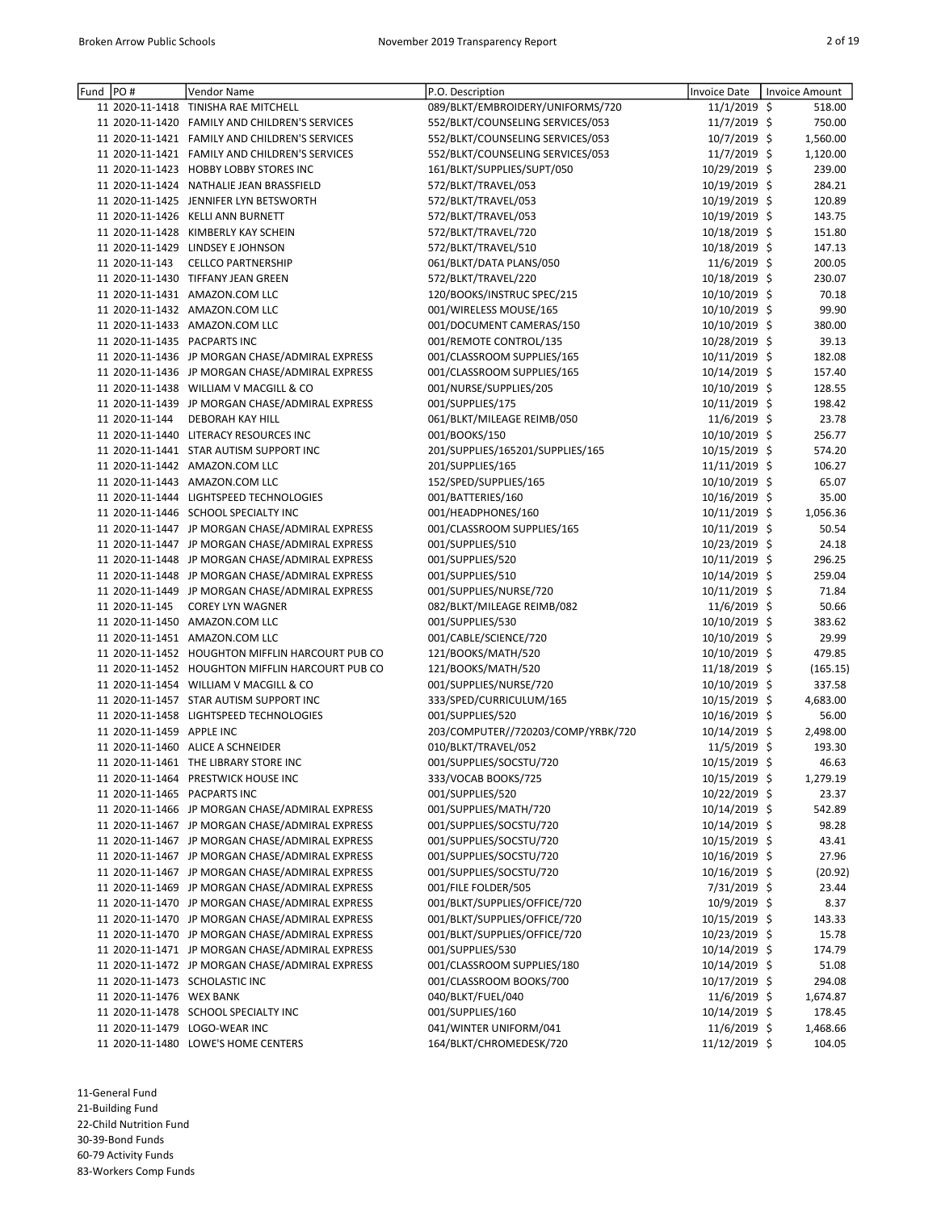| Fund | PO # | Vendor Name | P.O. Description | Invoice Date | Invoice Amount |
|---|---|---|---|---|---|
| 11 | 2020-11-1418 | TINISHA RAE MITCHELL | 089/BLKT/EMBROIDERY/UNIFORMS/720 | 11/1/2019 | $ 518.00 |
| 11 | 2020-11-1420 | FAMILY AND CHILDREN'S SERVICES | 552/BLKT/COUNSELING SERVICES/053 | 11/7/2019 | $ 750.00 |
| 11 | 2020-11-1421 | FAMILY AND CHILDREN'S SERVICES | 552/BLKT/COUNSELING SERVICES/053 | 10/7/2019 | $ 1,560.00 |
| 11 | 2020-11-1421 | FAMILY AND CHILDREN'S SERVICES | 552/BLKT/COUNSELING SERVICES/053 | 11/7/2019 | $ 1,120.00 |
| 11 | 2020-11-1423 | HOBBY LOBBY STORES INC | 161/BLKT/SUPPLIES/SUPT/050 | 10/29/2019 | $ 239.00 |
| 11 | 2020-11-1424 | NATHALIE JEAN BRASSFIELD | 572/BLKT/TRAVEL/053 | 10/19/2019 | $ 284.21 |
| 11 | 2020-11-1425 | JENNIFER LYN BETSWORTH | 572/BLKT/TRAVEL/053 | 10/19/2019 | $ 120.89 |
| 11 | 2020-11-1426 | KELLI ANN BURNETT | 572/BLKT/TRAVEL/053 | 10/19/2019 | $ 143.75 |
| 11 | 2020-11-1428 | KIMBERLY KAY SCHEIN | 572/BLKT/TRAVEL/720 | 10/18/2019 | $ 151.80 |
| 11 | 2020-11-1429 | LINDSEY E JOHNSON | 572/BLKT/TRAVEL/510 | 10/18/2019 | $ 147.13 |
| 11 | 2020-11-143 | CELLCO PARTNERSHIP | 061/BLKT/DATA PLANS/050 | 11/6/2019 | $ 200.05 |
| 11 | 2020-11-1430 | TIFFANY JEAN GREEN | 572/BLKT/TRAVEL/220 | 10/18/2019 | $ 230.07 |
| 11 | 2020-11-1431 | AMAZON.COM LLC | 120/BOOKS/INSTRUC SPEC/215 | 10/10/2019 | $ 70.18 |
| 11 | 2020-11-1432 | AMAZON.COM LLC | 001/WIRELESS MOUSE/165 | 10/10/2019 | $ 99.90 |
| 11 | 2020-11-1433 | AMAZON.COM LLC | 001/DOCUMENT CAMERAS/150 | 10/10/2019 | $ 380.00 |
| 11 | 2020-11-1435 | PACPARTS INC | 001/REMOTE CONTROL/135 | 10/28/2019 | $ 39.13 |
| 11 | 2020-11-1436 | JP MORGAN CHASE/ADMIRAL EXPRESS | 001/CLASSROOM SUPPLIES/165 | 10/11/2019 | $ 182.08 |
| 11 | 2020-11-1436 | JP MORGAN CHASE/ADMIRAL EXPRESS | 001/CLASSROOM SUPPLIES/165 | 10/14/2019 | $ 157.40 |
| 11 | 2020-11-1438 | WILLIAM V MACGILL & CO | 001/NURSE/SUPPLIES/205 | 10/10/2019 | $ 128.55 |
| 11 | 2020-11-1439 | JP MORGAN CHASE/ADMIRAL EXPRESS | 001/SUPPLIES/175 | 10/11/2019 | $ 198.42 |
| 11 | 2020-11-144 | DEBORAH KAY HILL | 061/BLKT/MILEAGE REIMB/050 | 11/6/2019 | $ 23.78 |
| 11 | 2020-11-1440 | LITERACY RESOURCES INC | 001/BOOKS/150 | 10/10/2019 | $ 256.77 |
| 11 | 2020-11-1441 | STAR AUTISM SUPPORT INC | 201/SUPPLIES/165201/SUPPLIES/165 | 10/15/2019 | $ 574.20 |
| 11 | 2020-11-1442 | AMAZON.COM LLC | 201/SUPPLIES/165 | 11/11/2019 | $ 106.27 |
| 11 | 2020-11-1443 | AMAZON.COM LLC | 152/SPED/SUPPLIES/165 | 10/10/2019 | $ 65.07 |
| 11 | 2020-11-1444 | LIGHTSPEED TECHNOLOGIES | 001/BATTERIES/160 | 10/16/2019 | $ 35.00 |
| 11 | 2020-11-1446 | SCHOOL SPECIALTY INC | 001/HEADPHONES/160 | 10/11/2019 | $ 1,056.36 |
| 11 | 2020-11-1447 | JP MORGAN CHASE/ADMIRAL EXPRESS | 001/CLASSROOM SUPPLIES/165 | 10/11/2019 | $ 50.54 |
| 11 | 2020-11-1447 | JP MORGAN CHASE/ADMIRAL EXPRESS | 001/SUPPLIES/510 | 10/23/2019 | $ 24.18 |
| 11 | 2020-11-1448 | JP MORGAN CHASE/ADMIRAL EXPRESS | 001/SUPPLIES/520 | 10/11/2019 | $ 296.25 |
| 11 | 2020-11-1448 | JP MORGAN CHASE/ADMIRAL EXPRESS | 001/SUPPLIES/510 | 10/14/2019 | $ 259.04 |
| 11 | 2020-11-1449 | JP MORGAN CHASE/ADMIRAL EXPRESS | 001/SUPPLIES/NURSE/720 | 10/11/2019 | $ 71.84 |
| 11 | 2020-11-145 | COREY LYN WAGNER | 082/BLKT/MILEAGE REIMB/082 | 11/6/2019 | $ 50.66 |
| 11 | 2020-11-1450 | AMAZON.COM LLC | 001/SUPPLIES/530 | 10/10/2019 | $ 383.62 |
| 11 | 2020-11-1451 | AMAZON.COM LLC | 001/CABLE/SCIENCE/720 | 10/10/2019 | $ 29.99 |
| 11 | 2020-11-1452 | HOUGHTON MIFFLIN HARCOURT PUB CO | 121/BOOKS/MATH/520 | 10/10/2019 | $ 479.85 |
| 11 | 2020-11-1452 | HOUGHTON MIFFLIN HARCOURT PUB CO | 121/BOOKS/MATH/520 | 11/18/2019 | $ (165.15) |
| 11 | 2020-11-1454 | WILLIAM V MACGILL & CO | 001/SUPPLIES/NURSE/720 | 10/10/2019 | $ 337.58 |
| 11 | 2020-11-1457 | STAR AUTISM SUPPORT INC | 333/SPED/CURRICULUM/165 | 10/15/2019 | $ 4,683.00 |
| 11 | 2020-11-1458 | LIGHTSPEED TECHNOLOGIES | 001/SUPPLIES/520 | 10/16/2019 | $ 56.00 |
| 11 | 2020-11-1459 | APPLE INC | 203/COMPUTER//720203/COMP/YRBK/720 | 10/14/2019 | $ 2,498.00 |
| 11 | 2020-11-1460 | ALICE A SCHNEIDER | 010/BLKT/TRAVEL/052 | 11/5/2019 | $ 193.30 |
| 11 | 2020-11-1461 | THE LIBRARY STORE INC | 001/SUPPLIES/SOCSTU/720 | 10/15/2019 | $ 46.63 |
| 11 | 2020-11-1464 | PRESTWICK HOUSE INC | 333/VOCAB BOOKS/725 | 10/15/2019 | $ 1,279.19 |
| 11 | 2020-11-1465 | PACPARTS INC | 001/SUPPLIES/520 | 10/22/2019 | $ 23.37 |
| 11 | 2020-11-1466 | JP MORGAN CHASE/ADMIRAL EXPRESS | 001/SUPPLIES/MATH/720 | 10/14/2019 | $ 542.89 |
| 11 | 2020-11-1467 | JP MORGAN CHASE/ADMIRAL EXPRESS | 001/SUPPLIES/SOCSTU/720 | 10/14/2019 | $ 98.28 |
| 11 | 2020-11-1467 | JP MORGAN CHASE/ADMIRAL EXPRESS | 001/SUPPLIES/SOCSTU/720 | 10/15/2019 | $ 43.41 |
| 11 | 2020-11-1467 | JP MORGAN CHASE/ADMIRAL EXPRESS | 001/SUPPLIES/SOCSTU/720 | 10/16/2019 | $ 27.96 |
| 11 | 2020-11-1467 | JP MORGAN CHASE/ADMIRAL EXPRESS | 001/SUPPLIES/SOCSTU/720 | 10/16/2019 | $ (20.92) |
| 11 | 2020-11-1469 | JP MORGAN CHASE/ADMIRAL EXPRESS | 001/FILE FOLDER/505 | 7/31/2019 | $ 23.44 |
| 11 | 2020-11-1470 | JP MORGAN CHASE/ADMIRAL EXPRESS | 001/BLKT/SUPPLIES/OFFICE/720 | 10/9/2019 | $ 8.37 |
| 11 | 2020-11-1470 | JP MORGAN CHASE/ADMIRAL EXPRESS | 001/BLKT/SUPPLIES/OFFICE/720 | 10/15/2019 | $ 143.33 |
| 11 | 2020-11-1470 | JP MORGAN CHASE/ADMIRAL EXPRESS | 001/BLKT/SUPPLIES/OFFICE/720 | 10/23/2019 | $ 15.78 |
| 11 | 2020-11-1471 | JP MORGAN CHASE/ADMIRAL EXPRESS | 001/SUPPLIES/530 | 10/14/2019 | $ 174.79 |
| 11 | 2020-11-1472 | JP MORGAN CHASE/ADMIRAL EXPRESS | 001/CLASSROOM SUPPLIES/180 | 10/14/2019 | $ 51.08 |
| 11 | 2020-11-1473 | SCHOLASTIC INC | 001/CLASSROOM BOOKS/700 | 10/17/2019 | $ 294.08 |
| 11 | 2020-11-1476 | WEX BANK | 040/BLKT/FUEL/040 | 11/6/2019 | $ 1,674.87 |
| 11 | 2020-11-1478 | SCHOOL SPECIALTY INC | 001/SUPPLIES/160 | 10/14/2019 | $ 178.45 |
| 11 | 2020-11-1479 | LOGO-WEAR INC | 041/WINTER UNIFORM/041 | 11/6/2019 | $ 1,468.66 |
| 11 | 2020-11-1480 | LOWE'S HOME CENTERS | 164/BLKT/CHROMEDESK/720 | 11/12/2019 | $ 104.05 |

11-General Fund
21-Building Fund
22-Child Nutrition Fund
30-39-Bond Funds
60-79 Activity Funds
83-Workers Comp Funds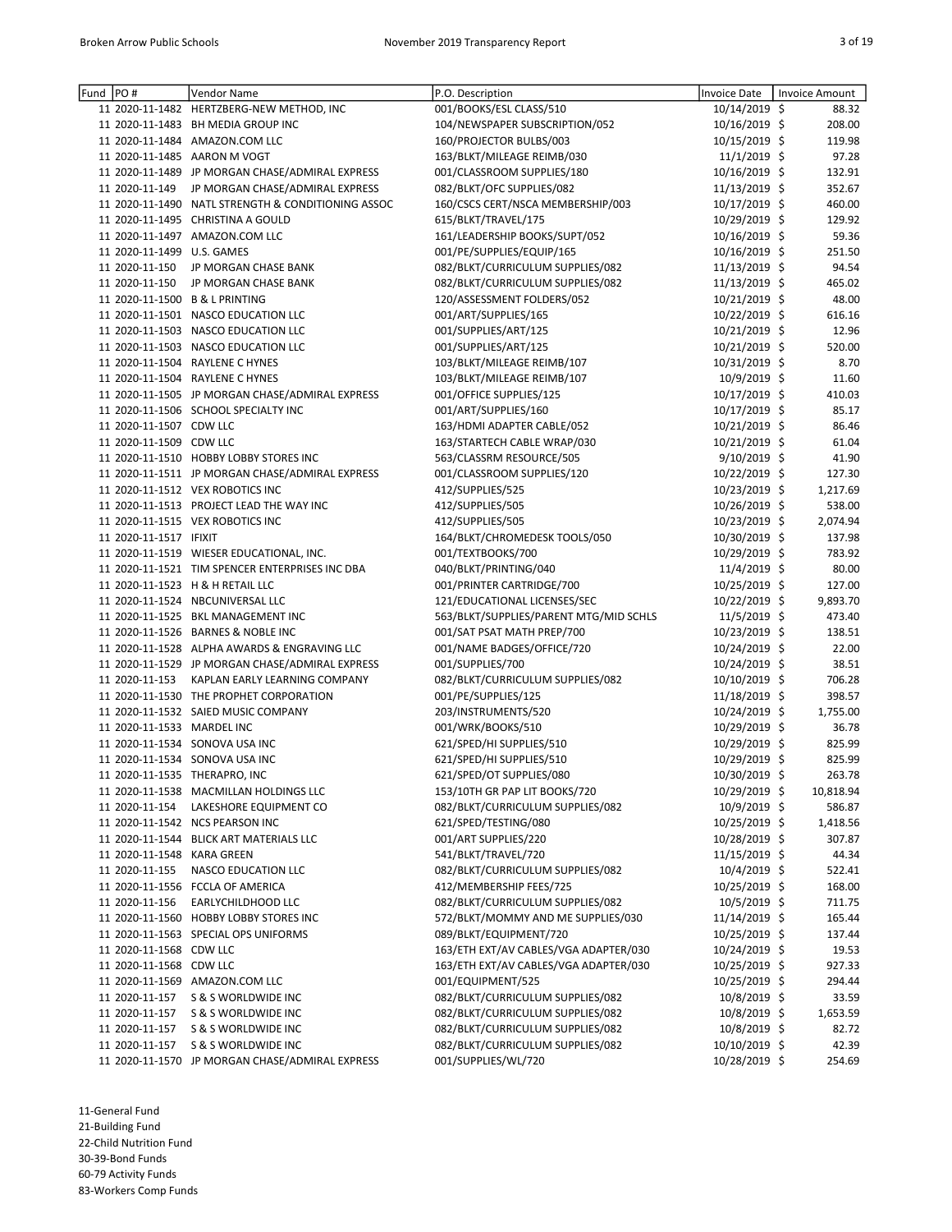| Fund | PO # | Vendor Name | P.O. Description | Invoice Date | Invoice Amount |
|---|---|---|---|---|---|
| 11 | 2020-11-1482 | HERTZBERG-NEW METHOD, INC | 001/BOOKS/ESL CLASS/510 | 10/14/2019 | $ 88.32 |
| 11 | 2020-11-1483 | BH MEDIA GROUP INC | 104/NEWSPAPER SUBSCRIPTION/052 | 10/16/2019 | $ 208.00 |
| 11 | 2020-11-1484 | AMAZON.COM LLC | 160/PROJECTOR BULBS/003 | 10/15/2019 | $ 119.98 |
| 11 | 2020-11-1485 | AARON M VOGT | 163/BLKT/MILEAGE REIMB/030 | 11/1/2019 | $ 97.28 |
| 11 | 2020-11-1489 | JP MORGAN CHASE/ADMIRAL EXPRESS | 001/CLASSROOM SUPPLIES/180 | 10/16/2019 | $ 132.91 |
| 11 | 2020-11-149 | JP MORGAN CHASE/ADMIRAL EXPRESS | 082/BLKT/OFC SUPPLIES/082 | 11/13/2019 | $ 352.67 |
| 11 | 2020-11-1490 | NATL STRENGTH & CONDITIONING ASSOC | 160/CSCS CERT/NSCA MEMBERSHIP/003 | 10/17/2019 | $ 460.00 |
| 11 | 2020-11-1495 | CHRISTINA A GOULD | 615/BLKT/TRAVEL/175 | 10/29/2019 | $ 129.92 |
| 11 | 2020-11-1497 | AMAZON.COM LLC | 161/LEADERSHIP BOOKS/SUPT/052 | 10/16/2019 | $ 59.36 |
| 11 | 2020-11-1499 | U.S. GAMES | 001/PE/SUPPLIES/EQUIP/165 | 10/16/2019 | $ 251.50 |
| 11 | 2020-11-150 | JP MORGAN CHASE BANK | 082/BLKT/CURRICULUM SUPPLIES/082 | 11/13/2019 | $ 94.54 |
| 11 | 2020-11-150 | JP MORGAN CHASE BANK | 082/BLKT/CURRICULUM SUPPLIES/082 | 11/13/2019 | $ 465.02 |
| 11 | 2020-11-1500 | B & L PRINTING | 120/ASSESSMENT FOLDERS/052 | 10/21/2019 | $ 48.00 |
| 11 | 2020-11-1501 | NASCO EDUCATION LLC | 001/ART/SUPPLIES/165 | 10/22/2019 | $ 616.16 |
| 11 | 2020-11-1503 | NASCO EDUCATION LLC | 001/SUPPLIES/ART/125 | 10/21/2019 | $ 12.96 |
| 11 | 2020-11-1503 | NASCO EDUCATION LLC | 001/SUPPLIES/ART/125 | 10/21/2019 | $ 520.00 |
| 11 | 2020-11-1504 | RAYLENE C HYNES | 103/BLKT/MILEAGE REIMB/107 | 10/31/2019 | $ 8.70 |
| 11 | 2020-11-1504 | RAYLENE C HYNES | 103/BLKT/MILEAGE REIMB/107 | 10/9/2019 | $ 11.60 |
| 11 | 2020-11-1505 | JP MORGAN CHASE/ADMIRAL EXPRESS | 001/OFFICE SUPPLIES/125 | 10/17/2019 | $ 410.03 |
| 11 | 2020-11-1506 | SCHOOL SPECIALTY INC | 001/ART/SUPPLIES/160 | 10/17/2019 | $ 85.17 |
| 11 | 2020-11-1507 | CDW LLC | 163/HDMI ADAPTER CABLE/052 | 10/21/2019 | $ 86.46 |
| 11 | 2020-11-1509 | CDW LLC | 163/STARTECH CABLE WRAP/030 | 10/21/2019 | $ 61.04 |
| 11 | 2020-11-1510 | HOBBY LOBBY STORES INC | 563/CLASSRM RESOURCE/505 | 9/10/2019 | $ 41.90 |
| 11 | 2020-11-1511 | JP MORGAN CHASE/ADMIRAL EXPRESS | 001/CLASSROOM SUPPLIES/120 | 10/22/2019 | $ 127.30 |
| 11 | 2020-11-1512 | VEX ROBOTICS INC | 412/SUPPLIES/525 | 10/23/2019 | $ 1,217.69 |
| 11 | 2020-11-1513 | PROJECT LEAD THE WAY INC | 412/SUPPLIES/505 | 10/26/2019 | $ 538.00 |
| 11 | 2020-11-1515 | VEX ROBOTICS INC | 412/SUPPLIES/505 | 10/23/2019 | $ 2,074.94 |
| 11 | 2020-11-1517 | IFIXIT | 164/BLKT/CHROMEDESK TOOLS/050 | 10/30/2019 | $ 137.98 |
| 11 | 2020-11-1519 | WIESER EDUCATIONAL, INC. | 001/TEXTBOOKS/700 | 10/29/2019 | $ 783.92 |
| 11 | 2020-11-1521 | TIM SPENCER ENTERPRISES INC DBA | 040/BLKT/PRINTING/040 | 11/4/2019 | $ 80.00 |
| 11 | 2020-11-1523 | H & H RETAIL LLC | 001/PRINTER CARTRIDGE/700 | 10/25/2019 | $ 127.00 |
| 11 | 2020-11-1524 | NBCUNIVERSAL LLC | 121/EDUCATIONAL LICENSES/SEC | 10/22/2019 | $ 9,893.70 |
| 11 | 2020-11-1525 | BKL MANAGEMENT INC | 563/BLKT/SUPPLIES/PARENT MTG/MID SCHLS | 11/5/2019 | $ 473.40 |
| 11 | 2020-11-1526 | BARNES & NOBLE INC | 001/SAT PSAT MATH PREP/700 | 10/23/2019 | $ 138.51 |
| 11 | 2020-11-1528 | ALPHA AWARDS & ENGRAVING LLC | 001/NAME BADGES/OFFICE/720 | 10/24/2019 | $ 22.00 |
| 11 | 2020-11-1529 | JP MORGAN CHASE/ADMIRAL EXPRESS | 001/SUPPLIES/700 | 10/24/2019 | $ 38.51 |
| 11 | 2020-11-153 | KAPLAN EARLY LEARNING COMPANY | 082/BLKT/CURRICULUM SUPPLIES/082 | 10/10/2019 | $ 706.28 |
| 11 | 2020-11-1530 | THE PROPHET CORPORATION | 001/PE/SUPPLIES/125 | 11/18/2019 | $ 398.57 |
| 11 | 2020-11-1532 | SAIED MUSIC COMPANY | 203/INSTRUMENTS/520 | 10/24/2019 | $ 1,755.00 |
| 11 | 2020-11-1533 | MARDEL INC | 001/WRK/BOOKS/510 | 10/29/2019 | $ 36.78 |
| 11 | 2020-11-1534 | SONOVA USA INC | 621/SPED/HI SUPPLIES/510 | 10/29/2019 | $ 825.99 |
| 11 | 2020-11-1534 | SONOVA USA INC | 621/SPED/HI SUPPLIES/510 | 10/29/2019 | $ 825.99 |
| 11 | 2020-11-1535 | THERAPRO, INC | 621/SPED/OT SUPPLIES/080 | 10/30/2019 | $ 263.78 |
| 11 | 2020-11-1538 | MACMILLAN HOLDINGS LLC | 153/10TH GR PAP LIT BOOKS/720 | 10/29/2019 | $ 10,818.94 |
| 11 | 2020-11-154 | LAKESHORE EQUIPMENT CO | 082/BLKT/CURRICULUM SUPPLIES/082 | 10/9/2019 | $ 586.87 |
| 11 | 2020-11-1542 | NCS PEARSON INC | 621/SPED/TESTING/080 | 10/25/2019 | $ 1,418.56 |
| 11 | 2020-11-1544 | BLICK ART MATERIALS LLC | 001/ART SUPPLIES/220 | 10/28/2019 | $ 307.87 |
| 11 | 2020-11-1548 | KARA GREEN | 541/BLKT/TRAVEL/720 | 11/15/2019 | $ 44.34 |
| 11 | 2020-11-155 | NASCO EDUCATION LLC | 082/BLKT/CURRICULUM SUPPLIES/082 | 10/4/2019 | $ 522.41 |
| 11 | 2020-11-1556 | FCCLA OF AMERICA | 412/MEMBERSHIP FEES/725 | 10/25/2019 | $ 168.00 |
| 11 | 2020-11-156 | EARLYCHILDHOOD LLC | 082/BLKT/CURRICULUM SUPPLIES/082 | 10/5/2019 | $ 711.75 |
| 11 | 2020-11-1560 | HOBBY LOBBY STORES INC | 572/BLKT/MOMMY AND ME SUPPLIES/030 | 11/14/2019 | $ 165.44 |
| 11 | 2020-11-1563 | SPECIAL OPS UNIFORMS | 089/BLKT/EQUIPMENT/720 | 10/25/2019 | $ 137.44 |
| 11 | 2020-11-1568 | CDW LLC | 163/ETH EXT/AV CABLES/VGA ADAPTER/030 | 10/24/2019 | $ 19.53 |
| 11 | 2020-11-1568 | CDW LLC | 163/ETH EXT/AV CABLES/VGA ADAPTER/030 | 10/25/2019 | $ 927.33 |
| 11 | 2020-11-1569 | AMAZON.COM LLC | 001/EQUIPMENT/525 | 10/25/2019 | $ 294.44 |
| 11 | 2020-11-157 | S & S WORLDWIDE INC | 082/BLKT/CURRICULUM SUPPLIES/082 | 10/8/2019 | $ 33.59 |
| 11 | 2020-11-157 | S & S WORLDWIDE INC | 082/BLKT/CURRICULUM SUPPLIES/082 | 10/8/2019 | $ 1,653.59 |
| 11 | 2020-11-157 | S & S WORLDWIDE INC | 082/BLKT/CURRICULUM SUPPLIES/082 | 10/8/2019 | $ 82.72 |
| 11 | 2020-11-157 | S & S WORLDWIDE INC | 082/BLKT/CURRICULUM SUPPLIES/082 | 10/10/2019 | $ 42.39 |
| 11 | 2020-11-1570 | JP MORGAN CHASE/ADMIRAL EXPRESS | 001/SUPPLIES/WL/720 | 10/28/2019 | $ 254.69 |

11-General Fund
21-Building Fund
22-Child Nutrition Fund
30-39-Bond Funds
60-79 Activity Funds
83-Workers Comp Funds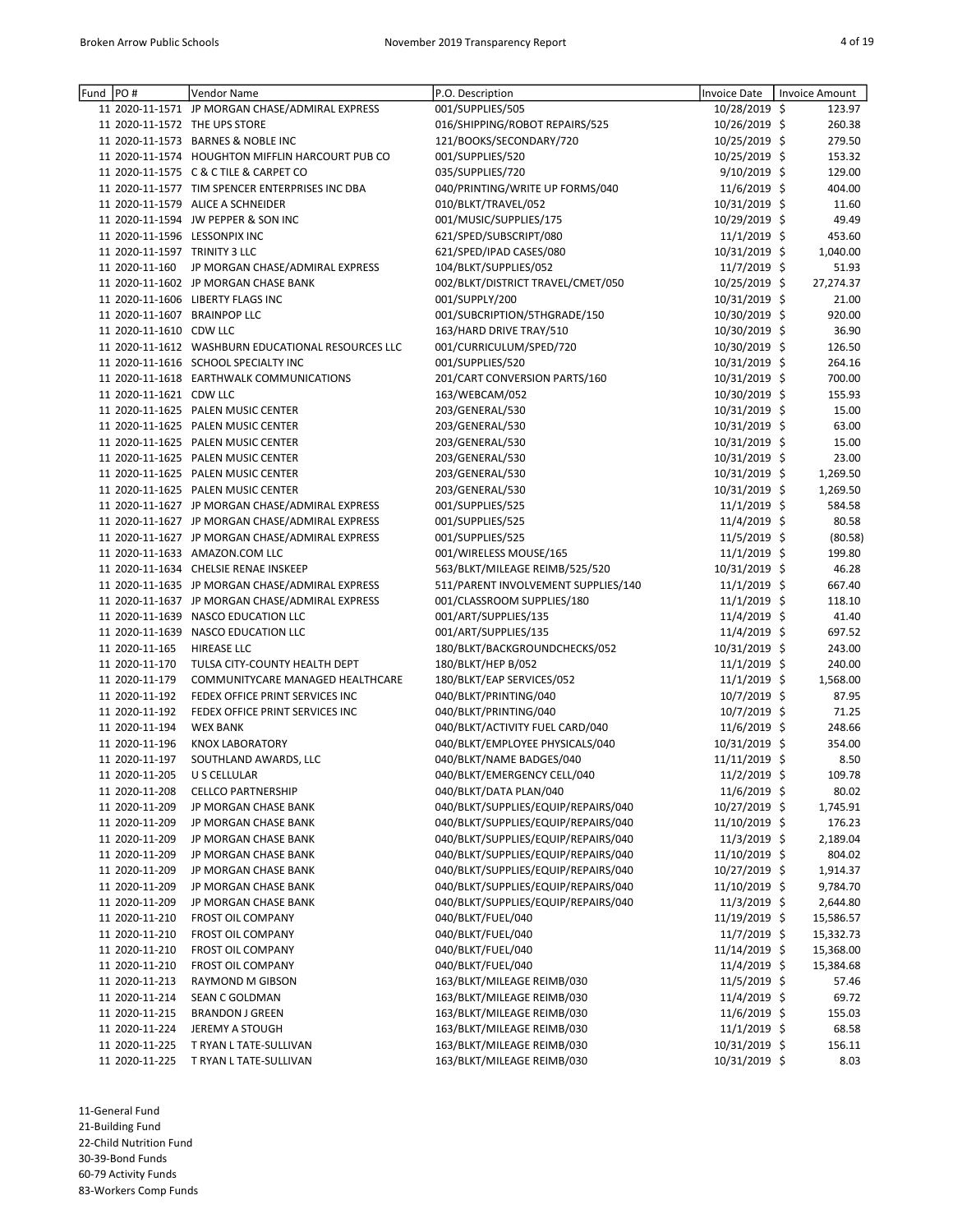| Fund | PO # | Vendor Name | P.O. Description | Invoice Date | Invoice Amount |
|---|---|---|---|---|---|
| 11 | 2020-11-1571 | JP MORGAN CHASE/ADMIRAL EXPRESS | 001/SUPPLIES/505 | 10/28/2019 | $ 123.97 |
| 11 | 2020-11-1572 | THE UPS STORE | 016/SHIPPING/ROBOT REPAIRS/525 | 10/26/2019 | $ 260.38 |
| 11 | 2020-11-1573 | BARNES & NOBLE INC | 121/BOOKS/SECONDARY/720 | 10/25/2019 | $ 279.50 |
| 11 | 2020-11-1574 | HOUGHTON MIFFLIN HARCOURT PUB CO | 001/SUPPLIES/520 | 10/25/2019 | $ 153.32 |
| 11 | 2020-11-1575 | C & C TILE & CARPET CO | 035/SUPPLIES/720 | 9/10/2019 | $ 129.00 |
| 11 | 2020-11-1577 | TIM SPENCER ENTERPRISES INC DBA | 040/PRINTING/WRITE UP FORMS/040 | 11/6/2019 | $ 404.00 |
| 11 | 2020-11-1579 | ALICE A SCHNEIDER | 010/BLKT/TRAVEL/052 | 10/31/2019 | $ 11.60 |
| 11 | 2020-11-1594 | JW PEPPER & SON INC | 001/MUSIC/SUPPLIES/175 | 10/29/2019 | $ 49.49 |
| 11 | 2020-11-1596 | LESSONPIX INC | 621/SPED/SUBSCRIPT/080 | 11/1/2019 | $ 453.60 |
| 11 | 2020-11-1597 | TRINITY 3 LLC | 621/SPED/IPAD CASES/080 | 10/31/2019 | $ 1,040.00 |
| 11 | 2020-11-160 | JP MORGAN CHASE/ADMIRAL EXPRESS | 104/BLKT/SUPPLIES/052 | 11/7/2019 | $ 51.93 |
| 11 | 2020-11-1602 | JP MORGAN CHASE BANK | 002/BLKT/DISTRICT TRAVEL/CMET/050 | 10/25/2019 | $ 27,274.37 |
| 11 | 2020-11-1606 | LIBERTY FLAGS INC | 001/SUPPLY/200 | 10/31/2019 | $ 21.00 |
| 11 | 2020-11-1607 | BRAINPOP LLC | 001/SUBCRIPTION/5THGRADE/150 | 10/30/2019 | $ 920.00 |
| 11 | 2020-11-1610 | CDW LLC | 163/HARD DRIVE TRAY/510 | 10/30/2019 | $ 36.90 |
| 11 | 2020-11-1612 | WASHBURN EDUCATIONAL RESOURCES LLC | 001/CURRICULUM/SPED/720 | 10/30/2019 | $ 126.50 |
| 11 | 2020-11-1616 | SCHOOL SPECIALTY INC | 001/SUPPLIES/520 | 10/31/2019 | $ 264.16 |
| 11 | 2020-11-1618 | EARTHWALK COMMUNICATIONS | 201/CART CONVERSION PARTS/160 | 10/31/2019 | $ 700.00 |
| 11 | 2020-11-1621 | CDW LLC | 163/WEBCAM/052 | 10/30/2019 | $ 155.93 |
| 11 | 2020-11-1625 | PALEN MUSIC CENTER | 203/GENERAL/530 | 10/31/2019 | $ 15.00 |
| 11 | 2020-11-1625 | PALEN MUSIC CENTER | 203/GENERAL/530 | 10/31/2019 | $ 63.00 |
| 11 | 2020-11-1625 | PALEN MUSIC CENTER | 203/GENERAL/530 | 10/31/2019 | $ 15.00 |
| 11 | 2020-11-1625 | PALEN MUSIC CENTER | 203/GENERAL/530 | 10/31/2019 | $ 23.00 |
| 11 | 2020-11-1625 | PALEN MUSIC CENTER | 203/GENERAL/530 | 10/31/2019 | $ 1,269.50 |
| 11 | 2020-11-1625 | PALEN MUSIC CENTER | 203/GENERAL/530 | 10/31/2019 | $ 1,269.50 |
| 11 | 2020-11-1627 | JP MORGAN CHASE/ADMIRAL EXPRESS | 001/SUPPLIES/525 | 11/1/2019 | $ 584.58 |
| 11 | 2020-11-1627 | JP MORGAN CHASE/ADMIRAL EXPRESS | 001/SUPPLIES/525 | 11/4/2019 | $ 80.58 |
| 11 | 2020-11-1627 | JP MORGAN CHASE/ADMIRAL EXPRESS | 001/SUPPLIES/525 | 11/5/2019 | $ (80.58) |
| 11 | 2020-11-1633 | AMAZON.COM LLC | 001/WIRELESS MOUSE/165 | 11/1/2019 | $ 199.80 |
| 11 | 2020-11-1634 | CHELSIE RENAE INSKEEP | 563/BLKT/MILEAGE REIMB/525/520 | 10/31/2019 | $ 46.28 |
| 11 | 2020-11-1635 | JP MORGAN CHASE/ADMIRAL EXPRESS | 511/PARENT INVOLVEMENT SUPPLIES/140 | 11/1/2019 | $ 667.40 |
| 11 | 2020-11-1637 | JP MORGAN CHASE/ADMIRAL EXPRESS | 001/CLASSROOM SUPPLIES/180 | 11/1/2019 | $ 118.10 |
| 11 | 2020-11-1639 | NASCO EDUCATION LLC | 001/ART/SUPPLIES/135 | 11/4/2019 | $ 41.40 |
| 11 | 2020-11-1639 | NASCO EDUCATION LLC | 001/ART/SUPPLIES/135 | 11/4/2019 | $ 697.52 |
| 11 | 2020-11-165 | HIREASE LLC | 180/BLKT/BACKGROUNDCHECKS/052 | 10/31/2019 | $ 243.00 |
| 11 | 2020-11-170 | TULSA CITY-COUNTY HEALTH DEPT | 180/BLKT/HEP B/052 | 11/1/2019 | $ 240.00 |
| 11 | 2020-11-179 | COMMUNITYCARE MANAGED HEALTHCARE | 180/BLKT/EAP SERVICES/052 | 11/1/2019 | $ 1,568.00 |
| 11 | 2020-11-192 | FEDEX OFFICE PRINT SERVICES INC | 040/BLKT/PRINTING/040 | 10/7/2019 | $ 87.95 |
| 11 | 2020-11-192 | FEDEX OFFICE PRINT SERVICES INC | 040/BLKT/PRINTING/040 | 10/7/2019 | $ 71.25 |
| 11 | 2020-11-194 | WEX BANK | 040/BLKT/ACTIVITY FUEL CARD/040 | 11/6/2019 | $ 248.66 |
| 11 | 2020-11-196 | KNOX LABORATORY | 040/BLKT/EMPLOYEE PHYSICALS/040 | 10/31/2019 | $ 354.00 |
| 11 | 2020-11-197 | SOUTHLAND AWARDS, LLC | 040/BLKT/NAME BADGES/040 | 11/11/2019 | $ 8.50 |
| 11 | 2020-11-205 | U S CELLULAR | 040/BLKT/EMERGENCY CELL/040 | 11/2/2019 | $ 109.78 |
| 11 | 2020-11-208 | CELLCO PARTNERSHIP | 040/BLKT/DATA PLAN/040 | 11/6/2019 | $ 80.02 |
| 11 | 2020-11-209 | JP MORGAN CHASE BANK | 040/BLKT/SUPPLIES/EQUIP/REPAIRS/040 | 10/27/2019 | $ 1,745.91 |
| 11 | 2020-11-209 | JP MORGAN CHASE BANK | 040/BLKT/SUPPLIES/EQUIP/REPAIRS/040 | 11/10/2019 | $ 176.23 |
| 11 | 2020-11-209 | JP MORGAN CHASE BANK | 040/BLKT/SUPPLIES/EQUIP/REPAIRS/040 | 11/3/2019 | $ 2,189.04 |
| 11 | 2020-11-209 | JP MORGAN CHASE BANK | 040/BLKT/SUPPLIES/EQUIP/REPAIRS/040 | 11/10/2019 | $ 804.02 |
| 11 | 2020-11-209 | JP MORGAN CHASE BANK | 040/BLKT/SUPPLIES/EQUIP/REPAIRS/040 | 10/27/2019 | $ 1,914.37 |
| 11 | 2020-11-209 | JP MORGAN CHASE BANK | 040/BLKT/SUPPLIES/EQUIP/REPAIRS/040 | 11/10/2019 | $ 9,784.70 |
| 11 | 2020-11-209 | JP MORGAN CHASE BANK | 040/BLKT/SUPPLIES/EQUIP/REPAIRS/040 | 11/3/2019 | $ 2,644.80 |
| 11 | 2020-11-210 | FROST OIL COMPANY | 040/BLKT/FUEL/040 | 11/19/2019 | $ 15,586.57 |
| 11 | 2020-11-210 | FROST OIL COMPANY | 040/BLKT/FUEL/040 | 11/7/2019 | $ 15,332.73 |
| 11 | 2020-11-210 | FROST OIL COMPANY | 040/BLKT/FUEL/040 | 11/14/2019 | $ 15,368.00 |
| 11 | 2020-11-210 | FROST OIL COMPANY | 040/BLKT/FUEL/040 | 11/4/2019 | $ 15,384.68 |
| 11 | 2020-11-213 | RAYMOND M GIBSON | 163/BLKT/MILEAGE REIMB/030 | 11/5/2019 | $ 57.46 |
| 11 | 2020-11-214 | SEAN C GOLDMAN | 163/BLKT/MILEAGE REIMB/030 | 11/4/2019 | $ 69.72 |
| 11 | 2020-11-215 | BRANDON J GREEN | 163/BLKT/MILEAGE REIMB/030 | 11/6/2019 | $ 155.03 |
| 11 | 2020-11-224 | JEREMY A STOUGH | 163/BLKT/MILEAGE REIMB/030 | 11/1/2019 | $ 68.58 |
| 11 | 2020-11-225 | T RYAN L TATE-SULLIVAN | 163/BLKT/MILEAGE REIMB/030 | 10/31/2019 | $ 156.11 |
| 11 | 2020-11-225 | T RYAN L TATE-SULLIVAN | 163/BLKT/MILEAGE REIMB/030 | 10/31/2019 | $ 8.03 |

11-General Fund
21-Building Fund
22-Child Nutrition Fund
30-39-Bond Funds
60-79 Activity Funds
83-Workers Comp Funds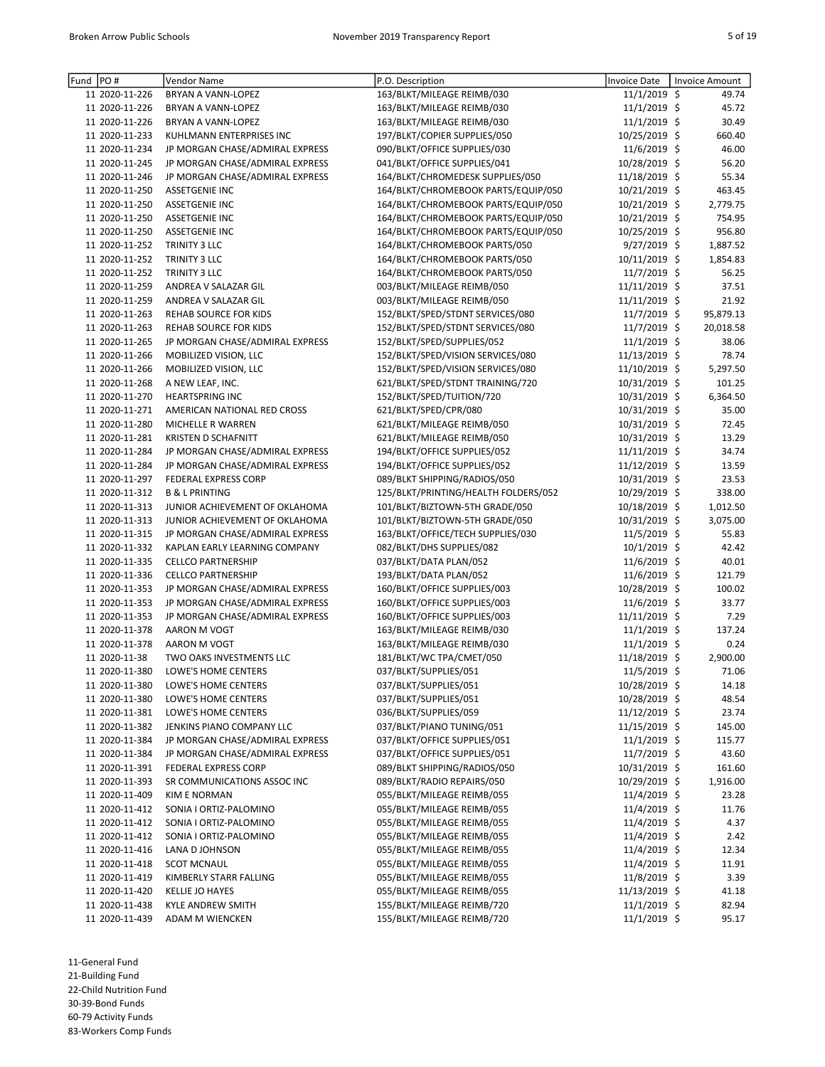| Fund | PO # | Vendor Name | P.O. Description | Invoice Date | Invoice Amount |
|---|---|---|---|---|---|
| 11 | 2020-11-226 | BRYAN A VANN-LOPEZ | 163/BLKT/MILEAGE REIMB/030 | 11/1/2019 | $ 49.74 |
| 11 | 2020-11-226 | BRYAN A VANN-LOPEZ | 163/BLKT/MILEAGE REIMB/030 | 11/1/2019 | $ 45.72 |
| 11 | 2020-11-226 | BRYAN A VANN-LOPEZ | 163/BLKT/MILEAGE REIMB/030 | 11/1/2019 | $ 30.49 |
| 11 | 2020-11-233 | KUHLMANN ENTERPRISES INC | 197/BLKT/COPIER SUPPLIES/050 | 10/25/2019 | $ 660.40 |
| 11 | 2020-11-234 | JP MORGAN CHASE/ADMIRAL EXPRESS | 090/BLKT/OFFICE SUPPLIES/030 | 11/6/2019 | $ 46.00 |
| 11 | 2020-11-245 | JP MORGAN CHASE/ADMIRAL EXPRESS | 041/BLKT/OFFICE SUPPLIES/041 | 10/28/2019 | $ 56.20 |
| 11 | 2020-11-246 | JP MORGAN CHASE/ADMIRAL EXPRESS | 164/BLKT/CHROMEDESK SUPPLIES/050 | 11/18/2019 | $ 55.34 |
| 11 | 2020-11-250 | ASSETGENIE INC | 164/BLKT/CHROMEBOOK PARTS/EQUIP/050 | 10/21/2019 | $ 463.45 |
| 11 | 2020-11-250 | ASSETGENIE INC | 164/BLKT/CHROMEBOOK PARTS/EQUIP/050 | 10/21/2019 | $ 2,779.75 |
| 11 | 2020-11-250 | ASSETGENIE INC | 164/BLKT/CHROMEBOOK PARTS/EQUIP/050 | 10/21/2019 | $ 754.95 |
| 11 | 2020-11-250 | ASSETGENIE INC | 164/BLKT/CHROMEBOOK PARTS/EQUIP/050 | 10/25/2019 | $ 956.80 |
| 11 | 2020-11-252 | TRINITY 3 LLC | 164/BLKT/CHROMEBOOK PARTS/050 | 9/27/2019 | $ 1,887.52 |
| 11 | 2020-11-252 | TRINITY 3 LLC | 164/BLKT/CHROMEBOOK PARTS/050 | 10/11/2019 | $ 1,854.83 |
| 11 | 2020-11-252 | TRINITY 3 LLC | 164/BLKT/CHROMEBOOK PARTS/050 | 11/7/2019 | $ 56.25 |
| 11 | 2020-11-259 | ANDREA V SALAZAR GIL | 003/BLKT/MILEAGE REIMB/050 | 11/11/2019 | $ 37.51 |
| 11 | 2020-11-259 | ANDREA V SALAZAR GIL | 003/BLKT/MILEAGE REIMB/050 | 11/11/2019 | $ 21.92 |
| 11 | 2020-11-263 | REHAB SOURCE FOR KIDS | 152/BLKT/SPED/STDNT SERVICES/080 | 11/7/2019 | $ 95,879.13 |
| 11 | 2020-11-263 | REHAB SOURCE FOR KIDS | 152/BLKT/SPED/STDNT SERVICES/080 | 11/7/2019 | $ 20,018.58 |
| 11 | 2020-11-265 | JP MORGAN CHASE/ADMIRAL EXPRESS | 152/BLKT/SPED/SUPPLIES/052 | 11/1/2019 | $ 38.06 |
| 11 | 2020-11-266 | MOBILIZED VISION, LLC | 152/BLKT/SPED/VISION SERVICES/080 | 11/13/2019 | $ 78.74 |
| 11 | 2020-11-266 | MOBILIZED VISION, LLC | 152/BLKT/SPED/VISION SERVICES/080 | 11/10/2019 | $ 5,297.50 |
| 11 | 2020-11-268 | A NEW LEAF, INC. | 621/BLKT/SPED/STDNT TRAINING/720 | 10/31/2019 | $ 101.25 |
| 11 | 2020-11-270 | HEARTSPRING INC | 152/BLKT/SPED/TUITION/720 | 10/31/2019 | $ 6,364.50 |
| 11 | 2020-11-271 | AMERICAN NATIONAL RED CROSS | 621/BLKT/SPED/CPR/080 | 10/31/2019 | $ 35.00 |
| 11 | 2020-11-280 | MICHELLE R WARREN | 621/BLKT/MILEAGE REIMB/050 | 10/31/2019 | $ 72.45 |
| 11 | 2020-11-281 | KRISTEN D SCHAFNITT | 621/BLKT/MILEAGE REIMB/050 | 10/31/2019 | $ 13.29 |
| 11 | 2020-11-284 | JP MORGAN CHASE/ADMIRAL EXPRESS | 194/BLKT/OFFICE SUPPLIES/052 | 11/11/2019 | $ 34.74 |
| 11 | 2020-11-284 | JP MORGAN CHASE/ADMIRAL EXPRESS | 194/BLKT/OFFICE SUPPLIES/052 | 11/12/2019 | $ 13.59 |
| 11 | 2020-11-297 | FEDERAL EXPRESS CORP | 089/BLKT SHIPPING/RADIOS/050 | 10/31/2019 | $ 23.53 |
| 11 | 2020-11-312 | B & L PRINTING | 125/BLKT/PRINTING/HEALTH FOLDERS/052 | 10/29/2019 | $ 338.00 |
| 11 | 2020-11-313 | JUNIOR ACHIEVEMENT OF OKLAHOMA | 101/BLKT/BIZTOWN-5TH GRADE/050 | 10/18/2019 | $ 1,012.50 |
| 11 | 2020-11-313 | JUNIOR ACHIEVEMENT OF OKLAHOMA | 101/BLKT/BIZTOWN-5TH GRADE/050 | 10/31/2019 | $ 3,075.00 |
| 11 | 2020-11-315 | JP MORGAN CHASE/ADMIRAL EXPRESS | 163/BLKT/OFFICE/TECH SUPPLIES/030 | 11/5/2019 | $ 55.83 |
| 11 | 2020-11-332 | KAPLAN EARLY LEARNING COMPANY | 082/BLKT/DHS SUPPLIES/082 | 10/1/2019 | $ 42.42 |
| 11 | 2020-11-335 | CELLCO PARTNERSHIP | 037/BLKT/DATA PLAN/052 | 11/6/2019 | $ 40.01 |
| 11 | 2020-11-336 | CELLCO PARTNERSHIP | 193/BLKT/DATA PLAN/052 | 11/6/2019 | $ 121.79 |
| 11 | 2020-11-353 | JP MORGAN CHASE/ADMIRAL EXPRESS | 160/BLKT/OFFICE SUPPLIES/003 | 10/28/2019 | $ 100.02 |
| 11 | 2020-11-353 | JP MORGAN CHASE/ADMIRAL EXPRESS | 160/BLKT/OFFICE SUPPLIES/003 | 11/6/2019 | $ 33.77 |
| 11 | 2020-11-353 | JP MORGAN CHASE/ADMIRAL EXPRESS | 160/BLKT/OFFICE SUPPLIES/003 | 11/11/2019 | $ 7.29 |
| 11 | 2020-11-378 | AARON M VOGT | 163/BLKT/MILEAGE REIMB/030 | 11/1/2019 | $ 137.24 |
| 11 | 2020-11-378 | AARON M VOGT | 163/BLKT/MILEAGE REIMB/030 | 11/1/2019 | $ 0.24 |
| 11 | 2020-11-38 | TWO OAKS INVESTMENTS LLC | 181/BLKT/WC TPA/CMET/050 | 11/18/2019 | $ 2,900.00 |
| 11 | 2020-11-380 | LOWE'S HOME CENTERS | 037/BLKT/SUPPLIES/051 | 11/5/2019 | $ 71.06 |
| 11 | 2020-11-380 | LOWE'S HOME CENTERS | 037/BLKT/SUPPLIES/051 | 10/28/2019 | $ 14.18 |
| 11 | 2020-11-380 | LOWE'S HOME CENTERS | 037/BLKT/SUPPLIES/051 | 10/28/2019 | $ 48.54 |
| 11 | 2020-11-381 | LOWE'S HOME CENTERS | 036/BLKT/SUPPLIES/059 | 11/12/2019 | $ 23.74 |
| 11 | 2020-11-382 | JENKINS PIANO COMPANY LLC | 037/BLKT/PIANO TUNING/051 | 11/15/2019 | $ 145.00 |
| 11 | 2020-11-384 | JP MORGAN CHASE/ADMIRAL EXPRESS | 037/BLKT/OFFICE SUPPLIES/051 | 11/1/2019 | $ 115.77 |
| 11 | 2020-11-384 | JP MORGAN CHASE/ADMIRAL EXPRESS | 037/BLKT/OFFICE SUPPLIES/051 | 11/7/2019 | $ 43.60 |
| 11 | 2020-11-391 | FEDERAL EXPRESS CORP | 089/BLKT SHIPPING/RADIOS/050 | 10/31/2019 | $ 161.60 |
| 11 | 2020-11-393 | SR COMMUNICATIONS ASSOC INC | 089/BLKT/RADIO REPAIRS/050 | 10/29/2019 | $ 1,916.00 |
| 11 | 2020-11-409 | KIM E NORMAN | 055/BLKT/MILEAGE REIMB/055 | 11/4/2019 | $ 23.28 |
| 11 | 2020-11-412 | SONIA I ORTIZ-PALOMINO | 055/BLKT/MILEAGE REIMB/055 | 11/4/2019 | $ 11.76 |
| 11 | 2020-11-412 | SONIA I ORTIZ-PALOMINO | 055/BLKT/MILEAGE REIMB/055 | 11/4/2019 | $ 4.37 |
| 11 | 2020-11-412 | SONIA I ORTIZ-PALOMINO | 055/BLKT/MILEAGE REIMB/055 | 11/4/2019 | $ 2.42 |
| 11 | 2020-11-416 | LANA D JOHNSON | 055/BLKT/MILEAGE REIMB/055 | 11/4/2019 | $ 12.34 |
| 11 | 2020-11-418 | SCOT MCNAUL | 055/BLKT/MILEAGE REIMB/055 | 11/4/2019 | $ 11.91 |
| 11 | 2020-11-419 | KIMBERLY STARR FALLING | 055/BLKT/MILEAGE REIMB/055 | 11/8/2019 | $ 3.39 |
| 11 | 2020-11-420 | KELLIE JO HAYES | 055/BLKT/MILEAGE REIMB/055 | 11/13/2019 | $ 41.18 |
| 11 | 2020-11-438 | KYLE ANDREW SMITH | 155/BLKT/MILEAGE REIMB/720 | 11/1/2019 | $ 82.94 |
| 11 | 2020-11-439 | ADAM M WIENCKEN | 155/BLKT/MILEAGE REIMB/720 | 11/1/2019 | $ 95.17 |

11-General Fund
21-Building Fund
22-Child Nutrition Fund
30-39-Bond Funds
60-79 Activity Funds
83-Workers Comp Funds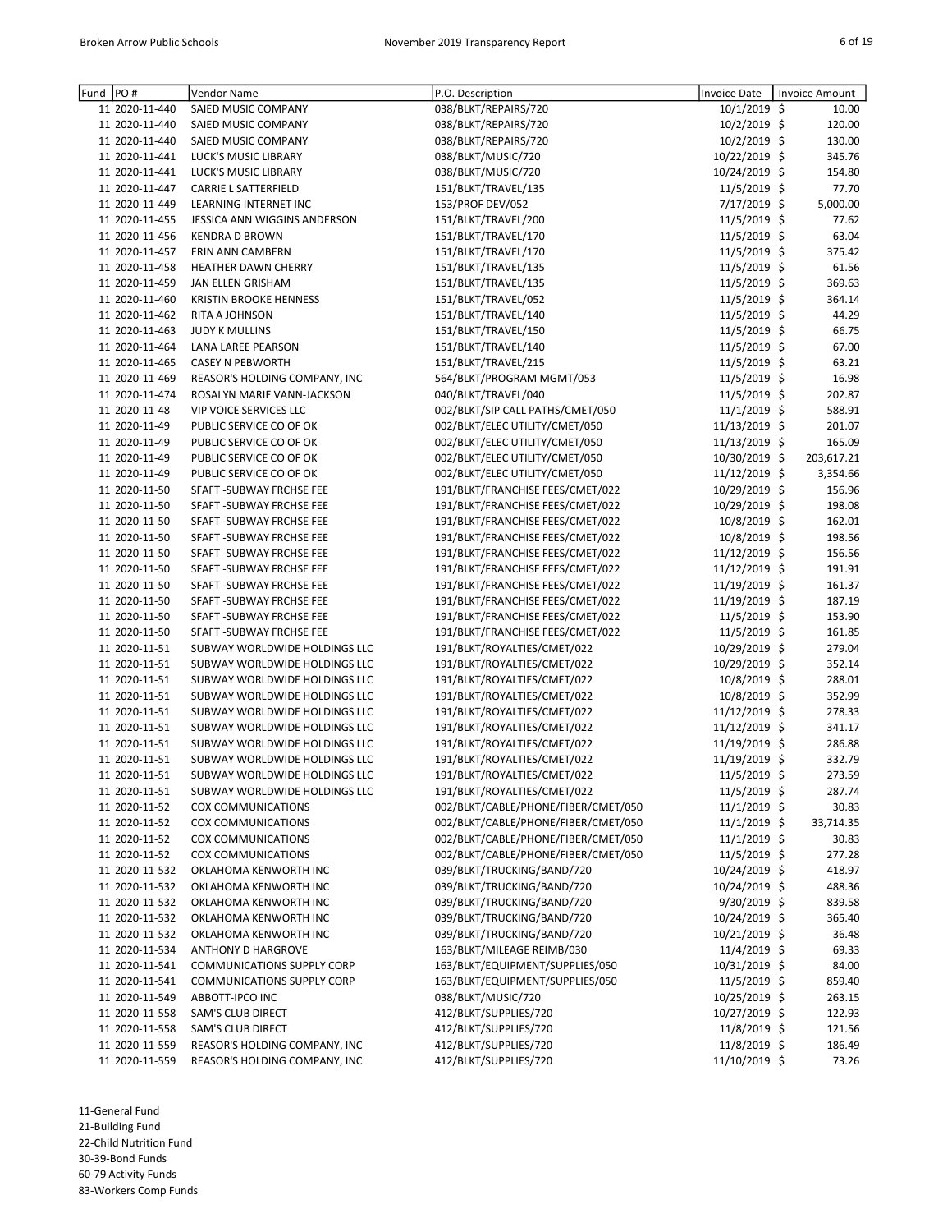| Fund | PO # | Vendor Name | P.O. Description | Invoice Date | Invoice Amount |
|---|---|---|---|---|---|
| 11 | 2020-11-440 | SAIED MUSIC COMPANY | 038/BLKT/REPAIRS/720 | 10/1/2019 | $ 10.00 |
| 11 | 2020-11-440 | SAIED MUSIC COMPANY | 038/BLKT/REPAIRS/720 | 10/2/2019 | $ 120.00 |
| 11 | 2020-11-440 | SAIED MUSIC COMPANY | 038/BLKT/REPAIRS/720 | 10/2/2019 | $ 130.00 |
| 11 | 2020-11-441 | LUCK'S MUSIC LIBRARY | 038/BLKT/MUSIC/720 | 10/22/2019 | $ 345.76 |
| 11 | 2020-11-441 | LUCK'S MUSIC LIBRARY | 038/BLKT/MUSIC/720 | 10/24/2019 | $ 154.80 |
| 11 | 2020-11-447 | CARRIE L SATTERFIELD | 151/BLKT/TRAVEL/135 | 11/5/2019 | $ 77.70 |
| 11 | 2020-11-449 | LEARNING INTERNET INC | 153/PROF DEV/052 | 7/17/2019 | $ 5,000.00 |
| 11 | 2020-11-455 | JESSICA ANN WIGGINS ANDERSON | 151/BLKT/TRAVEL/200 | 11/5/2019 | $ 77.62 |
| 11 | 2020-11-456 | KENDRA D BROWN | 151/BLKT/TRAVEL/170 | 11/5/2019 | $ 63.04 |
| 11 | 2020-11-457 | ERIN ANN CAMBERN | 151/BLKT/TRAVEL/170 | 11/5/2019 | $ 375.42 |
| 11 | 2020-11-458 | HEATHER DAWN CHERRY | 151/BLKT/TRAVEL/135 | 11/5/2019 | $ 61.56 |
| 11 | 2020-11-459 | JAN ELLEN GRISHAM | 151/BLKT/TRAVEL/135 | 11/5/2019 | $ 369.63 |
| 11 | 2020-11-460 | KRISTIN BROOKE HENNESS | 151/BLKT/TRAVEL/052 | 11/5/2019 | $ 364.14 |
| 11 | 2020-11-462 | RITA A JOHNSON | 151/BLKT/TRAVEL/140 | 11/5/2019 | $ 44.29 |
| 11 | 2020-11-463 | JUDY K MULLINS | 151/BLKT/TRAVEL/150 | 11/5/2019 | $ 66.75 |
| 11 | 2020-11-464 | LANA LAREE PEARSON | 151/BLKT/TRAVEL/140 | 11/5/2019 | $ 67.00 |
| 11 | 2020-11-465 | CASEY N PEBWORTH | 151/BLKT/TRAVEL/215 | 11/5/2019 | $ 63.21 |
| 11 | 2020-11-469 | REASOR'S HOLDING COMPANY, INC | 564/BLKT/PROGRAM MGMT/053 | 11/5/2019 | $ 16.98 |
| 11 | 2020-11-474 | ROSALYN MARIE VANN-JACKSON | 040/BLKT/TRAVEL/040 | 11/5/2019 | $ 202.87 |
| 11 | 2020-11-48 | VIP VOICE SERVICES LLC | 002/BLKT/SIP CALL PATHS/CMET/050 | 11/1/2019 | $ 588.91 |
| 11 | 2020-11-49 | PUBLIC SERVICE CO OF OK | 002/BLKT/ELEC UTILITY/CMET/050 | 11/13/2019 | $ 201.07 |
| 11 | 2020-11-49 | PUBLIC SERVICE CO OF OK | 002/BLKT/ELEC UTILITY/CMET/050 | 11/13/2019 | $ 165.09 |
| 11 | 2020-11-49 | PUBLIC SERVICE CO OF OK | 002/BLKT/ELEC UTILITY/CMET/050 | 10/30/2019 | $ 203,617.21 |
| 11 | 2020-11-49 | PUBLIC SERVICE CO OF OK | 002/BLKT/ELEC UTILITY/CMET/050 | 11/12/2019 | $ 3,354.66 |
| 11 | 2020-11-50 | SFAFT -SUBWAY FRCHSE FEE | 191/BLKT/FRANCHISE FEES/CMET/022 | 10/29/2019 | $ 156.96 |
| 11 | 2020-11-50 | SFAFT -SUBWAY FRCHSE FEE | 191/BLKT/FRANCHISE FEES/CMET/022 | 10/29/2019 | $ 198.08 |
| 11 | 2020-11-50 | SFAFT -SUBWAY FRCHSE FEE | 191/BLKT/FRANCHISE FEES/CMET/022 | 10/8/2019 | $ 162.01 |
| 11 | 2020-11-50 | SFAFT -SUBWAY FRCHSE FEE | 191/BLKT/FRANCHISE FEES/CMET/022 | 10/8/2019 | $ 198.56 |
| 11 | 2020-11-50 | SFAFT -SUBWAY FRCHSE FEE | 191/BLKT/FRANCHISE FEES/CMET/022 | 11/12/2019 | $ 156.56 |
| 11 | 2020-11-50 | SFAFT -SUBWAY FRCHSE FEE | 191/BLKT/FRANCHISE FEES/CMET/022 | 11/12/2019 | $ 191.91 |
| 11 | 2020-11-50 | SFAFT -SUBWAY FRCHSE FEE | 191/BLKT/FRANCHISE FEES/CMET/022 | 11/19/2019 | $ 161.37 |
| 11 | 2020-11-50 | SFAFT -SUBWAY FRCHSE FEE | 191/BLKT/FRANCHISE FEES/CMET/022 | 11/19/2019 | $ 187.19 |
| 11 | 2020-11-50 | SFAFT -SUBWAY FRCHSE FEE | 191/BLKT/FRANCHISE FEES/CMET/022 | 11/5/2019 | $ 153.90 |
| 11 | 2020-11-50 | SFAFT -SUBWAY FRCHSE FEE | 191/BLKT/FRANCHISE FEES/CMET/022 | 11/5/2019 | $ 161.85 |
| 11 | 2020-11-51 | SUBWAY WORLDWIDE HOLDINGS LLC | 191/BLKT/ROYALTIES/CMET/022 | 10/29/2019 | $ 279.04 |
| 11 | 2020-11-51 | SUBWAY WORLDWIDE HOLDINGS LLC | 191/BLKT/ROYALTIES/CMET/022 | 10/29/2019 | $ 352.14 |
| 11 | 2020-11-51 | SUBWAY WORLDWIDE HOLDINGS LLC | 191/BLKT/ROYALTIES/CMET/022 | 10/8/2019 | $ 288.01 |
| 11 | 2020-11-51 | SUBWAY WORLDWIDE HOLDINGS LLC | 191/BLKT/ROYALTIES/CMET/022 | 10/8/2019 | $ 352.99 |
| 11 | 2020-11-51 | SUBWAY WORLDWIDE HOLDINGS LLC | 191/BLKT/ROYALTIES/CMET/022 | 11/12/2019 | $ 278.33 |
| 11 | 2020-11-51 | SUBWAY WORLDWIDE HOLDINGS LLC | 191/BLKT/ROYALTIES/CMET/022 | 11/12/2019 | $ 341.17 |
| 11 | 2020-11-51 | SUBWAY WORLDWIDE HOLDINGS LLC | 191/BLKT/ROYALTIES/CMET/022 | 11/19/2019 | $ 286.88 |
| 11 | 2020-11-51 | SUBWAY WORLDWIDE HOLDINGS LLC | 191/BLKT/ROYALTIES/CMET/022 | 11/19/2019 | $ 332.79 |
| 11 | 2020-11-51 | SUBWAY WORLDWIDE HOLDINGS LLC | 191/BLKT/ROYALTIES/CMET/022 | 11/5/2019 | $ 273.59 |
| 11 | 2020-11-51 | SUBWAY WORLDWIDE HOLDINGS LLC | 191/BLKT/ROYALTIES/CMET/022 | 11/5/2019 | $ 287.74 |
| 11 | 2020-11-52 | COX COMMUNICATIONS | 002/BLKT/CABLE/PHONE/FIBER/CMET/050 | 11/1/2019 | $ 30.83 |
| 11 | 2020-11-52 | COX COMMUNICATIONS | 002/BLKT/CABLE/PHONE/FIBER/CMET/050 | 11/1/2019 | $ 33,714.35 |
| 11 | 2020-11-52 | COX COMMUNICATIONS | 002/BLKT/CABLE/PHONE/FIBER/CMET/050 | 11/1/2019 | $ 30.83 |
| 11 | 2020-11-52 | COX COMMUNICATIONS | 002/BLKT/CABLE/PHONE/FIBER/CMET/050 | 11/5/2019 | $ 277.28 |
| 11 | 2020-11-532 | OKLAHOMA KENWORTH INC | 039/BLKT/TRUCKING/BAND/720 | 10/24/2019 | $ 418.97 |
| 11 | 2020-11-532 | OKLAHOMA KENWORTH INC | 039/BLKT/TRUCKING/BAND/720 | 10/24/2019 | $ 488.36 |
| 11 | 2020-11-532 | OKLAHOMA KENWORTH INC | 039/BLKT/TRUCKING/BAND/720 | 9/30/2019 | $ 839.58 |
| 11 | 2020-11-532 | OKLAHOMA KENWORTH INC | 039/BLKT/TRUCKING/BAND/720 | 10/24/2019 | $ 365.40 |
| 11 | 2020-11-532 | OKLAHOMA KENWORTH INC | 039/BLKT/TRUCKING/BAND/720 | 10/21/2019 | $ 36.48 |
| 11 | 2020-11-534 | ANTHONY D HARGROVE | 163/BLKT/MILEAGE REIMB/030 | 11/4/2019 | $ 69.33 |
| 11 | 2020-11-541 | COMMUNICATIONS SUPPLY CORP | 163/BLKT/EQUIPMENT/SUPPLIES/050 | 10/31/2019 | $ 84.00 |
| 11 | 2020-11-541 | COMMUNICATIONS SUPPLY CORP | 163/BLKT/EQUIPMENT/SUPPLIES/050 | 11/5/2019 | $ 859.40 |
| 11 | 2020-11-549 | ABBOTT-IPCO INC | 038/BLKT/MUSIC/720 | 10/25/2019 | $ 263.15 |
| 11 | 2020-11-558 | SAM'S CLUB DIRECT | 412/BLKT/SUPPLIES/720 | 10/27/2019 | $ 122.93 |
| 11 | 2020-11-558 | SAM'S CLUB DIRECT | 412/BLKT/SUPPLIES/720 | 11/8/2019 | $ 121.56 |
| 11 | 2020-11-559 | REASOR'S HOLDING COMPANY, INC | 412/BLKT/SUPPLIES/720 | 11/8/2019 | $ 186.49 |
| 11 | 2020-11-559 | REASOR'S HOLDING COMPANY, INC | 412/BLKT/SUPPLIES/720 | 11/10/2019 | $ 73.26 |

11-General Fund
21-Building Fund
22-Child Nutrition Fund
30-39-Bond Funds
60-79 Activity Funds
83-Workers Comp Funds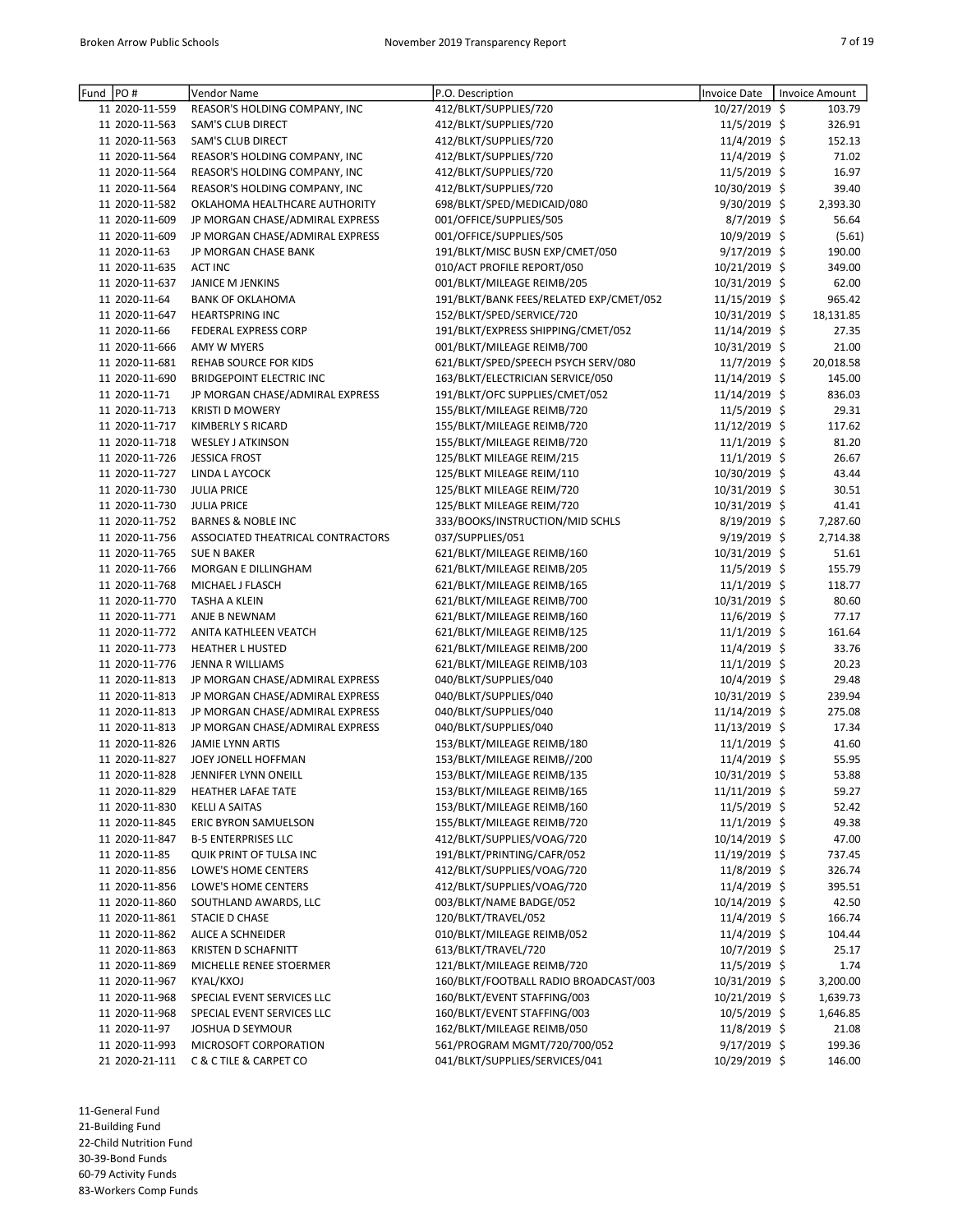| Fund | PO # | Vendor Name | P.O. Description | Invoice Date | Invoice Amount |
|---|---|---|---|---|---|
| 11 | 2020-11-559 | REASOR'S HOLDING COMPANY, INC | 412/BLKT/SUPPLIES/720 | 10/27/2019 | $ 103.79 |
| 11 | 2020-11-563 | SAM'S CLUB DIRECT | 412/BLKT/SUPPLIES/720 | 11/5/2019 | $ 326.91 |
| 11 | 2020-11-563 | SAM'S CLUB DIRECT | 412/BLKT/SUPPLIES/720 | 11/4/2019 | $ 152.13 |
| 11 | 2020-11-564 | REASOR'S HOLDING COMPANY, INC | 412/BLKT/SUPPLIES/720 | 11/4/2019 | $ 71.02 |
| 11 | 2020-11-564 | REASOR'S HOLDING COMPANY, INC | 412/BLKT/SUPPLIES/720 | 11/5/2019 | $ 16.97 |
| 11 | 2020-11-564 | REASOR'S HOLDING COMPANY, INC | 412/BLKT/SUPPLIES/720 | 10/30/2019 | $ 39.40 |
| 11 | 2020-11-582 | OKLAHOMA HEALTHCARE AUTHORITY | 698/BLKT/SPED/MEDICAID/080 | 9/30/2019 | $ 2,393.30 |
| 11 | 2020-11-609 | JP MORGAN CHASE/ADMIRAL EXPRESS | 001/OFFICE/SUPPLIES/505 | 8/7/2019 | $ 56.64 |
| 11 | 2020-11-609 | JP MORGAN CHASE/ADMIRAL EXPRESS | 001/OFFICE/SUPPLIES/505 | 10/9/2019 | $ (5.61) |
| 11 | 2020-11-63 | JP MORGAN CHASE BANK | 191/BLKT/MISC BUSN EXP/CMET/050 | 9/17/2019 | $ 190.00 |
| 11 | 2020-11-635 | ACT INC | 010/ACT PROFILE REPORT/050 | 10/21/2019 | $ 349.00 |
| 11 | 2020-11-637 | JANICE M JENKINS | 001/BLKT/MILEAGE REIMB/205 | 10/31/2019 | $ 62.00 |
| 11 | 2020-11-64 | BANK OF OKLAHOMA | 191/BLKT/BANK FEES/RELATED EXP/CMET/052 | 11/15/2019 | $ 965.42 |
| 11 | 2020-11-647 | HEARTSPRING INC | 152/BLKT/SPED/SERVICE/720 | 10/31/2019 | $ 18,131.85 |
| 11 | 2020-11-66 | FEDERAL EXPRESS CORP | 191/BLKT/EXPRESS SHIPPING/CMET/052 | 11/14/2019 | $ 27.35 |
| 11 | 2020-11-666 | AMY W MYERS | 001/BLKT/MILEAGE REIMB/700 | 10/31/2019 | $ 21.00 |
| 11 | 2020-11-681 | REHAB SOURCE FOR KIDS | 621/BLKT/SPED/SPEECH PSYCH SERV/080 | 11/7/2019 | $ 20,018.58 |
| 11 | 2020-11-690 | BRIDGEPOINT ELECTRIC INC | 163/BLKT/ELECTRICIAN SERVICE/050 | 11/14/2019 | $ 145.00 |
| 11 | 2020-11-71 | JP MORGAN CHASE/ADMIRAL EXPRESS | 191/BLKT/OFC SUPPLIES/CMET/052 | 11/14/2019 | $ 836.03 |
| 11 | 2020-11-713 | KRISTI D MOWERY | 155/BLKT/MILEAGE REIMB/720 | 11/5/2019 | $ 29.31 |
| 11 | 2020-11-717 | KIMBERLY S RICARD | 155/BLKT/MILEAGE REIMB/720 | 11/12/2019 | $ 117.62 |
| 11 | 2020-11-718 | WESLEY J ATKINSON | 155/BLKT/MILEAGE REIMB/720 | 11/1/2019 | $ 81.20 |
| 11 | 2020-11-726 | JESSICA FROST | 125/BLKT MILEAGE REIM/215 | 11/1/2019 | $ 26.67 |
| 11 | 2020-11-727 | LINDA L AYCOCK | 125/BLKT MILEAGE REIM/110 | 10/30/2019 | $ 43.44 |
| 11 | 2020-11-730 | JULIA PRICE | 125/BLKT MILEAGE REIM/720 | 10/31/2019 | $ 30.51 |
| 11 | 2020-11-730 | JULIA PRICE | 125/BLKT MILEAGE REIM/720 | 10/31/2019 | $ 41.41 |
| 11 | 2020-11-752 | BARNES & NOBLE INC | 333/BOOKS/INSTRUCTION/MID SCHLS | 8/19/2019 | $ 7,287.60 |
| 11 | 2020-11-756 | ASSOCIATED THEATRICAL CONTRACTORS | 037/SUPPLIES/051 | 9/19/2019 | $ 2,714.38 |
| 11 | 2020-11-765 | SUE N BAKER | 621/BLKT/MILEAGE REIMB/160 | 10/31/2019 | $ 51.61 |
| 11 | 2020-11-766 | MORGAN E DILLINGHAM | 621/BLKT/MILEAGE REIMB/205 | 11/5/2019 | $ 155.79 |
| 11 | 2020-11-768 | MICHAEL J FLASCH | 621/BLKT/MILEAGE REIMB/165 | 11/1/2019 | $ 118.77 |
| 11 | 2020-11-770 | TASHA A KLEIN | 621/BLKT/MILEAGE REIMB/700 | 10/31/2019 | $ 80.60 |
| 11 | 2020-11-771 | ANJE B NEWNAM | 621/BLKT/MILEAGE REIMB/160 | 11/6/2019 | $ 77.17 |
| 11 | 2020-11-772 | ANITA KATHLEEN VEATCH | 621/BLKT/MILEAGE REIMB/125 | 11/1/2019 | $ 161.64 |
| 11 | 2020-11-773 | HEATHER L HUSTED | 621/BLKT/MILEAGE REIMB/200 | 11/4/2019 | $ 33.76 |
| 11 | 2020-11-776 | JENNA R WILLIAMS | 621/BLKT/MILEAGE REIMB/103 | 11/1/2019 | $ 20.23 |
| 11 | 2020-11-813 | JP MORGAN CHASE/ADMIRAL EXPRESS | 040/BLKT/SUPPLIES/040 | 10/4/2019 | $ 29.48 |
| 11 | 2020-11-813 | JP MORGAN CHASE/ADMIRAL EXPRESS | 040/BLKT/SUPPLIES/040 | 10/31/2019 | $ 239.94 |
| 11 | 2020-11-813 | JP MORGAN CHASE/ADMIRAL EXPRESS | 040/BLKT/SUPPLIES/040 | 11/14/2019 | $ 275.08 |
| 11 | 2020-11-813 | JP MORGAN CHASE/ADMIRAL EXPRESS | 040/BLKT/SUPPLIES/040 | 11/13/2019 | $ 17.34 |
| 11 | 2020-11-826 | JAMIE LYNN ARTIS | 153/BLKT/MILEAGE REIMB/180 | 11/1/2019 | $ 41.60 |
| 11 | 2020-11-827 | JOEY JONELL HOFFMAN | 153/BLKT/MILEAGE REIMB//200 | 11/4/2019 | $ 55.95 |
| 11 | 2020-11-828 | JENNIFER LYNN ONEILL | 153/BLKT/MILEAGE REIMB/135 | 10/31/2019 | $ 53.88 |
| 11 | 2020-11-829 | HEATHER LAFAE TATE | 153/BLKT/MILEAGE REIMB/165 | 11/11/2019 | $ 59.27 |
| 11 | 2020-11-830 | KELLI A SAITAS | 153/BLKT/MILEAGE REIMB/160 | 11/5/2019 | $ 52.42 |
| 11 | 2020-11-845 | ERIC BYRON SAMUELSON | 155/BLKT/MILEAGE REIMB/720 | 11/1/2019 | $ 49.38 |
| 11 | 2020-11-847 | B-5 ENTERPRISES LLC | 412/BLKT/SUPPLIES/VOAG/720 | 10/14/2019 | $ 47.00 |
| 11 | 2020-11-85 | QUIK PRINT OF TULSA INC | 191/BLKT/PRINTING/CAFR/052 | 11/19/2019 | $ 737.45 |
| 11 | 2020-11-856 | LOWE'S HOME CENTERS | 412/BLKT/SUPPLIES/VOAG/720 | 11/8/2019 | $ 326.74 |
| 11 | 2020-11-856 | LOWE'S HOME CENTERS | 412/BLKT/SUPPLIES/VOAG/720 | 11/4/2019 | $ 395.51 |
| 11 | 2020-11-860 | SOUTHLAND AWARDS, LLC | 003/BLKT/NAME BADGE/052 | 10/14/2019 | $ 42.50 |
| 11 | 2020-11-861 | STACIE D CHASE | 120/BLKT/TRAVEL/052 | 11/4/2019 | $ 166.74 |
| 11 | 2020-11-862 | ALICE A SCHNEIDER | 010/BLKT/MILEAGE REIMB/052 | 11/4/2019 | $ 104.44 |
| 11 | 2020-11-863 | KRISTEN D SCHAFNITT | 613/BLKT/TRAVEL/720 | 10/7/2019 | $ 25.17 |
| 11 | 2020-11-869 | MICHELLE RENEE STOERMER | 121/BLKT/MILEAGE REIMB/720 | 11/5/2019 | $ 1.74 |
| 11 | 2020-11-967 | KYAL/KXOJ | 160/BLKT/FOOTBALL RADIO BROADCAST/003 | 10/31/2019 | $ 3,200.00 |
| 11 | 2020-11-968 | SPECIAL EVENT SERVICES LLC | 160/BLKT/EVENT STAFFING/003 | 10/21/2019 | $ 1,639.73 |
| 11 | 2020-11-968 | SPECIAL EVENT SERVICES LLC | 160/BLKT/EVENT STAFFING/003 | 10/5/2019 | $ 1,646.85 |
| 11 | 2020-11-97 | JOSHUA D SEYMOUR | 162/BLKT/MILEAGE REIMB/050 | 11/8/2019 | $ 21.08 |
| 11 | 2020-11-993 | MICROSOFT CORPORATION | 561/PROGRAM MGMT/720/700/052 | 9/17/2019 | $ 199.36 |
| 21 | 2020-21-111 | C & C TILE & CARPET CO | 041/BLKT/SUPPLIES/SERVICES/041 | 10/29/2019 | $ 146.00 |

11-General Fund
21-Building Fund
22-Child Nutrition Fund
30-39-Bond Funds
60-79 Activity Funds
83-Workers Comp Funds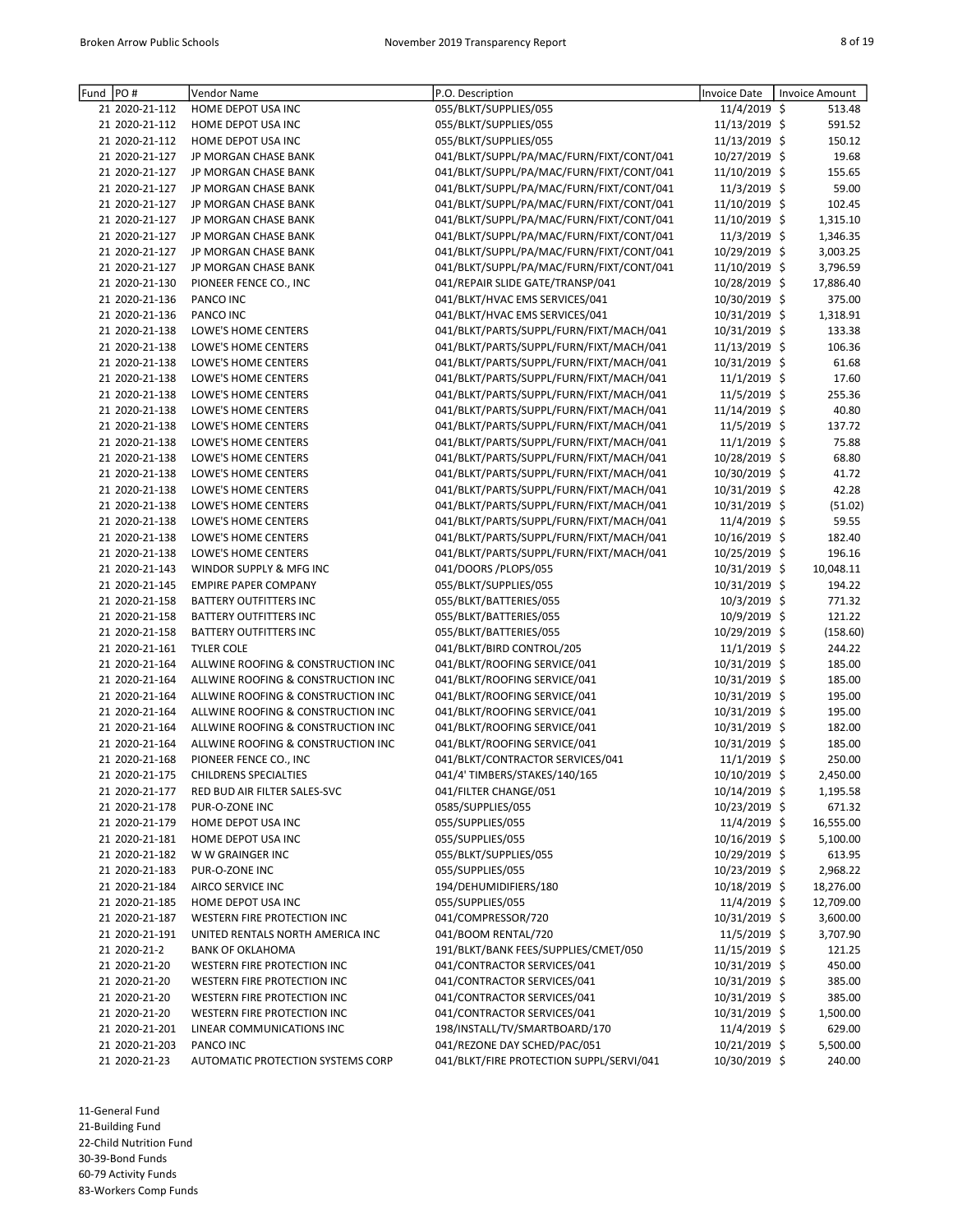| Fund | PO # | Vendor Name | P.O. Description | Invoice Date | Invoice Amount |
|---|---|---|---|---|---|
| 21 | 2020-21-112 | HOME DEPOT USA INC | 055/BLKT/SUPPLIES/055 | 11/4/2019 | $ 513.48 |
| 21 | 2020-21-112 | HOME DEPOT USA INC | 055/BLKT/SUPPLIES/055 | 11/13/2019 | $ 591.52 |
| 21 | 2020-21-112 | HOME DEPOT USA INC | 055/BLKT/SUPPLIES/055 | 11/13/2019 | $ 150.12 |
| 21 | 2020-21-127 | JP MORGAN CHASE BANK | 041/BLKT/SUPPL/PA/MAC/FURN/FIXT/CONT/041 | 10/27/2019 | $ 19.68 |
| 21 | 2020-21-127 | JP MORGAN CHASE BANK | 041/BLKT/SUPPL/PA/MAC/FURN/FIXT/CONT/041 | 11/10/2019 | $ 155.65 |
| 21 | 2020-21-127 | JP MORGAN CHASE BANK | 041/BLKT/SUPPL/PA/MAC/FURN/FIXT/CONT/041 | 11/3/2019 | $ 59.00 |
| 21 | 2020-21-127 | JP MORGAN CHASE BANK | 041/BLKT/SUPPL/PA/MAC/FURN/FIXT/CONT/041 | 11/10/2019 | $ 102.45 |
| 21 | 2020-21-127 | JP MORGAN CHASE BANK | 041/BLKT/SUPPL/PA/MAC/FURN/FIXT/CONT/041 | 11/10/2019 | $ 1,315.10 |
| 21 | 2020-21-127 | JP MORGAN CHASE BANK | 041/BLKT/SUPPL/PA/MAC/FURN/FIXT/CONT/041 | 11/3/2019 | $ 1,346.35 |
| 21 | 2020-21-127 | JP MORGAN CHASE BANK | 041/BLKT/SUPPL/PA/MAC/FURN/FIXT/CONT/041 | 10/29/2019 | $ 3,003.25 |
| 21 | 2020-21-127 | JP MORGAN CHASE BANK | 041/BLKT/SUPPL/PA/MAC/FURN/FIXT/CONT/041 | 11/10/2019 | $ 3,796.59 |
| 21 | 2020-21-130 | PIONEER FENCE CO., INC | 041/REPAIR SLIDE GATE/TRANSP/041 | 10/28/2019 | $ 17,886.40 |
| 21 | 2020-21-136 | PANCO INC | 041/BLKT/HVAC EMS SERVICES/041 | 10/30/2019 | $ 375.00 |
| 21 | 2020-21-136 | PANCO INC | 041/BLKT/HVAC EMS SERVICES/041 | 10/31/2019 | $ 1,318.91 |
| 21 | 2020-21-138 | LOWE'S HOME CENTERS | 041/BLKT/PARTS/SUPPL/FURN/FIXT/MACH/041 | 10/31/2019 | $ 133.38 |
| 21 | 2020-21-138 | LOWE'S HOME CENTERS | 041/BLKT/PARTS/SUPPL/FURN/FIXT/MACH/041 | 11/13/2019 | $ 106.36 |
| 21 | 2020-21-138 | LOWE'S HOME CENTERS | 041/BLKT/PARTS/SUPPL/FURN/FIXT/MACH/041 | 10/31/2019 | $ 61.68 |
| 21 | 2020-21-138 | LOWE'S HOME CENTERS | 041/BLKT/PARTS/SUPPL/FURN/FIXT/MACH/041 | 11/1/2019 | $ 17.60 |
| 21 | 2020-21-138 | LOWE'S HOME CENTERS | 041/BLKT/PARTS/SUPPL/FURN/FIXT/MACH/041 | 11/5/2019 | $ 255.36 |
| 21 | 2020-21-138 | LOWE'S HOME CENTERS | 041/BLKT/PARTS/SUPPL/FURN/FIXT/MACH/041 | 11/14/2019 | $ 40.80 |
| 21 | 2020-21-138 | LOWE'S HOME CENTERS | 041/BLKT/PARTS/SUPPL/FURN/FIXT/MACH/041 | 11/5/2019 | $ 137.72 |
| 21 | 2020-21-138 | LOWE'S HOME CENTERS | 041/BLKT/PARTS/SUPPL/FURN/FIXT/MACH/041 | 11/1/2019 | $ 75.88 |
| 21 | 2020-21-138 | LOWE'S HOME CENTERS | 041/BLKT/PARTS/SUPPL/FURN/FIXT/MACH/041 | 10/28/2019 | $ 68.80 |
| 21 | 2020-21-138 | LOWE'S HOME CENTERS | 041/BLKT/PARTS/SUPPL/FURN/FIXT/MACH/041 | 10/30/2019 | $ 41.72 |
| 21 | 2020-21-138 | LOWE'S HOME CENTERS | 041/BLKT/PARTS/SUPPL/FURN/FIXT/MACH/041 | 10/31/2019 | $ 42.28 |
| 21 | 2020-21-138 | LOWE'S HOME CENTERS | 041/BLKT/PARTS/SUPPL/FURN/FIXT/MACH/041 | 10/31/2019 | $ (51.02) |
| 21 | 2020-21-138 | LOWE'S HOME CENTERS | 041/BLKT/PARTS/SUPPL/FURN/FIXT/MACH/041 | 11/4/2019 | $ 59.55 |
| 21 | 2020-21-138 | LOWE'S HOME CENTERS | 041/BLKT/PARTS/SUPPL/FURN/FIXT/MACH/041 | 10/16/2019 | $ 182.40 |
| 21 | 2020-21-138 | LOWE'S HOME CENTERS | 041/BLKT/PARTS/SUPPL/FURN/FIXT/MACH/041 | 10/25/2019 | $ 196.16 |
| 21 | 2020-21-143 | WINDOR SUPPLY & MFG INC | 041/DOORS /PLOPS/055 | 10/31/2019 | $ 10,048.11 |
| 21 | 2020-21-145 | EMPIRE PAPER COMPANY | 055/BLKT/SUPPLIES/055 | 10/31/2019 | $ 194.22 |
| 21 | 2020-21-158 | BATTERY OUTFITTERS INC | 055/BLKT/BATTERIES/055 | 10/3/2019 | $ 771.32 |
| 21 | 2020-21-158 | BATTERY OUTFITTERS INC | 055/BLKT/BATTERIES/055 | 10/9/2019 | $ 121.22 |
| 21 | 2020-21-158 | BATTERY OUTFITTERS INC | 055/BLKT/BATTERIES/055 | 10/29/2019 | $ (158.60) |
| 21 | 2020-21-161 | TYLER COLE | 041/BLKT/BIRD CONTROL/205 | 11/1/2019 | $ 244.22 |
| 21 | 2020-21-164 | ALLWINE ROOFING & CONSTRUCTION INC | 041/BLKT/ROOFING SERVICE/041 | 10/31/2019 | $ 185.00 |
| 21 | 2020-21-164 | ALLWINE ROOFING & CONSTRUCTION INC | 041/BLKT/ROOFING SERVICE/041 | 10/31/2019 | $ 185.00 |
| 21 | 2020-21-164 | ALLWINE ROOFING & CONSTRUCTION INC | 041/BLKT/ROOFING SERVICE/041 | 10/31/2019 | $ 195.00 |
| 21 | 2020-21-164 | ALLWINE ROOFING & CONSTRUCTION INC | 041/BLKT/ROOFING SERVICE/041 | 10/31/2019 | $ 195.00 |
| 21 | 2020-21-164 | ALLWINE ROOFING & CONSTRUCTION INC | 041/BLKT/ROOFING SERVICE/041 | 10/31/2019 | $ 182.00 |
| 21 | 2020-21-164 | ALLWINE ROOFING & CONSTRUCTION INC | 041/BLKT/ROOFING SERVICE/041 | 10/31/2019 | $ 185.00 |
| 21 | 2020-21-168 | PIONEER FENCE CO., INC | 041/BLKT/CONTRACTOR SERVICES/041 | 11/1/2019 | $ 250.00 |
| 21 | 2020-21-175 | CHILDRENS SPECIALTIES | 041/4' TIMBERS/STAKES/140/165 | 10/10/2019 | $ 2,450.00 |
| 21 | 2020-21-177 | RED BUD AIR FILTER SALES-SVC | 041/FILTER CHANGE/051 | 10/14/2019 | $ 1,195.58 |
| 21 | 2020-21-178 | PUR-O-ZONE INC | 0585/SUPPLIES/055 | 10/23/2019 | $ 671.32 |
| 21 | 2020-21-179 | HOME DEPOT USA INC | 055/SUPPLIES/055 | 11/4/2019 | $ 16,555.00 |
| 21 | 2020-21-181 | HOME DEPOT USA INC | 055/SUPPLIES/055 | 10/16/2019 | $ 5,100.00 |
| 21 | 2020-21-182 | W W GRAINGER INC | 055/BLKT/SUPPLIES/055 | 10/29/2019 | $ 613.95 |
| 21 | 2020-21-183 | PUR-O-ZONE INC | 055/SUPPLIES/055 | 10/23/2019 | $ 2,968.22 |
| 21 | 2020-21-184 | AIRCO SERVICE INC | 194/DEHUMIDIFIERS/180 | 10/18/2019 | $ 18,276.00 |
| 21 | 2020-21-185 | HOME DEPOT USA INC | 055/SUPPLIES/055 | 11/4/2019 | $ 12,709.00 |
| 21 | 2020-21-187 | WESTERN FIRE PROTECTION INC | 041/COMPRESSOR/720 | 10/31/2019 | $ 3,600.00 |
| 21 | 2020-21-191 | UNITED RENTALS NORTH AMERICA INC | 041/BOOM RENTAL/720 | 11/5/2019 | $ 3,707.90 |
| 21 | 2020-21-2 | BANK OF OKLAHOMA | 191/BLKT/BANK FEES/SUPPLIES/CMET/050 | 11/15/2019 | $ 121.25 |
| 21 | 2020-21-20 | WESTERN FIRE PROTECTION INC | 041/CONTRACTOR SERVICES/041 | 10/31/2019 | $ 450.00 |
| 21 | 2020-21-20 | WESTERN FIRE PROTECTION INC | 041/CONTRACTOR SERVICES/041 | 10/31/2019 | $ 385.00 |
| 21 | 2020-21-20 | WESTERN FIRE PROTECTION INC | 041/CONTRACTOR SERVICES/041 | 10/31/2019 | $ 385.00 |
| 21 | 2020-21-20 | WESTERN FIRE PROTECTION INC | 041/CONTRACTOR SERVICES/041 | 10/31/2019 | $ 1,500.00 |
| 21 | 2020-21-201 | LINEAR COMMUNICATIONS INC | 198/INSTALL/TV/SMARTBOARD/170 | 11/4/2019 | $ 629.00 |
| 21 | 2020-21-203 | PANCO INC | 041/REZONE DAY SCHED/PAC/051 | 10/21/2019 | $ 5,500.00 |
| 21 | 2020-21-23 | AUTOMATIC PROTECTION SYSTEMS CORP | 041/BLKT/FIRE PROTECTION SUPPL/SERVI/041 | 10/30/2019 | $ 240.00 |

11-General Fund
21-Building Fund
22-Child Nutrition Fund
30-39-Bond Funds
60-79 Activity Funds
83-Workers Comp Funds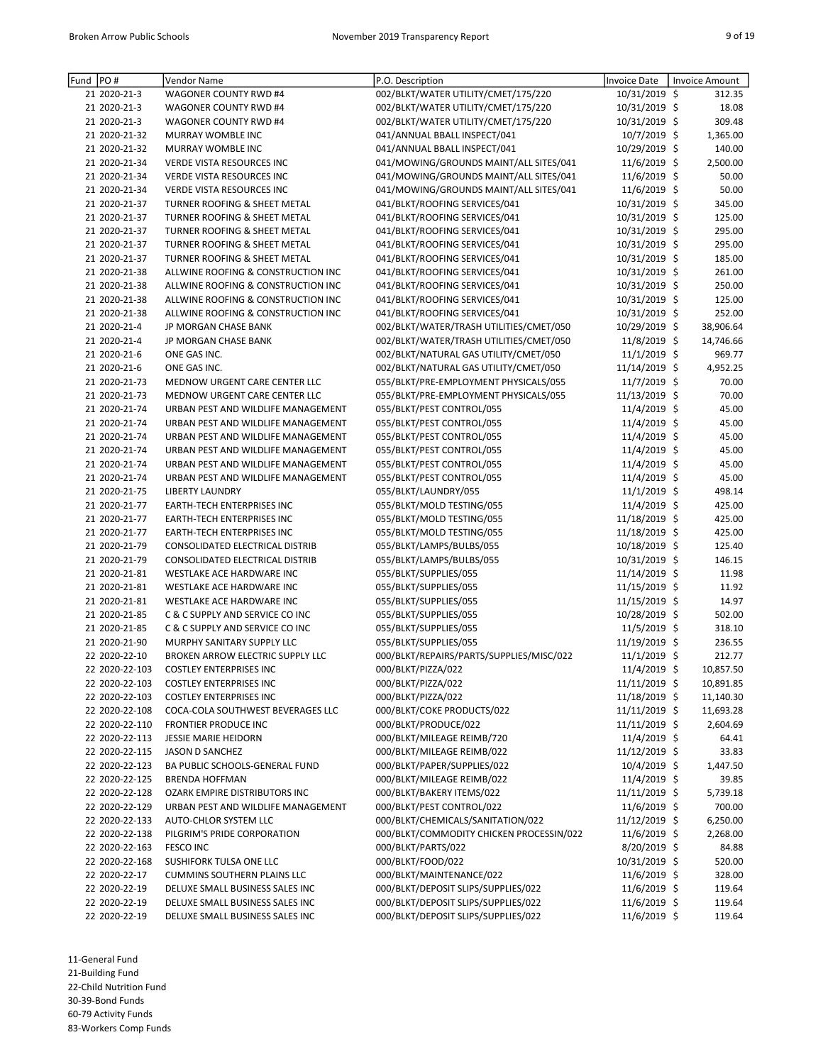| Fund | PO # | Vendor Name | P.O. Description | Invoice Date | Invoice Amount |
|---|---|---|---|---|---|
| 21 | 2020-21-3 | WAGONER COUNTY RWD #4 | 002/BLKT/WATER UTILITY/CMET/175/220 | 10/31/2019 | $ 312.35 |
| 21 | 2020-21-3 | WAGONER COUNTY RWD #4 | 002/BLKT/WATER UTILITY/CMET/175/220 | 10/31/2019 | $ 18.08 |
| 21 | 2020-21-3 | WAGONER COUNTY RWD #4 | 002/BLKT/WATER UTILITY/CMET/175/220 | 10/31/2019 | $ 309.48 |
| 21 | 2020-21-32 | MURRAY WOMBLE INC | 041/ANNUAL BBALL INSPECT/041 | 10/7/2019 | $ 1,365.00 |
| 21 | 2020-21-32 | MURRAY WOMBLE INC | 041/ANNUAL BBALL INSPECT/041 | 10/29/2019 | $ 140.00 |
| 21 | 2020-21-34 | VERDE VISTA RESOURCES INC | 041/MOWING/GROUNDS MAINT/ALL SITES/041 | 11/6/2019 | $ 2,500.00 |
| 21 | 2020-21-34 | VERDE VISTA RESOURCES INC | 041/MOWING/GROUNDS MAINT/ALL SITES/041 | 11/6/2019 | $ 50.00 |
| 21 | 2020-21-34 | VERDE VISTA RESOURCES INC | 041/MOWING/GROUNDS MAINT/ALL SITES/041 | 11/6/2019 | $ 50.00 |
| 21 | 2020-21-37 | TURNER ROOFING & SHEET METAL | 041/BLKT/ROOFING SERVICES/041 | 10/31/2019 | $ 345.00 |
| 21 | 2020-21-37 | TURNER ROOFING & SHEET METAL | 041/BLKT/ROOFING SERVICES/041 | 10/31/2019 | $ 125.00 |
| 21 | 2020-21-37 | TURNER ROOFING & SHEET METAL | 041/BLKT/ROOFING SERVICES/041 | 10/31/2019 | $ 295.00 |
| 21 | 2020-21-37 | TURNER ROOFING & SHEET METAL | 041/BLKT/ROOFING SERVICES/041 | 10/31/2019 | $ 295.00 |
| 21 | 2020-21-37 | TURNER ROOFING & SHEET METAL | 041/BLKT/ROOFING SERVICES/041 | 10/31/2019 | $ 185.00 |
| 21 | 2020-21-38 | ALLWINE ROOFING & CONSTRUCTION INC | 041/BLKT/ROOFING SERVICES/041 | 10/31/2019 | $ 261.00 |
| 21 | 2020-21-38 | ALLWINE ROOFING & CONSTRUCTION INC | 041/BLKT/ROOFING SERVICES/041 | 10/31/2019 | $ 250.00 |
| 21 | 2020-21-38 | ALLWINE ROOFING & CONSTRUCTION INC | 041/BLKT/ROOFING SERVICES/041 | 10/31/2019 | $ 125.00 |
| 21 | 2020-21-38 | ALLWINE ROOFING & CONSTRUCTION INC | 041/BLKT/ROOFING SERVICES/041 | 10/31/2019 | $ 252.00 |
| 21 | 2020-21-4 | JP MORGAN CHASE BANK | 002/BLKT/WATER/TRASH UTILITIES/CMET/050 | 10/29/2019 | $ 38,906.64 |
| 21 | 2020-21-4 | JP MORGAN CHASE BANK | 002/BLKT/WATER/TRASH UTILITIES/CMET/050 | 11/8/2019 | $ 14,746.66 |
| 21 | 2020-21-6 | ONE GAS INC. | 002/BLKT/NATURAL GAS UTILITY/CMET/050 | 11/1/2019 | $ 969.77 |
| 21 | 2020-21-6 | ONE GAS INC. | 002/BLKT/NATURAL GAS UTILITY/CMET/050 | 11/14/2019 | $ 4,952.25 |
| 21 | 2020-21-73 | MEDNOW URGENT CARE CENTER LLC | 055/BLKT/PRE-EMPLOYMENT PHYSICALS/055 | 11/7/2019 | $ 70.00 |
| 21 | 2020-21-73 | MEDNOW URGENT CARE CENTER LLC | 055/BLKT/PRE-EMPLOYMENT PHYSICALS/055 | 11/13/2019 | $ 70.00 |
| 21 | 2020-21-74 | URBAN PEST AND WILDLIFE MANAGEMENT | 055/BLKT/PEST CONTROL/055 | 11/4/2019 | $ 45.00 |
| 21 | 2020-21-74 | URBAN PEST AND WILDLIFE MANAGEMENT | 055/BLKT/PEST CONTROL/055 | 11/4/2019 | $ 45.00 |
| 21 | 2020-21-74 | URBAN PEST AND WILDLIFE MANAGEMENT | 055/BLKT/PEST CONTROL/055 | 11/4/2019 | $ 45.00 |
| 21 | 2020-21-74 | URBAN PEST AND WILDLIFE MANAGEMENT | 055/BLKT/PEST CONTROL/055 | 11/4/2019 | $ 45.00 |
| 21 | 2020-21-74 | URBAN PEST AND WILDLIFE MANAGEMENT | 055/BLKT/PEST CONTROL/055 | 11/4/2019 | $ 45.00 |
| 21 | 2020-21-74 | URBAN PEST AND WILDLIFE MANAGEMENT | 055/BLKT/PEST CONTROL/055 | 11/4/2019 | $ 45.00 |
| 21 | 2020-21-75 | LIBERTY LAUNDRY | 055/BLKT/LAUNDRY/055 | 11/1/2019 | $ 498.14 |
| 21 | 2020-21-77 | EARTH-TECH ENTERPRISES INC | 055/BLKT/MOLD TESTING/055 | 11/4/2019 | $ 425.00 |
| 21 | 2020-21-77 | EARTH-TECH ENTERPRISES INC | 055/BLKT/MOLD TESTING/055 | 11/18/2019 | $ 425.00 |
| 21 | 2020-21-77 | EARTH-TECH ENTERPRISES INC | 055/BLKT/MOLD TESTING/055 | 11/18/2019 | $ 425.00 |
| 21 | 2020-21-79 | CONSOLIDATED ELECTRICAL DISTRIB | 055/BLKT/LAMPS/BULBS/055 | 10/18/2019 | $ 125.40 |
| 21 | 2020-21-79 | CONSOLIDATED ELECTRICAL DISTRIB | 055/BLKT/LAMPS/BULBS/055 | 10/31/2019 | $ 146.15 |
| 21 | 2020-21-81 | WESTLAKE ACE HARDWARE INC | 055/BLKT/SUPPLIES/055 | 11/14/2019 | $ 11.98 |
| 21 | 2020-21-81 | WESTLAKE ACE HARDWARE INC | 055/BLKT/SUPPLIES/055 | 11/15/2019 | $ 11.92 |
| 21 | 2020-21-81 | WESTLAKE ACE HARDWARE INC | 055/BLKT/SUPPLIES/055 | 11/15/2019 | $ 14.97 |
| 21 | 2020-21-85 | C & C SUPPLY AND SERVICE CO INC | 055/BLKT/SUPPLIES/055 | 10/28/2019 | $ 502.00 |
| 21 | 2020-21-85 | C & C SUPPLY AND SERVICE CO INC | 055/BLKT/SUPPLIES/055 | 11/5/2019 | $ 318.10 |
| 21 | 2020-21-90 | MURPHY SANITARY SUPPLY LLC | 055/BLKT/SUPPLIES/055 | 11/19/2019 | $ 236.55 |
| 22 | 2020-22-10 | BROKEN ARROW ELECTRIC SUPPLY LLC | 000/BLKT/REPAIRS/PARTS/SUPPLIES/MISC/022 | 11/1/2019 | $ 212.77 |
| 22 | 2020-22-103 | COSTLEY ENTERPRISES INC | 000/BLKT/PIZZA/022 | 11/4/2019 | $ 10,857.50 |
| 22 | 2020-22-103 | COSTLEY ENTERPRISES INC | 000/BLKT/PIZZA/022 | 11/11/2019 | $ 10,891.85 |
| 22 | 2020-22-103 | COSTLEY ENTERPRISES INC | 000/BLKT/PIZZA/022 | 11/18/2019 | $ 11,140.30 |
| 22 | 2020-22-108 | COCA-COLA SOUTHWEST BEVERAGES LLC | 000/BLKT/COKE PRODUCTS/022 | 11/11/2019 | $ 11,693.28 |
| 22 | 2020-22-110 | FRONTIER PRODUCE INC | 000/BLKT/PRODUCE/022 | 11/11/2019 | $ 2,604.69 |
| 22 | 2020-22-113 | JESSIE MARIE HEIDORN | 000/BLKT/MILEAGE REIMB/720 | 11/4/2019 | $ 64.41 |
| 22 | 2020-22-115 | JASON D SANCHEZ | 000/BLKT/MILEAGE REIMB/022 | 11/12/2019 | $ 33.83 |
| 22 | 2020-22-123 | BA PUBLIC SCHOOLS-GENERAL FUND | 000/BLKT/PAPER/SUPPLIES/022 | 10/4/2019 | $ 1,447.50 |
| 22 | 2020-22-125 | BRENDA HOFFMAN | 000/BLKT/MILEAGE REIMB/022 | 11/4/2019 | $ 39.85 |
| 22 | 2020-22-128 | OZARK EMPIRE DISTRIBUTORS INC | 000/BLKT/BAKERY ITEMS/022 | 11/11/2019 | $ 5,739.18 |
| 22 | 2020-22-129 | URBAN PEST AND WILDLIFE MANAGEMENT | 000/BLKT/PEST CONTROL/022 | 11/6/2019 | $ 700.00 |
| 22 | 2020-22-133 | AUTO-CHLOR SYSTEM LLC | 000/BLKT/CHEMICALS/SANITATION/022 | 11/12/2019 | $ 6,250.00 |
| 22 | 2020-22-138 | PILGRIM'S PRIDE CORPORATION | 000/BLKT/COMMODITY CHICKEN PROCESSIN/022 | 11/6/2019 | $ 2,268.00 |
| 22 | 2020-22-163 | FESCO INC | 000/BLKT/PARTS/022 | 8/20/2019 | $ 84.88 |
| 22 | 2020-22-168 | SUSHIFORK TULSA ONE LLC | 000/BLKT/FOOD/022 | 10/31/2019 | $ 520.00 |
| 22 | 2020-22-17 | CUMMINS SOUTHERN PLAINS LLC | 000/BLKT/MAINTENANCE/022 | 11/6/2019 | $ 328.00 |
| 22 | 2020-22-19 | DELUXE SMALL BUSINESS SALES INC | 000/BLKT/DEPOSIT SLIPS/SUPPLIES/022 | 11/6/2019 | $ 119.64 |
| 22 | 2020-22-19 | DELUXE SMALL BUSINESS SALES INC | 000/BLKT/DEPOSIT SLIPS/SUPPLIES/022 | 11/6/2019 | $ 119.64 |
| 22 | 2020-22-19 | DELUXE SMALL BUSINESS SALES INC | 000/BLKT/DEPOSIT SLIPS/SUPPLIES/022 | 11/6/2019 | $ 119.64 |

11-General Fund
21-Building Fund
22-Child Nutrition Fund
30-39-Bond Funds
60-79 Activity Funds
83-Workers Comp Funds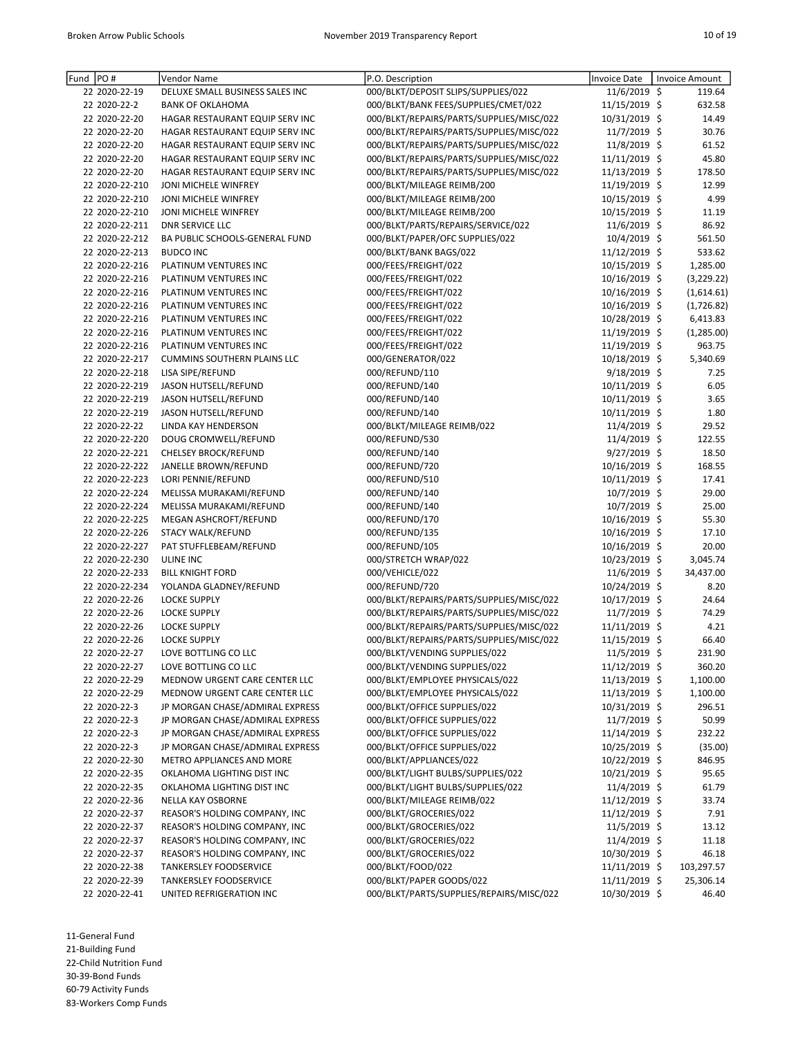| Fund | PO # | Vendor Name | P.O. Description | Invoice Date | Invoice Amount |
|---|---|---|---|---|---|
| 22 | 2020-22-19 | DELUXE SMALL BUSINESS SALES INC | 000/BLKT/DEPOSIT SLIPS/SUPPLIES/022 | 11/6/2019 | $ 119.64 |
| 22 | 2020-22-2 | BANK OF OKLAHOMA | 000/BLKT/BANK FEES/SUPPLIES/CMET/022 | 11/15/2019 | $ 632.58 |
| 22 | 2020-22-20 | HAGAR RESTAURANT EQUIP SERV INC | 000/BLKT/REPAIRS/PARTS/SUPPLIES/MISC/022 | 10/31/2019 | $ 14.49 |
| 22 | 2020-22-20 | HAGAR RESTAURANT EQUIP SERV INC | 000/BLKT/REPAIRS/PARTS/SUPPLIES/MISC/022 | 11/7/2019 | $ 30.76 |
| 22 | 2020-22-20 | HAGAR RESTAURANT EQUIP SERV INC | 000/BLKT/REPAIRS/PARTS/SUPPLIES/MISC/022 | 11/8/2019 | $ 61.52 |
| 22 | 2020-22-20 | HAGAR RESTAURANT EQUIP SERV INC | 000/BLKT/REPAIRS/PARTS/SUPPLIES/MISC/022 | 11/11/2019 | $ 45.80 |
| 22 | 2020-22-20 | HAGAR RESTAURANT EQUIP SERV INC | 000/BLKT/REPAIRS/PARTS/SUPPLIES/MISC/022 | 11/13/2019 | $ 178.50 |
| 22 | 2020-22-210 | JONI MICHELE WINFREY | 000/BLKT/MILEAGE REIMB/200 | 11/19/2019 | $ 12.99 |
| 22 | 2020-22-210 | JONI MICHELE WINFREY | 000/BLKT/MILEAGE REIMB/200 | 10/15/2019 | $ 4.99 |
| 22 | 2020-22-210 | JONI MICHELE WINFREY | 000/BLKT/MILEAGE REIMB/200 | 10/15/2019 | $ 11.19 |
| 22 | 2020-22-211 | DNR SERVICE LLC | 000/BLKT/PARTS/REPAIRS/SERVICE/022 | 11/6/2019 | $ 86.92 |
| 22 | 2020-22-212 | BA PUBLIC SCHOOLS-GENERAL FUND | 000/BLKT/PAPER/OFC SUPPLIES/022 | 10/4/2019 | $ 561.50 |
| 22 | 2020-22-213 | BUDCO INC | 000/BLKT/BANK BAGS/022 | 11/12/2019 | $ 533.62 |
| 22 | 2020-22-216 | PLATINUM VENTURES INC | 000/FEES/FREIGHT/022 | 10/15/2019 | $ 1,285.00 |
| 22 | 2020-22-216 | PLATINUM VENTURES INC | 000/FEES/FREIGHT/022 | 10/16/2019 | $ (3,229.22) |
| 22 | 2020-22-216 | PLATINUM VENTURES INC | 000/FEES/FREIGHT/022 | 10/16/2019 | $ (1,614.61) |
| 22 | 2020-22-216 | PLATINUM VENTURES INC | 000/FEES/FREIGHT/022 | 10/16/2019 | $ (1,726.82) |
| 22 | 2020-22-216 | PLATINUM VENTURES INC | 000/FEES/FREIGHT/022 | 10/28/2019 | $ 6,413.83 |
| 22 | 2020-22-216 | PLATINUM VENTURES INC | 000/FEES/FREIGHT/022 | 11/19/2019 | $ (1,285.00) |
| 22 | 2020-22-216 | PLATINUM VENTURES INC | 000/FEES/FREIGHT/022 | 11/19/2019 | $ 963.75 |
| 22 | 2020-22-217 | CUMMINS SOUTHERN PLAINS LLC | 000/GENERATOR/022 | 10/18/2019 | $ 5,340.69 |
| 22 | 2020-22-218 | LISA SIPE/REFUND | 000/REFUND/110 | 9/18/2019 | $ 7.25 |
| 22 | 2020-22-219 | JASON HUTSELL/REFUND | 000/REFUND/140 | 10/11/2019 | $ 6.05 |
| 22 | 2020-22-219 | JASON HUTSELL/REFUND | 000/REFUND/140 | 10/11/2019 | $ 3.65 |
| 22 | 2020-22-219 | JASON HUTSELL/REFUND | 000/REFUND/140 | 10/11/2019 | $ 1.80 |
| 22 | 2020-22-22 | LINDA KAY HENDERSON | 000/BLKT/MILEAGE REIMB/022 | 11/4/2019 | $ 29.52 |
| 22 | 2020-22-220 | DOUG CROMWELL/REFUND | 000/REFUND/530 | 11/4/2019 | $ 122.55 |
| 22 | 2020-22-221 | CHELSEY BROCK/REFUND | 000/REFUND/140 | 9/27/2019 | $ 18.50 |
| 22 | 2020-22-222 | JANELLE BROWN/REFUND | 000/REFUND/720 | 10/16/2019 | $ 168.55 |
| 22 | 2020-22-223 | LORI PENNIE/REFUND | 000/REFUND/510 | 10/11/2019 | $ 17.41 |
| 22 | 2020-22-224 | MELISSA MURAKAMI/REFUND | 000/REFUND/140 | 10/7/2019 | $ 29.00 |
| 22 | 2020-22-224 | MELISSA MURAKAMI/REFUND | 000/REFUND/140 | 10/7/2019 | $ 25.00 |
| 22 | 2020-22-225 | MEGAN ASHCROFT/REFUND | 000/REFUND/170 | 10/16/2019 | $ 55.30 |
| 22 | 2020-22-226 | STACY WALK/REFUND | 000/REFUND/135 | 10/16/2019 | $ 17.10 |
| 22 | 2020-22-227 | PAT STUFFLEBEAM/REFUND | 000/REFUND/105 | 10/16/2019 | $ 20.00 |
| 22 | 2020-22-230 | ULINE INC | 000/STRETCH WRAP/022 | 10/23/2019 | $ 3,045.74 |
| 22 | 2020-22-233 | BILL KNIGHT FORD | 000/VEHICLE/022 | 11/6/2019 | $ 34,437.00 |
| 22 | 2020-22-234 | YOLANDA GLADNEY/REFUND | 000/REFUND/720 | 10/24/2019 | $ 8.20 |
| 22 | 2020-22-26 | LOCKE SUPPLY | 000/BLKT/REPAIRS/PARTS/SUPPLIES/MISC/022 | 10/17/2019 | $ 24.64 |
| 22 | 2020-22-26 | LOCKE SUPPLY | 000/BLKT/REPAIRS/PARTS/SUPPLIES/MISC/022 | 11/7/2019 | $ 74.29 |
| 22 | 2020-22-26 | LOCKE SUPPLY | 000/BLKT/REPAIRS/PARTS/SUPPLIES/MISC/022 | 11/11/2019 | $ 4.21 |
| 22 | 2020-22-26 | LOCKE SUPPLY | 000/BLKT/REPAIRS/PARTS/SUPPLIES/MISC/022 | 11/15/2019 | $ 66.40 |
| 22 | 2020-22-27 | LOVE BOTTLING CO LLC | 000/BLKT/VENDING SUPPLIES/022 | 11/5/2019 | $ 231.90 |
| 22 | 2020-22-27 | LOVE BOTTLING CO LLC | 000/BLKT/VENDING SUPPLIES/022 | 11/12/2019 | $ 360.20 |
| 22 | 2020-22-29 | MEDNOW URGENT CARE CENTER LLC | 000/BLKT/EMPLOYEE PHYSICALS/022 | 11/13/2019 | $ 1,100.00 |
| 22 | 2020-22-29 | MEDNOW URGENT CARE CENTER LLC | 000/BLKT/EMPLOYEE PHYSICALS/022 | 11/13/2019 | $ 1,100.00 |
| 22 | 2020-22-3 | JP MORGAN CHASE/ADMIRAL EXPRESS | 000/BLKT/OFFICE SUPPLIES/022 | 10/31/2019 | $ 296.51 |
| 22 | 2020-22-3 | JP MORGAN CHASE/ADMIRAL EXPRESS | 000/BLKT/OFFICE SUPPLIES/022 | 11/7/2019 | $ 50.99 |
| 22 | 2020-22-3 | JP MORGAN CHASE/ADMIRAL EXPRESS | 000/BLKT/OFFICE SUPPLIES/022 | 11/14/2019 | $ 232.22 |
| 22 | 2020-22-3 | JP MORGAN CHASE/ADMIRAL EXPRESS | 000/BLKT/OFFICE SUPPLIES/022 | 10/25/2019 | $ (35.00) |
| 22 | 2020-22-30 | METRO APPLIANCES AND MORE | 000/BLKT/APPLIANCES/022 | 10/22/2019 | $ 846.95 |
| 22 | 2020-22-35 | OKLAHOMA LIGHTING DIST INC | 000/BLKT/LIGHT BULBS/SUPPLIES/022 | 10/21/2019 | $ 95.65 |
| 22 | 2020-22-35 | OKLAHOMA LIGHTING DIST INC | 000/BLKT/LIGHT BULBS/SUPPLIES/022 | 11/4/2019 | $ 61.79 |
| 22 | 2020-22-36 | NELLA KAY OSBORNE | 000/BLKT/MILEAGE REIMB/022 | 11/12/2019 | $ 33.74 |
| 22 | 2020-22-37 | REASOR'S HOLDING COMPANY, INC | 000/BLKT/GROCERIES/022 | 11/12/2019 | $ 7.91 |
| 22 | 2020-22-37 | REASOR'S HOLDING COMPANY, INC | 000/BLKT/GROCERIES/022 | 11/5/2019 | $ 13.12 |
| 22 | 2020-22-37 | REASOR'S HOLDING COMPANY, INC | 000/BLKT/GROCERIES/022 | 11/4/2019 | $ 11.18 |
| 22 | 2020-22-37 | REASOR'S HOLDING COMPANY, INC | 000/BLKT/GROCERIES/022 | 10/30/2019 | $ 46.18 |
| 22 | 2020-22-38 | TANKERSLEY FOODSERVICE | 000/BLKT/FOOD/022 | 11/11/2019 | $ 103,297.57 |
| 22 | 2020-22-39 | TANKERSLEY FOODSERVICE | 000/BLKT/PAPER GOODS/022 | 11/11/2019 | $ 25,306.14 |
| 22 | 2020-22-41 | UNITED REFRIGERATION INC | 000/BLKT/PARTS/SUPPLIES/REPAIRS/MISC/022 | 10/30/2019 | $ 46.40 |

11-General Fund
21-Building Fund
22-Child Nutrition Fund
30-39-Bond Funds
60-79 Activity Funds
83-Workers Comp Funds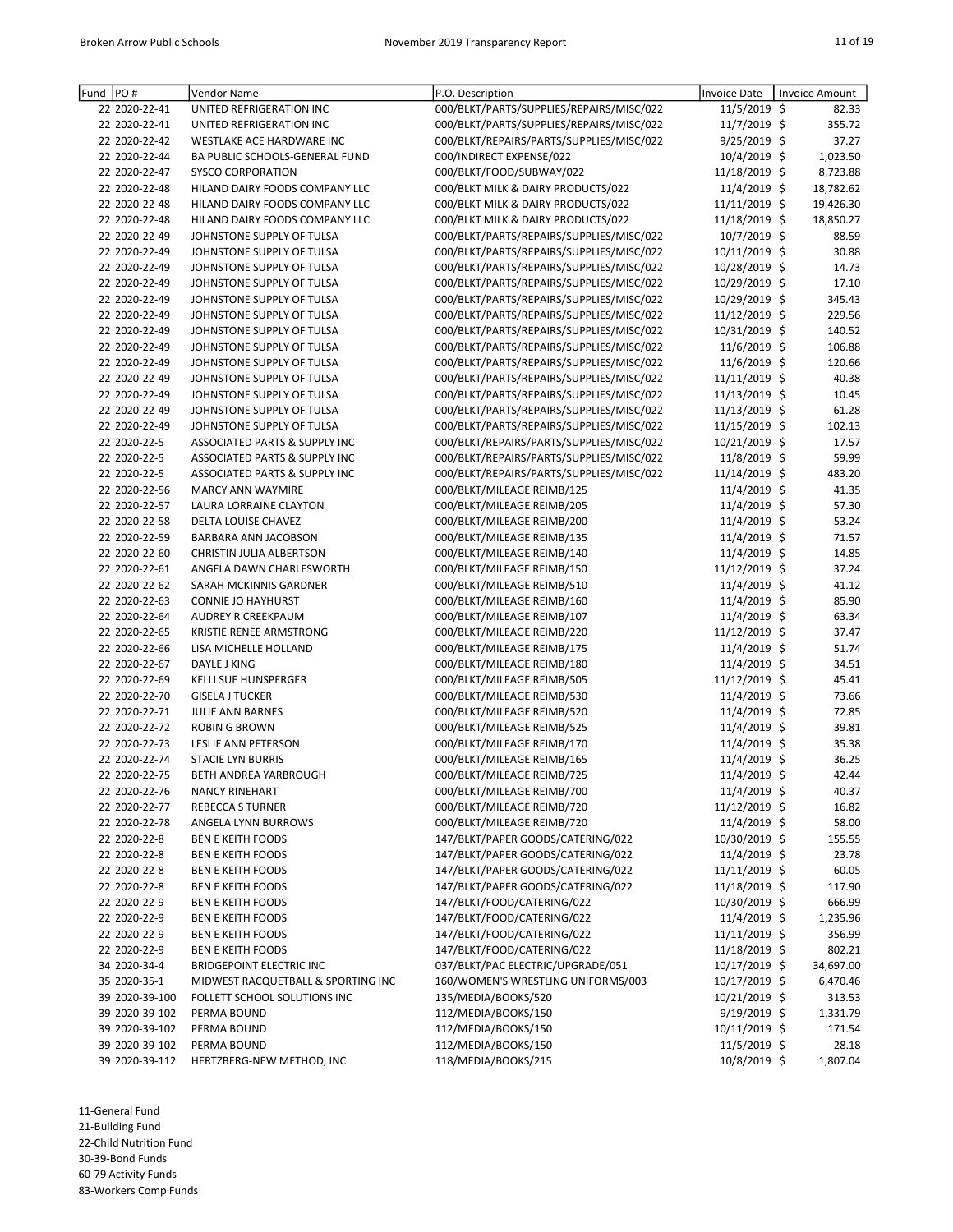| Fund | PO # | Vendor Name | P.O. Description | Invoice Date | Invoice Amount |
|---|---|---|---|---|---|
| 22 | 2020-22-41 | UNITED REFRIGERATION INC | 000/BLKT/PARTS/SUPPLIES/REPAIRS/MISC/022 | 11/5/2019 | $ 82.33 |
| 22 | 2020-22-41 | UNITED REFRIGERATION INC | 000/BLKT/PARTS/SUPPLIES/REPAIRS/MISC/022 | 11/7/2019 | $ 355.72 |
| 22 | 2020-22-42 | WESTLAKE ACE HARDWARE INC | 000/BLKT/REPAIRS/PARTS/SUPPLIES/MISC/022 | 9/25/2019 | $ 37.27 |
| 22 | 2020-22-44 | BA PUBLIC SCHOOLS-GENERAL FUND | 000/INDIRECT EXPENSE/022 | 10/4/2019 | $ 1,023.50 |
| 22 | 2020-22-47 | SYSCO CORPORATION | 000/BLKT/FOOD/SUBWAY/022 | 11/18/2019 | $ 8,723.88 |
| 22 | 2020-22-48 | HILAND DAIRY FOODS COMPANY LLC | 000/BLKT MILK & DAIRY PRODUCTS/022 | 11/4/2019 | $ 18,782.62 |
| 22 | 2020-22-48 | HILAND DAIRY FOODS COMPANY LLC | 000/BLKT MILK & DAIRY PRODUCTS/022 | 11/11/2019 | $ 19,426.30 |
| 22 | 2020-22-48 | HILAND DAIRY FOODS COMPANY LLC | 000/BLKT MILK & DAIRY PRODUCTS/022 | 11/18/2019 | $ 18,850.27 |
| 22 | 2020-22-49 | JOHNSTONE SUPPLY OF TULSA | 000/BLKT/PARTS/REPAIRS/SUPPLIES/MISC/022 | 10/7/2019 | $ 88.59 |
| 22 | 2020-22-49 | JOHNSTONE SUPPLY OF TULSA | 000/BLKT/PARTS/REPAIRS/SUPPLIES/MISC/022 | 10/11/2019 | $ 30.88 |
| 22 | 2020-22-49 | JOHNSTONE SUPPLY OF TULSA | 000/BLKT/PARTS/REPAIRS/SUPPLIES/MISC/022 | 10/28/2019 | $ 14.73 |
| 22 | 2020-22-49 | JOHNSTONE SUPPLY OF TULSA | 000/BLKT/PARTS/REPAIRS/SUPPLIES/MISC/022 | 10/29/2019 | $ 17.10 |
| 22 | 2020-22-49 | JOHNSTONE SUPPLY OF TULSA | 000/BLKT/PARTS/REPAIRS/SUPPLIES/MISC/022 | 10/29/2019 | $ 345.43 |
| 22 | 2020-22-49 | JOHNSTONE SUPPLY OF TULSA | 000/BLKT/PARTS/REPAIRS/SUPPLIES/MISC/022 | 11/12/2019 | $ 229.56 |
| 22 | 2020-22-49 | JOHNSTONE SUPPLY OF TULSA | 000/BLKT/PARTS/REPAIRS/SUPPLIES/MISC/022 | 10/31/2019 | $ 140.52 |
| 22 | 2020-22-49 | JOHNSTONE SUPPLY OF TULSA | 000/BLKT/PARTS/REPAIRS/SUPPLIES/MISC/022 | 11/6/2019 | $ 106.88 |
| 22 | 2020-22-49 | JOHNSTONE SUPPLY OF TULSA | 000/BLKT/PARTS/REPAIRS/SUPPLIES/MISC/022 | 11/6/2019 | $ 120.66 |
| 22 | 2020-22-49 | JOHNSTONE SUPPLY OF TULSA | 000/BLKT/PARTS/REPAIRS/SUPPLIES/MISC/022 | 11/11/2019 | $ 40.38 |
| 22 | 2020-22-49 | JOHNSTONE SUPPLY OF TULSA | 000/BLKT/PARTS/REPAIRS/SUPPLIES/MISC/022 | 11/13/2019 | $ 10.45 |
| 22 | 2020-22-49 | JOHNSTONE SUPPLY OF TULSA | 000/BLKT/PARTS/REPAIRS/SUPPLIES/MISC/022 | 11/13/2019 | $ 61.28 |
| 22 | 2020-22-49 | JOHNSTONE SUPPLY OF TULSA | 000/BLKT/PARTS/REPAIRS/SUPPLIES/MISC/022 | 11/15/2019 | $ 102.13 |
| 22 | 2020-22-5 | ASSOCIATED PARTS & SUPPLY INC | 000/BLKT/REPAIRS/PARTS/SUPPLIES/MISC/022 | 10/21/2019 | $ 17.57 |
| 22 | 2020-22-5 | ASSOCIATED PARTS & SUPPLY INC | 000/BLKT/REPAIRS/PARTS/SUPPLIES/MISC/022 | 11/8/2019 | $ 59.99 |
| 22 | 2020-22-5 | ASSOCIATED PARTS & SUPPLY INC | 000/BLKT/REPAIRS/PARTS/SUPPLIES/MISC/022 | 11/14/2019 | $ 483.20 |
| 22 | 2020-22-56 | MARCY ANN WAYMIRE | 000/BLKT/MILEAGE REIMB/125 | 11/4/2019 | $ 41.35 |
| 22 | 2020-22-57 | LAURA LORRAINE CLAYTON | 000/BLKT/MILEAGE REIMB/205 | 11/4/2019 | $ 57.30 |
| 22 | 2020-22-58 | DELTA LOUISE CHAVEZ | 000/BLKT/MILEAGE REIMB/200 | 11/4/2019 | $ 53.24 |
| 22 | 2020-22-59 | BARBARA ANN JACOBSON | 000/BLKT/MILEAGE REIMB/135 | 11/4/2019 | $ 71.57 |
| 22 | 2020-22-60 | CHRISTIN JULIA ALBERTSON | 000/BLKT/MILEAGE REIMB/140 | 11/4/2019 | $ 14.85 |
| 22 | 2020-22-61 | ANGELA DAWN CHARLESWORTH | 000/BLKT/MILEAGE REIMB/150 | 11/12/2019 | $ 37.24 |
| 22 | 2020-22-62 | SARAH MCKINNIS GARDNER | 000/BLKT/MILEAGE REIMB/510 | 11/4/2019 | $ 41.12 |
| 22 | 2020-22-63 | CONNIE JO HAYHURST | 000/BLKT/MILEAGE REIMB/160 | 11/4/2019 | $ 85.90 |
| 22 | 2020-22-64 | AUDREY R CREEKPAUM | 000/BLKT/MILEAGE REIMB/107 | 11/4/2019 | $ 63.34 |
| 22 | 2020-22-65 | KRISTIE RENEE ARMSTRONG | 000/BLKT/MILEAGE REIMB/220 | 11/12/2019 | $ 37.47 |
| 22 | 2020-22-66 | LISA MICHELLE HOLLAND | 000/BLKT/MILEAGE REIMB/175 | 11/4/2019 | $ 51.74 |
| 22 | 2020-22-67 | DAYLE J KING | 000/BLKT/MILEAGE REIMB/180 | 11/4/2019 | $ 34.51 |
| 22 | 2020-22-69 | KELLI SUE HUNSPERGER | 000/BLKT/MILEAGE REIMB/505 | 11/12/2019 | $ 45.41 |
| 22 | 2020-22-70 | GISELA J TUCKER | 000/BLKT/MILEAGE REIMB/530 | 11/4/2019 | $ 73.66 |
| 22 | 2020-22-71 | JULIE ANN BARNES | 000/BLKT/MILEAGE REIMB/520 | 11/4/2019 | $ 72.85 |
| 22 | 2020-22-72 | ROBIN G BROWN | 000/BLKT/MILEAGE REIMB/525 | 11/4/2019 | $ 39.81 |
| 22 | 2020-22-73 | LESLIE ANN PETERSON | 000/BLKT/MILEAGE REIMB/170 | 11/4/2019 | $ 35.38 |
| 22 | 2020-22-74 | STACIE LYN BURRIS | 000/BLKT/MILEAGE REIMB/165 | 11/4/2019 | $ 36.25 |
| 22 | 2020-22-75 | BETH ANDREA YARBROUGH | 000/BLKT/MILEAGE REIMB/725 | 11/4/2019 | $ 42.44 |
| 22 | 2020-22-76 | NANCY RINEHART | 000/BLKT/MILEAGE REIMB/700 | 11/4/2019 | $ 40.37 |
| 22 | 2020-22-77 | REBECCA S TURNER | 000/BLKT/MILEAGE REIMB/720 | 11/12/2019 | $ 16.82 |
| 22 | 2020-22-78 | ANGELA LYNN BURROWS | 000/BLKT/MILEAGE REIMB/720 | 11/4/2019 | $ 58.00 |
| 22 | 2020-22-8 | BEN E KEITH FOODS | 147/BLKT/PAPER GOODS/CATERING/022 | 10/30/2019 | $ 155.55 |
| 22 | 2020-22-8 | BEN E KEITH FOODS | 147/BLKT/PAPER GOODS/CATERING/022 | 11/4/2019 | $ 23.78 |
| 22 | 2020-22-8 | BEN E KEITH FOODS | 147/BLKT/PAPER GOODS/CATERING/022 | 11/11/2019 | $ 60.05 |
| 22 | 2020-22-8 | BEN E KEITH FOODS | 147/BLKT/PAPER GOODS/CATERING/022 | 11/18/2019 | $ 117.90 |
| 22 | 2020-22-9 | BEN E KEITH FOODS | 147/BLKT/FOOD/CATERING/022 | 10/30/2019 | $ 666.99 |
| 22 | 2020-22-9 | BEN E KEITH FOODS | 147/BLKT/FOOD/CATERING/022 | 11/4/2019 | $ 1,235.96 |
| 22 | 2020-22-9 | BEN E KEITH FOODS | 147/BLKT/FOOD/CATERING/022 | 11/11/2019 | $ 356.99 |
| 22 | 2020-22-9 | BEN E KEITH FOODS | 147/BLKT/FOOD/CATERING/022 | 11/18/2019 | $ 802.21 |
| 34 | 2020-34-4 | BRIDGEPOINT ELECTRIC INC | 037/BLKT/PAC ELECTRIC/UPGRADE/051 | 10/17/2019 | $ 34,697.00 |
| 35 | 2020-35-1 | MIDWEST RACQUETBALL & SPORTING INC | 160/WOMEN'S WRESTLING UNIFORMS/003 | 10/17/2019 | $ 6,470.46 |
| 39 | 2020-39-100 | FOLLETT SCHOOL SOLUTIONS INC | 135/MEDIA/BOOKS/520 | 10/21/2019 | $ 313.53 |
| 39 | 2020-39-102 | PERMA BOUND | 112/MEDIA/BOOKS/150 | 9/19/2019 | $ 1,331.79 |
| 39 | 2020-39-102 | PERMA BOUND | 112/MEDIA/BOOKS/150 | 10/11/2019 | $ 171.54 |
| 39 | 2020-39-102 | PERMA BOUND | 112/MEDIA/BOOKS/150 | 11/5/2019 | $ 28.18 |
| 39 | 2020-39-112 | HERTZBERG-NEW METHOD, INC | 118/MEDIA/BOOKS/215 | 10/8/2019 | $ 1,807.04 |

11-General Fund
21-Building Fund
22-Child Nutrition Fund
30-39-Bond Funds
60-79 Activity Funds
83-Workers Comp Funds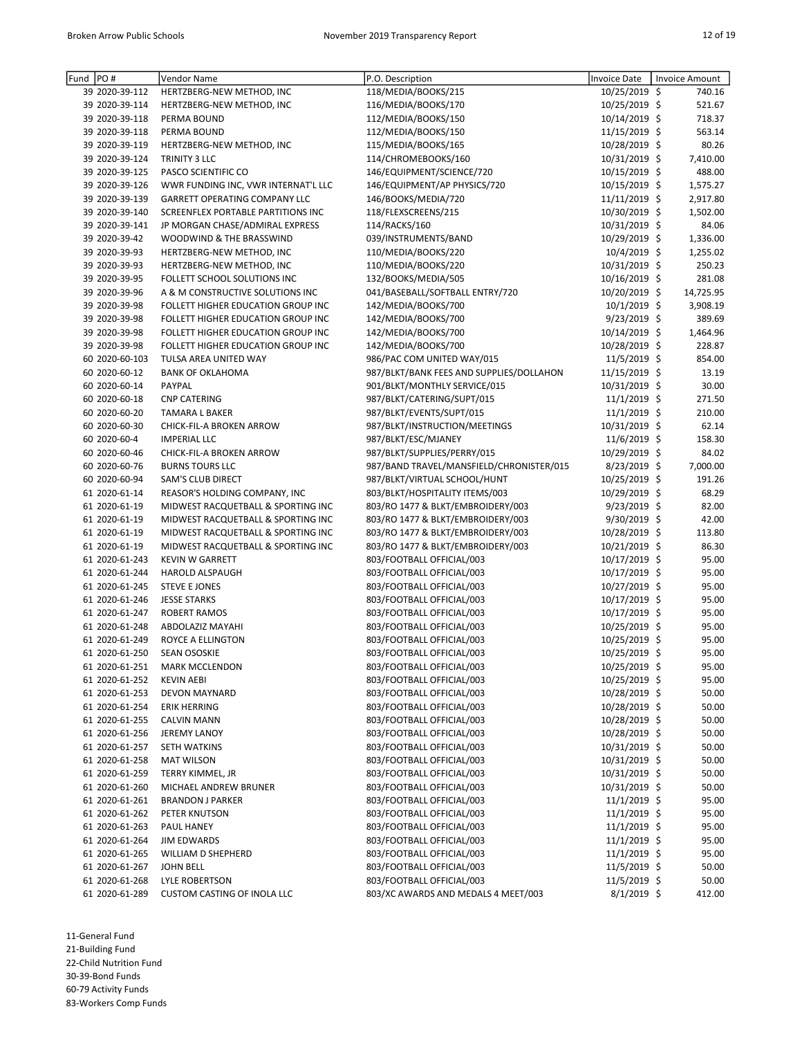| Fund | PO # | Vendor Name | P.O. Description | Invoice Date | Invoice Amount |
|---|---|---|---|---|---|
| 39 | 2020-39-112 | HERTZBERG-NEW METHOD, INC | 118/MEDIA/BOOKS/215 | 10/25/2019 | $ 740.16 |
| 39 | 2020-39-114 | HERTZBERG-NEW METHOD, INC | 116/MEDIA/BOOKS/170 | 10/25/2019 | $ 521.67 |
| 39 | 2020-39-118 | PERMA BOUND | 112/MEDIA/BOOKS/150 | 10/14/2019 | $ 718.37 |
| 39 | 2020-39-118 | PERMA BOUND | 112/MEDIA/BOOKS/150 | 11/15/2019 | $ 563.14 |
| 39 | 2020-39-119 | HERTZBERG-NEW METHOD, INC | 115/MEDIA/BOOKS/165 | 10/28/2019 | $ 80.26 |
| 39 | 2020-39-124 | TRINITY 3 LLC | 114/CHROMEBOOKS/160 | 10/31/2019 | $ 7,410.00 |
| 39 | 2020-39-125 | PASCO SCIENTIFIC CO | 146/EQUIPMENT/SCIENCE/720 | 10/15/2019 | $ 488.00 |
| 39 | 2020-39-126 | WWR FUNDING INC, VWR INTERNAT'L LLC | 146/EQUIPMENT/AP PHYSICS/720 | 10/15/2019 | $ 1,575.27 |
| 39 | 2020-39-139 | GARRETT OPERATING COMPANY LLC | 146/BOOKS/MEDIA/720 | 11/11/2019 | $ 2,917.80 |
| 39 | 2020-39-140 | SCREENFLEX PORTABLE PARTITIONS INC | 118/FLEXSCREENS/215 | 10/30/2019 | $ 1,502.00 |
| 39 | 2020-39-141 | JP MORGAN CHASE/ADMIRAL EXPRESS | 114/RACKS/160 | 10/31/2019 | $ 84.06 |
| 39 | 2020-39-42 | WOODWIND & THE BRASSWIND | 039/INSTRUMENTS/BAND | 10/29/2019 | $ 1,336.00 |
| 39 | 2020-39-93 | HERTZBERG-NEW METHOD, INC | 110/MEDIA/BOOKS/220 | 10/4/2019 | $ 1,255.02 |
| 39 | 2020-39-93 | HERTZBERG-NEW METHOD, INC | 110/MEDIA/BOOKS/220 | 10/31/2019 | $ 250.23 |
| 39 | 2020-39-95 | FOLLETT SCHOOL SOLUTIONS INC | 132/BOOKS/MEDIA/505 | 10/16/2019 | $ 281.08 |
| 39 | 2020-39-96 | A & M CONSTRUCTIVE SOLUTIONS INC | 041/BASEBALL/SOFTBALL ENTRY/720 | 10/20/2019 | $ 14,725.95 |
| 39 | 2020-39-98 | FOLLETT HIGHER EDUCATION GROUP INC | 142/MEDIA/BOOKS/700 | 10/1/2019 | $ 3,908.19 |
| 39 | 2020-39-98 | FOLLETT HIGHER EDUCATION GROUP INC | 142/MEDIA/BOOKS/700 | 9/23/2019 | $ 389.69 |
| 39 | 2020-39-98 | FOLLETT HIGHER EDUCATION GROUP INC | 142/MEDIA/BOOKS/700 | 10/14/2019 | $ 1,464.96 |
| 39 | 2020-39-98 | FOLLETT HIGHER EDUCATION GROUP INC | 142/MEDIA/BOOKS/700 | 10/28/2019 | $ 228.87 |
| 60 | 2020-60-103 | TULSA AREA UNITED WAY | 986/PAC COM UNITED WAY/015 | 11/5/2019 | $ 854.00 |
| 60 | 2020-60-12 | BANK OF OKLAHOMA | 987/BLKT/BANK FEES AND SUPPLIES/DOLLAHON | 11/15/2019 | $ 13.19 |
| 60 | 2020-60-14 | PAYPAL | 901/BLKT/MONTHLY SERVICE/015 | 10/31/2019 | $ 30.00 |
| 60 | 2020-60-18 | CNP CATERING | 987/BLKT/CATERING/SUPT/015 | 11/1/2019 | $ 271.50 |
| 60 | 2020-60-20 | TAMARA L BAKER | 987/BLKT/EVENTS/SUPT/015 | 11/1/2019 | $ 210.00 |
| 60 | 2020-60-30 | CHICK-FIL-A BROKEN ARROW | 987/BLKT/INSTRUCTION/MEETINGS | 10/31/2019 | $ 62.14 |
| 60 | 2020-60-4 | IMPERIAL LLC | 987/BLKT/ESC/MJANEY | 11/6/2019 | $ 158.30 |
| 60 | 2020-60-46 | CHICK-FIL-A BROKEN ARROW | 987/BLKT/SUPPLIES/PERRY/015 | 10/29/2019 | $ 84.02 |
| 60 | 2020-60-76 | BURNS TOURS LLC | 987/BAND TRAVEL/MANSFIELD/CHRONISTER/015 | 8/23/2019 | $ 7,000.00 |
| 60 | 2020-60-94 | SAM'S CLUB DIRECT | 987/BLKT/VIRTUAL SCHOOL/HUNT | 10/25/2019 | $ 191.26 |
| 61 | 2020-61-14 | REASOR'S HOLDING COMPANY, INC | 803/BLKT/HOSPITALITY ITEMS/003 | 10/29/2019 | $ 68.29 |
| 61 | 2020-61-19 | MIDWEST RACQUETBALL & SPORTING INC | 803/RO 1477 & BLKT/EMBROIDERY/003 | 9/23/2019 | $ 82.00 |
| 61 | 2020-61-19 | MIDWEST RACQUETBALL & SPORTING INC | 803/RO 1477 & BLKT/EMBROIDERY/003 | 9/30/2019 | $ 42.00 |
| 61 | 2020-61-19 | MIDWEST RACQUETBALL & SPORTING INC | 803/RO 1477 & BLKT/EMBROIDERY/003 | 10/28/2019 | $ 113.80 |
| 61 | 2020-61-19 | MIDWEST RACQUETBALL & SPORTING INC | 803/RO 1477 & BLKT/EMBROIDERY/003 | 10/21/2019 | $ 86.30 |
| 61 | 2020-61-243 | KEVIN W GARRETT | 803/FOOTBALL OFFICIAL/003 | 10/17/2019 | $ 95.00 |
| 61 | 2020-61-244 | HAROLD ALSPAUGH | 803/FOOTBALL OFFICIAL/003 | 10/17/2019 | $ 95.00 |
| 61 | 2020-61-245 | STEVE E JONES | 803/FOOTBALL OFFICIAL/003 | 10/27/2019 | $ 95.00 |
| 61 | 2020-61-246 | JESSE STARKS | 803/FOOTBALL OFFICIAL/003 | 10/17/2019 | $ 95.00 |
| 61 | 2020-61-247 | ROBERT RAMOS | 803/FOOTBALL OFFICIAL/003 | 10/17/2019 | $ 95.00 |
| 61 | 2020-61-248 | ABDOLAZIZ MAYAHI | 803/FOOTBALL OFFICIAL/003 | 10/25/2019 | $ 95.00 |
| 61 | 2020-61-249 | ROYCE A ELLINGTON | 803/FOOTBALL OFFICIAL/003 | 10/25/2019 | $ 95.00 |
| 61 | 2020-61-250 | SEAN OSOSKIE | 803/FOOTBALL OFFICIAL/003 | 10/25/2019 | $ 95.00 |
| 61 | 2020-61-251 | MARK MCCLENDON | 803/FOOTBALL OFFICIAL/003 | 10/25/2019 | $ 95.00 |
| 61 | 2020-61-252 | KEVIN AEBI | 803/FOOTBALL OFFICIAL/003 | 10/25/2019 | $ 95.00 |
| 61 | 2020-61-253 | DEVON MAYNARD | 803/FOOTBALL OFFICIAL/003 | 10/28/2019 | $ 50.00 |
| 61 | 2020-61-254 | ERIK HERRING | 803/FOOTBALL OFFICIAL/003 | 10/28/2019 | $ 50.00 |
| 61 | 2020-61-255 | CALVIN MANN | 803/FOOTBALL OFFICIAL/003 | 10/28/2019 | $ 50.00 |
| 61 | 2020-61-256 | JEREMY LANOY | 803/FOOTBALL OFFICIAL/003 | 10/28/2019 | $ 50.00 |
| 61 | 2020-61-257 | SETH WATKINS | 803/FOOTBALL OFFICIAL/003 | 10/31/2019 | $ 50.00 |
| 61 | 2020-61-258 | MAT WILSON | 803/FOOTBALL OFFICIAL/003 | 10/31/2019 | $ 50.00 |
| 61 | 2020-61-259 | TERRY KIMMEL, JR | 803/FOOTBALL OFFICIAL/003 | 10/31/2019 | $ 50.00 |
| 61 | 2020-61-260 | MICHAEL ANDREW BRUNER | 803/FOOTBALL OFFICIAL/003 | 10/31/2019 | $ 50.00 |
| 61 | 2020-61-261 | BRANDON J PARKER | 803/FOOTBALL OFFICIAL/003 | 11/1/2019 | $ 95.00 |
| 61 | 2020-61-262 | PETER KNUTSON | 803/FOOTBALL OFFICIAL/003 | 11/1/2019 | $ 95.00 |
| 61 | 2020-61-263 | PAUL HANEY | 803/FOOTBALL OFFICIAL/003 | 11/1/2019 | $ 95.00 |
| 61 | 2020-61-264 | JIM EDWARDS | 803/FOOTBALL OFFICIAL/003 | 11/1/2019 | $ 95.00 |
| 61 | 2020-61-265 | WILLIAM D SHEPHERD | 803/FOOTBALL OFFICIAL/003 | 11/1/2019 | $ 95.00 |
| 61 | 2020-61-267 | JOHN BELL | 803/FOOTBALL OFFICIAL/003 | 11/5/2019 | $ 50.00 |
| 61 | 2020-61-268 | LYLE ROBERTSON | 803/FOOTBALL OFFICIAL/003 | 11/5/2019 | $ 50.00 |
| 61 | 2020-61-289 | CUSTOM CASTING OF INOLA LLC | 803/XC AWARDS AND MEDALS 4 MEET/003 | 8/1/2019 | $ 412.00 |

11-General Fund
21-Building Fund
22-Child Nutrition Fund
30-39-Bond Funds
60-79 Activity Funds
83-Workers Comp Funds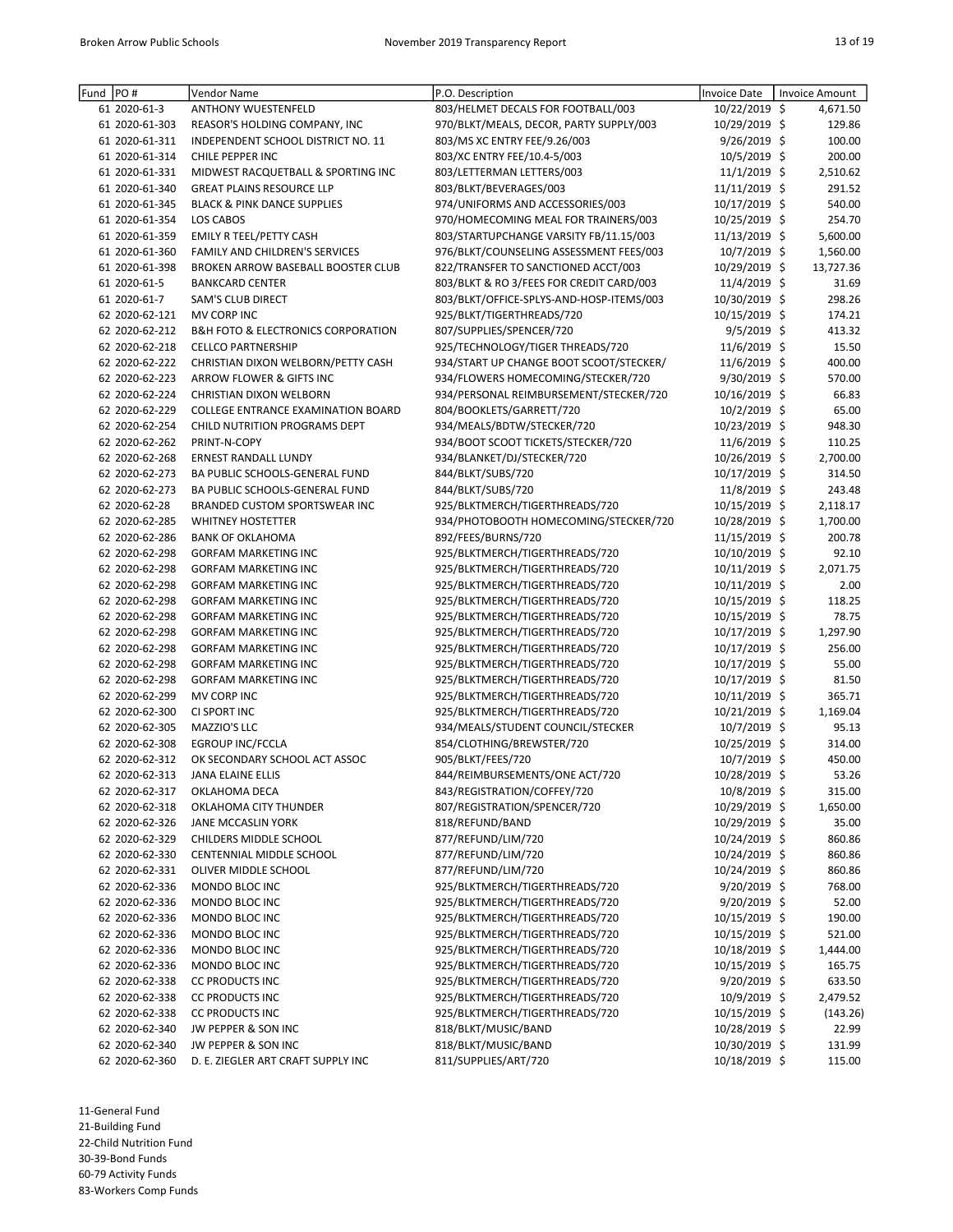| Fund | PO # | Vendor Name | P.O. Description | Invoice Date | Invoice Amount |
|---|---|---|---|---|---|
| 61 | 2020-61-3 | ANTHONY WUESTENFELD | 803/HELMET DECALS FOR FOOTBALL/003 | 10/22/2019 | $ 4,671.50 |
| 61 | 2020-61-303 | REASOR'S HOLDING COMPANY, INC | 970/BLKT/MEALS, DECOR, PARTY SUPPLY/003 | 10/29/2019 | $ 129.86 |
| 61 | 2020-61-311 | INDEPENDENT SCHOOL DISTRICT NO. 11 | 803/MS XC ENTRY FEE/9.26/003 | 9/26/2019 | $ 100.00 |
| 61 | 2020-61-314 | CHILE PEPPER INC | 803/XC ENTRY FEE/10.4-5/003 | 10/5/2019 | $ 200.00 |
| 61 | 2020-61-331 | MIDWEST RACQUETBALL & SPORTING INC | 803/LETTERMAN LETTERS/003 | 11/1/2019 | $ 2,510.62 |
| 61 | 2020-61-340 | GREAT PLAINS RESOURCE LLP | 803/BLKT/BEVERAGES/003 | 11/11/2019 | $ 291.52 |
| 61 | 2020-61-345 | BLACK & PINK DANCE SUPPLIES | 974/UNIFORMS AND ACCESSORIES/003 | 10/17/2019 | $ 540.00 |
| 61 | 2020-61-354 | LOS CABOS | 970/HOMECOMING MEAL FOR TRAINERS/003 | 10/25/2019 | $ 254.70 |
| 61 | 2020-61-359 | EMILY R TEEL/PETTY CASH | 803/STARTUPCHANGE VARSITY FB/11.15/003 | 11/13/2019 | $ 5,600.00 |
| 61 | 2020-61-360 | FAMILY AND CHILDREN'S SERVICES | 976/BLKT/COUNSELING ASSESSMENT FEES/003 | 10/7/2019 | $ 1,560.00 |
| 61 | 2020-61-398 | BROKEN ARROW BASEBALL BOOSTER CLUB | 822/TRANSFER TO SANCTIONED ACCT/003 | 10/29/2019 | $ 13,727.36 |
| 61 | 2020-61-5 | BANKCARD CENTER | 803/BLKT & RO 3/FEES FOR CREDIT CARD/003 | 11/4/2019 | $ 31.69 |
| 61 | 2020-61-7 | SAM'S CLUB DIRECT | 803/BLKT/OFFICE-SPLYS-AND-HOSP-ITEMS/003 | 10/30/2019 | $ 298.26 |
| 62 | 2020-62-121 | MV CORP INC | 925/BLKT/TIGERTHREADS/720 | 10/15/2019 | $ 174.21 |
| 62 | 2020-62-212 | B&H FOTO & ELECTRONICS CORPORATION | 807/SUPPLIES/SPENCER/720 | 9/5/2019 | $ 413.32 |
| 62 | 2020-62-218 | CELLCO PARTNERSHIP | 925/TECHNOLOGY/TIGER THREADS/720 | 11/6/2019 | $ 15.50 |
| 62 | 2020-62-222 | CHRISTIAN DIXON WELBORN/PETTY CASH | 934/START UP CHANGE BOOT SCOOT/STECKER/ | 11/6/2019 | $ 400.00 |
| 62 | 2020-62-223 | ARROW FLOWER & GIFTS INC | 934/FLOWERS HOMECOMING/STECKER/720 | 9/30/2019 | $ 570.00 |
| 62 | 2020-62-224 | CHRISTIAN DIXON WELBORN | 934/PERSONAL REIMBURSEMENT/STECKER/720 | 10/16/2019 | $ 66.83 |
| 62 | 2020-62-229 | COLLEGE ENTRANCE EXAMINATION BOARD | 804/BOOKLETS/GARRETT/720 | 10/2/2019 | $ 65.00 |
| 62 | 2020-62-254 | CHILD NUTRITION PROGRAMS DEPT | 934/MEALS/BDTW/STECKER/720 | 10/23/2019 | $ 948.30 |
| 62 | 2020-62-262 | PRINT-N-COPY | 934/BOOT SCOOT TICKETS/STECKER/720 | 11/6/2019 | $ 110.25 |
| 62 | 2020-62-268 | ERNEST RANDALL LUNDY | 934/BLANKET/DJ/STECKER/720 | 10/26/2019 | $ 2,700.00 |
| 62 | 2020-62-273 | BA PUBLIC SCHOOLS-GENERAL FUND | 844/BLKT/SUBS/720 | 10/17/2019 | $ 314.50 |
| 62 | 2020-62-273 | BA PUBLIC SCHOOLS-GENERAL FUND | 844/BLKT/SUBS/720 | 11/8/2019 | $ 243.48 |
| 62 | 2020-62-28 | BRANDED CUSTOM SPORTSWEAR INC | 925/BLKTMERCH/TIGERTHREADS/720 | 10/15/2019 | $ 2,118.17 |
| 62 | 2020-62-285 | WHITNEY HOSTETTER | 934/PHOTOBOOTH HOMECOMING/STECKER/720 | 10/28/2019 | $ 1,700.00 |
| 62 | 2020-62-286 | BANK OF OKLAHOMA | 892/FEES/BURNS/720 | 11/15/2019 | $ 200.78 |
| 62 | 2020-62-298 | GORFAM MARKETING INC | 925/BLKTMERCH/TIGERTHREADS/720 | 10/10/2019 | $ 92.10 |
| 62 | 2020-62-298 | GORFAM MARKETING INC | 925/BLKTMERCH/TIGERTHREADS/720 | 10/11/2019 | $ 2,071.75 |
| 62 | 2020-62-298 | GORFAM MARKETING INC | 925/BLKTMERCH/TIGERTHREADS/720 | 10/11/2019 | $ 2.00 |
| 62 | 2020-62-298 | GORFAM MARKETING INC | 925/BLKTMERCH/TIGERTHREADS/720 | 10/15/2019 | $ 118.25 |
| 62 | 2020-62-298 | GORFAM MARKETING INC | 925/BLKTMERCH/TIGERTHREADS/720 | 10/15/2019 | $ 78.75 |
| 62 | 2020-62-298 | GORFAM MARKETING INC | 925/BLKTMERCH/TIGERTHREADS/720 | 10/17/2019 | $ 1,297.90 |
| 62 | 2020-62-298 | GORFAM MARKETING INC | 925/BLKTMERCH/TIGERTHREADS/720 | 10/17/2019 | $ 256.00 |
| 62 | 2020-62-298 | GORFAM MARKETING INC | 925/BLKTMERCH/TIGERTHREADS/720 | 10/17/2019 | $ 55.00 |
| 62 | 2020-62-298 | GORFAM MARKETING INC | 925/BLKTMERCH/TIGERTHREADS/720 | 10/17/2019 | $ 81.50 |
| 62 | 2020-62-299 | MV CORP INC | 925/BLKTMERCH/TIGERTHREADS/720 | 10/11/2019 | $ 365.71 |
| 62 | 2020-62-300 | CI SPORT INC | 925/BLKTMERCH/TIGERTHREADS/720 | 10/21/2019 | $ 1,169.04 |
| 62 | 2020-62-305 | MAZZIO'S LLC | 934/MEALS/STUDENT COUNCIL/STECKER | 10/7/2019 | $ 95.13 |
| 62 | 2020-62-308 | EGROUP INC/FCCLA | 854/CLOTHING/BREWSTER/720 | 10/25/2019 | $ 314.00 |
| 62 | 2020-62-312 | OK SECONDARY SCHOOL ACT ASSOC | 905/BLKT/FEES/720 | 10/7/2019 | $ 450.00 |
| 62 | 2020-62-313 | JANA ELAINE ELLIS | 844/REIMBURSEMENTS/ONE ACT/720 | 10/28/2019 | $ 53.26 |
| 62 | 2020-62-317 | OKLAHOMA DECA | 843/REGISTRATION/COFFEY/720 | 10/8/2019 | $ 315.00 |
| 62 | 2020-62-318 | OKLAHOMA CITY THUNDER | 807/REGISTRATION/SPENCER/720 | 10/29/2019 | $ 1,650.00 |
| 62 | 2020-62-326 | JANE MCCASLIN YORK | 818/REFUND/BAND | 10/29/2019 | $ 35.00 |
| 62 | 2020-62-329 | CHILDERS MIDDLE SCHOOL | 877/REFUND/LIM/720 | 10/24/2019 | $ 860.86 |
| 62 | 2020-62-330 | CENTENNIAL MIDDLE SCHOOL | 877/REFUND/LIM/720 | 10/24/2019 | $ 860.86 |
| 62 | 2020-62-331 | OLIVER MIDDLE SCHOOL | 877/REFUND/LIM/720 | 10/24/2019 | $ 860.86 |
| 62 | 2020-62-336 | MONDO BLOC INC | 925/BLKTMERCH/TIGERTHREADS/720 | 9/20/2019 | $ 768.00 |
| 62 | 2020-62-336 | MONDO BLOC INC | 925/BLKTMERCH/TIGERTHREADS/720 | 9/20/2019 | $ 52.00 |
| 62 | 2020-62-336 | MONDO BLOC INC | 925/BLKTMERCH/TIGERTHREADS/720 | 10/15/2019 | $ 190.00 |
| 62 | 2020-62-336 | MONDO BLOC INC | 925/BLKTMERCH/TIGERTHREADS/720 | 10/15/2019 | $ 521.00 |
| 62 | 2020-62-336 | MONDO BLOC INC | 925/BLKTMERCH/TIGERTHREADS/720 | 10/18/2019 | $ 1,444.00 |
| 62 | 2020-62-336 | MONDO BLOC INC | 925/BLKTMERCH/TIGERTHREADS/720 | 10/15/2019 | $ 165.75 |
| 62 | 2020-62-338 | CC PRODUCTS INC | 925/BLKTMERCH/TIGERTHREADS/720 | 9/20/2019 | $ 633.50 |
| 62 | 2020-62-338 | CC PRODUCTS INC | 925/BLKTMERCH/TIGERTHREADS/720 | 10/9/2019 | $ 2,479.52 |
| 62 | 2020-62-338 | CC PRODUCTS INC | 925/BLKTMERCH/TIGERTHREADS/720 | 10/15/2019 | $ (143.26) |
| 62 | 2020-62-340 | JW PEPPER & SON INC | 818/BLKT/MUSIC/BAND | 10/28/2019 | $ 22.99 |
| 62 | 2020-62-340 | JW PEPPER & SON INC | 818/BLKT/MUSIC/BAND | 10/30/2019 | $ 131.99 |
| 62 | 2020-62-360 | D. E. ZIEGLER ART CRAFT SUPPLY INC | 811/SUPPLIES/ART/720 | 10/18/2019 | $ 115.00 |

11-General Fund
21-Building Fund
22-Child Nutrition Fund
30-39-Bond Funds
60-79 Activity Funds
83-Workers Comp Funds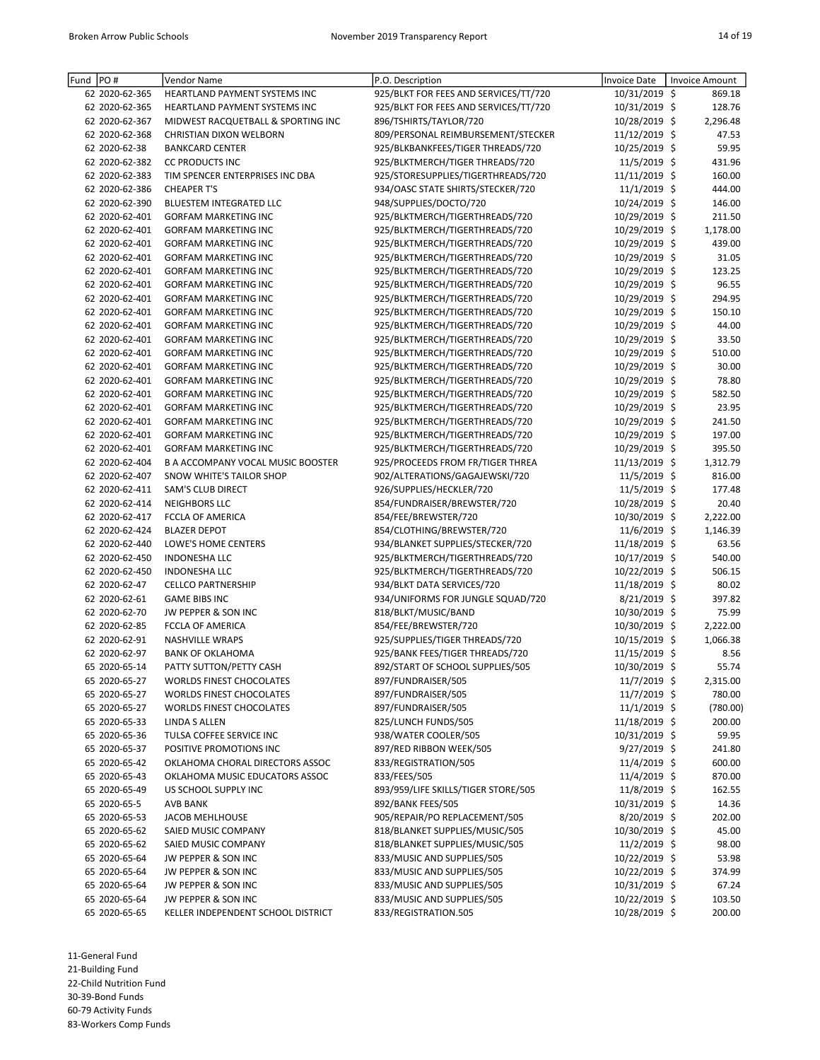| Fund | PO # | Vendor Name | P.O. Description | Invoice Date | Invoice Amount |
|---|---|---|---|---|---|
| 62 | 2020-62-365 | HEARTLAND PAYMENT SYSTEMS INC | 925/BLKT FOR FEES AND SERVICES/TT/720 | 10/31/2019 | $ 869.18 |
| 62 | 2020-62-365 | HEARTLAND PAYMENT SYSTEMS INC | 925/BLKT FOR FEES AND SERVICES/TT/720 | 10/31/2019 | $ 128.76 |
| 62 | 2020-62-367 | MIDWEST RACQUETBALL & SPORTING INC | 896/TSHIRTS/TAYLOR/720 | 10/28/2019 | $ 2,296.48 |
| 62 | 2020-62-368 | CHRISTIAN DIXON WELBORN | 809/PERSONAL REIMBURSEMENT/STECKER | 11/12/2019 | $ 47.53 |
| 62 | 2020-62-38 | BANKCARD CENTER | 925/BLKBANKFEES/TIGER THREADS/720 | 10/25/2019 | $ 59.95 |
| 62 | 2020-62-382 | CC PRODUCTS INC | 925/BLKTMERCH/TIGER THREADS/720 | 11/5/2019 | $ 431.96 |
| 62 | 2020-62-383 | TIM SPENCER ENTERPRISES INC DBA | 925/STORESUPPLIES/TIGERTHREADS/720 | 11/11/2019 | $ 160.00 |
| 62 | 2020-62-386 | CHEAPER T'S | 934/OASC STATE SHIRTS/STECKER/720 | 11/1/2019 | $ 444.00 |
| 62 | 2020-62-390 | BLUESTEM INTEGRATED LLC | 948/SUPPLIES/DOCTO/720 | 10/24/2019 | $ 146.00 |
| 62 | 2020-62-401 | GORFAM MARKETING INC | 925/BLKTMERCH/TIGERTHREADS/720 | 10/29/2019 | $ 211.50 |
| 62 | 2020-62-401 | GORFAM MARKETING INC | 925/BLKTMERCH/TIGERTHREADS/720 | 10/29/2019 | $ 1,178.00 |
| 62 | 2020-62-401 | GORFAM MARKETING INC | 925/BLKTMERCH/TIGERTHREADS/720 | 10/29/2019 | $ 439.00 |
| 62 | 2020-62-401 | GORFAM MARKETING INC | 925/BLKTMERCH/TIGERTHREADS/720 | 10/29/2019 | $ 31.05 |
| 62 | 2020-62-401 | GORFAM MARKETING INC | 925/BLKTMERCH/TIGERTHREADS/720 | 10/29/2019 | $ 123.25 |
| 62 | 2020-62-401 | GORFAM MARKETING INC | 925/BLKTMERCH/TIGERTHREADS/720 | 10/29/2019 | $ 96.55 |
| 62 | 2020-62-401 | GORFAM MARKETING INC | 925/BLKTMERCH/TIGERTHREADS/720 | 10/29/2019 | $ 294.95 |
| 62 | 2020-62-401 | GORFAM MARKETING INC | 925/BLKTMERCH/TIGERTHREADS/720 | 10/29/2019 | $ 150.10 |
| 62 | 2020-62-401 | GORFAM MARKETING INC | 925/BLKTMERCH/TIGERTHREADS/720 | 10/29/2019 | $ 44.00 |
| 62 | 2020-62-401 | GORFAM MARKETING INC | 925/BLKTMERCH/TIGERTHREADS/720 | 10/29/2019 | $ 33.50 |
| 62 | 2020-62-401 | GORFAM MARKETING INC | 925/BLKTMERCH/TIGERTHREADS/720 | 10/29/2019 | $ 510.00 |
| 62 | 2020-62-401 | GORFAM MARKETING INC | 925/BLKTMERCH/TIGERTHREADS/720 | 10/29/2019 | $ 30.00 |
| 62 | 2020-62-401 | GORFAM MARKETING INC | 925/BLKTMERCH/TIGERTHREADS/720 | 10/29/2019 | $ 78.80 |
| 62 | 2020-62-401 | GORFAM MARKETING INC | 925/BLKTMERCH/TIGERTHREADS/720 | 10/29/2019 | $ 582.50 |
| 62 | 2020-62-401 | GORFAM MARKETING INC | 925/BLKTMERCH/TIGERTHREADS/720 | 10/29/2019 | $ 23.95 |
| 62 | 2020-62-401 | GORFAM MARKETING INC | 925/BLKTMERCH/TIGERTHREADS/720 | 10/29/2019 | $ 241.50 |
| 62 | 2020-62-401 | GORFAM MARKETING INC | 925/BLKTMERCH/TIGERTHREADS/720 | 10/29/2019 | $ 197.00 |
| 62 | 2020-62-401 | GORFAM MARKETING INC | 925/BLKTMERCH/TIGERTHREADS/720 | 10/29/2019 | $ 395.50 |
| 62 | 2020-62-404 | B A ACCOMPANY VOCAL MUSIC BOOSTER | 925/PROCEEDS FROM FR/TIGER THREA | 11/13/2019 | $ 1,312.79 |
| 62 | 2020-62-407 | SNOW WHITE'S TAILOR SHOP | 902/ALTERATIONS/GAGAJEWSKI/720 | 11/5/2019 | $ 816.00 |
| 62 | 2020-62-411 | SAM'S CLUB DIRECT | 926/SUPPLIES/HECKLER/720 | 11/5/2019 | $ 177.48 |
| 62 | 2020-62-414 | NEIGHBORS LLC | 854/FUNDRAISER/BREWSTER/720 | 10/28/2019 | $ 20.40 |
| 62 | 2020-62-417 | FCCLA OF AMERICA | 854/FEE/BREWSTER/720 | 10/30/2019 | $ 2,222.00 |
| 62 | 2020-62-424 | BLAZER DEPOT | 854/CLOTHING/BREWSTER/720 | 11/6/2019 | $ 1,146.39 |
| 62 | 2020-62-440 | LOWE'S HOME CENTERS | 934/BLANKET SUPPLIES/STECKER/720 | 11/18/2019 | $ 63.56 |
| 62 | 2020-62-450 | INDONESHA LLC | 925/BLKTMERCH/TIGERTHREADS/720 | 10/17/2019 | $ 540.00 |
| 62 | 2020-62-450 | INDONESHA LLC | 925/BLKTMERCH/TIGERTHREADS/720 | 10/22/2019 | $ 506.15 |
| 62 | 2020-62-47 | CELLCO PARTNERSHIP | 934/BLKT DATA SERVICES/720 | 11/18/2019 | $ 80.02 |
| 62 | 2020-62-61 | GAME BIBS INC | 934/UNIFORMS FOR JUNGLE SQUAD/720 | 8/21/2019 | $ 397.82 |
| 62 | 2020-62-70 | JW PEPPER & SON INC | 818/BLKT/MUSIC/BAND | 10/30/2019 | $ 75.99 |
| 62 | 2020-62-85 | FCCLA OF AMERICA | 854/FEE/BREWSTER/720 | 10/30/2019 | $ 2,222.00 |
| 62 | 2020-62-91 | NASHVILLE WRAPS | 925/SUPPLIES/TIGER THREADS/720 | 10/15/2019 | $ 1,066.38 |
| 62 | 2020-62-97 | BANK OF OKLAHOMA | 925/BANK FEES/TIGER THREADS/720 | 11/15/2019 | $ 8.56 |
| 65 | 2020-65-14 | PATTY SUTTON/PETTY CASH | 892/START OF SCHOOL SUPPLIES/505 | 10/30/2019 | $ 55.74 |
| 65 | 2020-65-27 | WORLDS FINEST CHOCOLATES | 897/FUNDRAISER/505 | 11/7/2019 | $ 2,315.00 |
| 65 | 2020-65-27 | WORLDS FINEST CHOCOLATES | 897/FUNDRAISER/505 | 11/7/2019 | $ 780.00 |
| 65 | 2020-65-27 | WORLDS FINEST CHOCOLATES | 897/FUNDRAISER/505 | 11/1/2019 | $ (780.00) |
| 65 | 2020-65-33 | LINDA S ALLEN | 825/LUNCH FUNDS/505 | 11/18/2019 | $ 200.00 |
| 65 | 2020-65-36 | TULSA COFFEE SERVICE INC | 938/WATER COOLER/505 | 10/31/2019 | $ 59.95 |
| 65 | 2020-65-37 | POSITIVE PROMOTIONS INC | 897/RED RIBBON WEEK/505 | 9/27/2019 | $ 241.80 |
| 65 | 2020-65-42 | OKLAHOMA CHORAL DIRECTORS ASSOC | 833/REGISTRATION/505 | 11/4/2019 | $ 600.00 |
| 65 | 2020-65-43 | OKLAHOMA MUSIC EDUCATORS ASSOC | 833/FEES/505 | 11/4/2019 | $ 870.00 |
| 65 | 2020-65-49 | US SCHOOL SUPPLY INC | 893/959/LIFE SKILLS/TIGER STORE/505 | 11/8/2019 | $ 162.55 |
| 65 | 2020-65-5 | AVB BANK | 892/BANK FEES/505 | 10/31/2019 | $ 14.36 |
| 65 | 2020-65-53 | JACOB MEHLHOUSE | 905/REPAIR/PO REPLACEMENT/505 | 8/20/2019 | $ 202.00 |
| 65 | 2020-65-62 | SAIED MUSIC COMPANY | 818/BLANKET SUPPLIES/MUSIC/505 | 10/30/2019 | $ 45.00 |
| 65 | 2020-65-62 | SAIED MUSIC COMPANY | 818/BLANKET SUPPLIES/MUSIC/505 | 11/2/2019 | $ 98.00 |
| 65 | 2020-65-64 | JW PEPPER & SON INC | 833/MUSIC AND SUPPLIES/505 | 10/22/2019 | $ 53.98 |
| 65 | 2020-65-64 | JW PEPPER & SON INC | 833/MUSIC AND SUPPLIES/505 | 10/22/2019 | $ 374.99 |
| 65 | 2020-65-64 | JW PEPPER & SON INC | 833/MUSIC AND SUPPLIES/505 | 10/31/2019 | $ 67.24 |
| 65 | 2020-65-64 | JW PEPPER & SON INC | 833/MUSIC AND SUPPLIES/505 | 10/22/2019 | $ 103.50 |
| 65 | 2020-65-65 | KELLER INDEPENDENT SCHOOL DISTRICT | 833/REGISTRATION.505 | 10/28/2019 | $ 200.00 |

11-General Fund
21-Building Fund
22-Child Nutrition Fund
30-39-Bond Funds
60-79 Activity Funds
83-Workers Comp Funds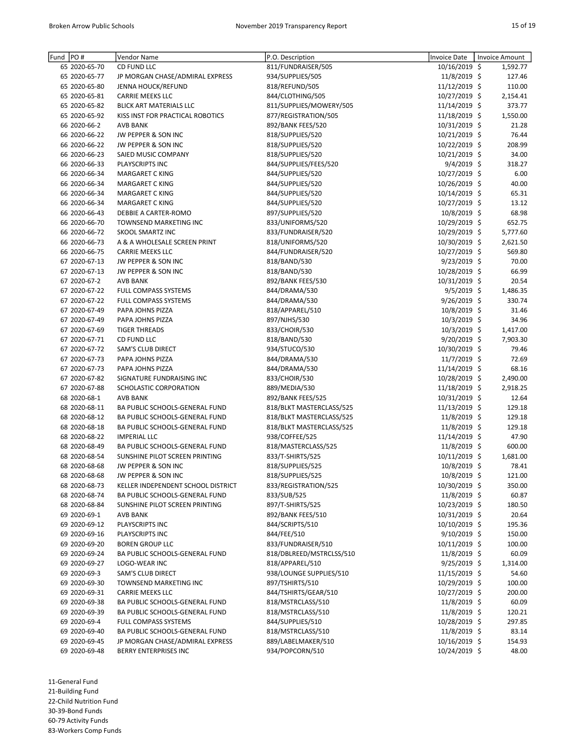| Fund | PO # | Vendor Name | P.O. Description | Invoice Date | Invoice Amount |
|---|---|---|---|---|---|
| 65 | 2020-65-70 | CD FUND LLC | 811/FUNDRAISER/505 | 10/16/2019 | $ 1,592.77 |
| 65 | 2020-65-77 | JP MORGAN CHASE/ADMIRAL EXPRESS | 934/SUPPLIES/505 | 11/8/2019 | $ 127.46 |
| 65 | 2020-65-80 | JENNA HOUCK/REFUND | 818/REFUND/505 | 11/12/2019 | $ 110.00 |
| 65 | 2020-65-81 | CARRIE MEEKS LLC | 844/CLOTHING/505 | 10/27/2019 | $ 2,154.41 |
| 65 | 2020-65-82 | BLICK ART MATERIALS LLC | 811/SUPPLIES/MOWERY/505 | 11/14/2019 | $ 373.77 |
| 65 | 2020-65-92 | KISS INST FOR PRACTICAL ROBOTICS | 877/REGISTRATION/505 | 11/18/2019 | $ 1,550.00 |
| 66 | 2020-66-2 | AVB BANK | 892/BANK FEES/520 | 10/31/2019 | $ 21.28 |
| 66 | 2020-66-22 | JW PEPPER & SON INC | 818/SUPPLIES/520 | 10/21/2019 | $ 76.44 |
| 66 | 2020-66-22 | JW PEPPER & SON INC | 818/SUPPLIES/520 | 10/22/2019 | $ 208.99 |
| 66 | 2020-66-23 | SAIED MUSIC COMPANY | 818/SUPPLIES/520 | 10/21/2019 | $ 34.00 |
| 66 | 2020-66-33 | PLAYSCRIPTS INC | 844/SUPPLIES/FEES/520 | 9/4/2019 | $ 318.27 |
| 66 | 2020-66-34 | MARGARET C KING | 844/SUPPLIES/520 | 10/27/2019 | $ 6.00 |
| 66 | 2020-66-34 | MARGARET C KING | 844/SUPPLIES/520 | 10/26/2019 | $ 40.00 |
| 66 | 2020-66-34 | MARGARET C KING | 844/SUPPLIES/520 | 10/14/2019 | $ 65.31 |
| 66 | 2020-66-34 | MARGARET C KING | 844/SUPPLIES/520 | 10/27/2019 | $ 13.12 |
| 66 | 2020-66-43 | DEBBIE A CARTER-ROMO | 897/SUPPLIES/520 | 10/8/2019 | $ 68.98 |
| 66 | 2020-66-70 | TOWNSEND MARKETING INC | 833/UNIFORMS/520 | 10/29/2019 | $ 652.75 |
| 66 | 2020-66-72 | SKOOL SMARTZ INC | 833/FUNDRAISER/520 | 10/29/2019 | $ 5,777.60 |
| 66 | 2020-66-73 | A & A WHOLESALE SCREEN PRINT | 818/UNIFORMS/520 | 10/30/2019 | $ 2,621.50 |
| 66 | 2020-66-75 | CARRIE MEEKS LLC | 844/FUNDRAISER/520 | 10/27/2019 | $ 569.80 |
| 67 | 2020-67-13 | JW PEPPER & SON INC | 818/BAND/530 | 9/23/2019 | $ 70.00 |
| 67 | 2020-67-13 | JW PEPPER & SON INC | 818/BAND/530 | 10/28/2019 | $ 66.99 |
| 67 | 2020-67-2 | AVB BANK | 892/BANK FEES/530 | 10/31/2019 | $ 20.54 |
| 67 | 2020-67-22 | FULL COMPASS SYSTEMS | 844/DRAMA/530 | 9/5/2019 | $ 1,486.35 |
| 67 | 2020-67-22 | FULL COMPASS SYSTEMS | 844/DRAMA/530 | 9/26/2019 | $ 330.74 |
| 67 | 2020-67-49 | PAPA JOHNS PIZZA | 818/APPAREL/510 | 10/8/2019 | $ 31.46 |
| 67 | 2020-67-49 | PAPA JOHNS PIZZA | 897/NJHS/530 | 10/3/2019 | $ 34.96 |
| 67 | 2020-67-69 | TIGER THREADS | 833/CHOIR/530 | 10/3/2019 | $ 1,417.00 |
| 67 | 2020-67-71 | CD FUND LLC | 818/BAND/530 | 9/20/2019 | $ 7,903.30 |
| 67 | 2020-67-72 | SAM'S CLUB DIRECT | 934/STUCO/530 | 10/30/2019 | $ 79.46 |
| 67 | 2020-67-73 | PAPA JOHNS PIZZA | 844/DRAMA/530 | 11/7/2019 | $ 72.69 |
| 67 | 2020-67-73 | PAPA JOHNS PIZZA | 844/DRAMA/530 | 11/14/2019 | $ 68.16 |
| 67 | 2020-67-82 | SIGNATURE FUNDRAISING INC | 833/CHOIR/530 | 10/28/2019 | $ 2,490.00 |
| 67 | 2020-67-88 | SCHOLASTIC CORPORATION | 889/MEDIA/530 | 11/18/2019 | $ 2,918.25 |
| 68 | 2020-68-1 | AVB BANK | 892/BANK FEES/525 | 10/31/2019 | $ 12.64 |
| 68 | 2020-68-11 | BA PUBLIC SCHOOLS-GENERAL FUND | 818/BLKT MASTERCLASS/525 | 11/13/2019 | $ 129.18 |
| 68 | 2020-68-12 | BA PUBLIC SCHOOLS-GENERAL FUND | 818/BLKT MASTERCLASS/525 | 11/8/2019 | $ 129.18 |
| 68 | 2020-68-18 | BA PUBLIC SCHOOLS-GENERAL FUND | 818/BLKT MASTERCLASS/525 | 11/8/2019 | $ 129.18 |
| 68 | 2020-68-22 | IMPERIAL LLC | 938/COFFEE/525 | 11/14/2019 | $ 47.90 |
| 68 | 2020-68-49 | BA PUBLIC SCHOOLS-GENERAL FUND | 818/MASTERCLASS/525 | 11/8/2019 | $ 600.00 |
| 68 | 2020-68-54 | SUNSHINE PILOT SCREEN PRINTING | 833/T-SHIRTS/525 | 10/11/2019 | $ 1,681.00 |
| 68 | 2020-68-68 | JW PEPPER & SON INC | 818/SUPPLIES/525 | 10/8/2019 | $ 78.41 |
| 68 | 2020-68-68 | JW PEPPER & SON INC | 818/SUPPLIES/525 | 10/8/2019 | $ 121.00 |
| 68 | 2020-68-73 | KELLER INDEPENDENT SCHOOL DISTRICT | 833/REGISTRATION/525 | 10/30/2019 | $ 350.00 |
| 68 | 2020-68-74 | BA PUBLIC SCHOOLS-GENERAL FUND | 833/SUB/525 | 11/8/2019 | $ 60.87 |
| 68 | 2020-68-84 | SUNSHINE PILOT SCREEN PRINTING | 897/T-SHIRTS/525 | 10/23/2019 | $ 180.50 |
| 69 | 2020-69-1 | AVB BANK | 892/BANK FEES/510 | 10/31/2019 | $ 20.64 |
| 69 | 2020-69-12 | PLAYSCRIPTS INC | 844/SCRIPTS/510 | 10/10/2019 | $ 195.36 |
| 69 | 2020-69-16 | PLAYSCRIPTS INC | 844/FEE/510 | 9/10/2019 | $ 150.00 |
| 69 | 2020-69-20 | BOREN GROUP LLC | 833/FUNDRAISER/510 | 10/11/2019 | $ 100.00 |
| 69 | 2020-69-24 | BA PUBLIC SCHOOLS-GENERAL FUND | 818/DBLREED/MSTRCLSS/510 | 11/8/2019 | $ 60.09 |
| 69 | 2020-69-27 | LOGO-WEAR INC | 818/APPAREL/510 | 9/25/2019 | $ 1,314.00 |
| 69 | 2020-69-3 | SAM'S CLUB DIRECT | 938/LOUNGE SUPPLIES/510 | 11/15/2019 | $ 54.60 |
| 69 | 2020-69-30 | TOWNSEND MARKETING INC | 897/TSHIRTS/510 | 10/29/2019 | $ 100.00 |
| 69 | 2020-69-31 | CARRIE MEEKS LLC | 844/TSHIRTS/GEAR/510 | 10/27/2019 | $ 200.00 |
| 69 | 2020-69-38 | BA PUBLIC SCHOOLS-GENERAL FUND | 818/MSTRCLASS/510 | 11/8/2019 | $ 60.09 |
| 69 | 2020-69-39 | BA PUBLIC SCHOOLS-GENERAL FUND | 818/MSTRCLASS/510 | 11/8/2019 | $ 120.21 |
| 69 | 2020-69-4 | FULL COMPASS SYSTEMS | 844/SUPPLIES/510 | 10/28/2019 | $ 297.85 |
| 69 | 2020-69-40 | BA PUBLIC SCHOOLS-GENERAL FUND | 818/MSTRCLASS/510 | 11/8/2019 | $ 83.14 |
| 69 | 2020-69-45 | JP MORGAN CHASE/ADMIRAL EXPRESS | 889/LABELMAKER/510 | 10/16/2019 | $ 154.93 |
| 69 | 2020-69-48 | BERRY ENTERPRISES INC | 934/POPCORN/510 | 10/24/2019 | $ 48.00 |

11-General Fund
21-Building Fund
22-Child Nutrition Fund
30-39-Bond Funds
60-79 Activity Funds
83-Workers Comp Funds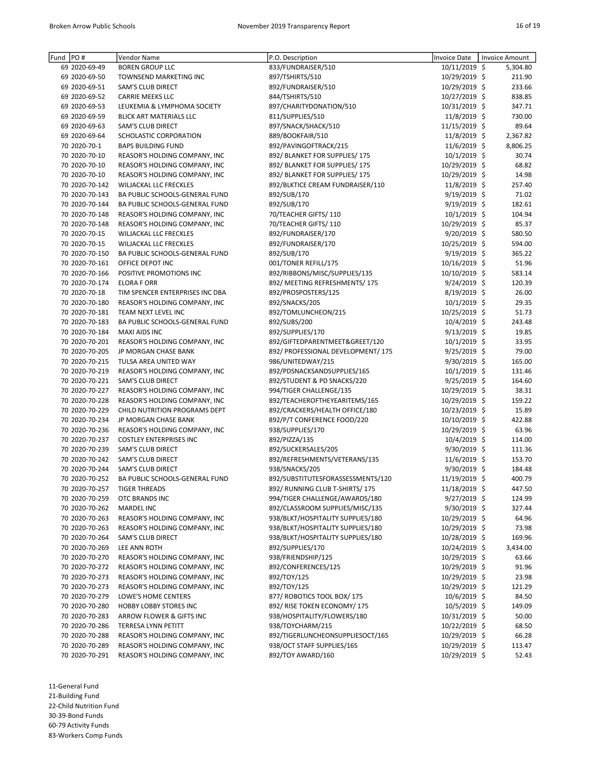| Fund | PO # | Vendor Name | P.O. Description | Invoice Date | Invoice Amount |
|---|---|---|---|---|---|
| 69 | 2020-69-49 | BOREN GROUP LLC | 833/FUNDRAISER/510 | 10/11/2019 | $ 5,304.80 |
| 69 | 2020-69-50 | TOWNSEND MARKETING INC | 897/TSHIRTS/510 | 10/29/2019 | $ 211.90 |
| 69 | 2020-69-51 | SAM'S CLUB DIRECT | 892/FUNDRAISER/510 | 10/29/2019 | $ 233.66 |
| 69 | 2020-69-52 | CARRIE MEEKS LLC | 844/TSHIRTS/510 | 10/27/2019 | $ 838.85 |
| 69 | 2020-69-53 | LEUKEMIA & LYMPHOMA SOCIETY | 897/CHARITYDONATION/510 | 10/31/2019 | $ 347.71 |
| 69 | 2020-69-59 | BLICK ART MATERIALS LLC | 811/SUPPLIES/510 | 11/8/2019 | $ 730.00 |
| 69 | 2020-69-63 | SAM'S CLUB DIRECT | 897/SNACK/SHACK/510 | 11/15/2019 | $ 89.64 |
| 69 | 2020-69-64 | SCHOLASTIC CORPORATION | 889/BOOKFAIR/510 | 11/8/2019 | $ 2,367.82 |
| 70 | 2020-70-1 | BAPS BUILDING FUND | 892/PAVINGOFTRACK/215 | 11/6/2019 | $ 8,806.25 |
| 70 | 2020-70-10 | REASOR'S HOLDING COMPANY, INC | 892/ BLANKET FOR SUPPLIES/ 175 | 10/1/2019 | $ 30.74 |
| 70 | 2020-70-10 | REASOR'S HOLDING COMPANY, INC | 892/ BLANKET FOR SUPPLIES/ 175 | 10/29/2019 | $ 68.82 |
| 70 | 2020-70-10 | REASOR'S HOLDING COMPANY, INC | 892/ BLANKET FOR SUPPLIES/ 175 | 10/29/2019 | $ 14.98 |
| 70 | 2020-70-142 | WILJACKAL LLC FRECKLES | 892/BLKTICE CREAM FUNDRAISER/110 | 11/8/2019 | $ 257.40 |
| 70 | 2020-70-143 | BA PUBLIC SCHOOLS-GENERAL FUND | 892/SUB/170 | 9/19/2019 | $ 71.02 |
| 70 | 2020-70-144 | BA PUBLIC SCHOOLS-GENERAL FUND | 892/SUB/170 | 9/19/2019 | $ 182.61 |
| 70 | 2020-70-148 | REASOR'S HOLDING COMPANY, INC | 70/TEACHER GIFTS/ 110 | 10/1/2019 | $ 104.94 |
| 70 | 2020-70-148 | REASOR'S HOLDING COMPANY, INC | 70/TEACHER GIFTS/ 110 | 10/29/2019 | $ 85.37 |
| 70 | 2020-70-15 | WILJACKAL LLC FRECKLES | 892/FUNDRAISER/170 | 9/20/2019 | $ 580.50 |
| 70 | 2020-70-15 | WILJACKAL LLC FRECKLES | 892/FUNDRAISER/170 | 10/25/2019 | $ 594.00 |
| 70 | 2020-70-150 | BA PUBLIC SCHOOLS-GENERAL FUND | 892/SUB/170 | 9/19/2019 | $ 365.22 |
| 70 | 2020-70-161 | OFFICE DEPOT INC | 001/TONER REFILL/175 | 10/16/2019 | $ 51.96 |
| 70 | 2020-70-166 | POSITIVE PROMOTIONS INC | 892/RIBBONS/MISC/SUPPLIES/135 | 10/10/2019 | $ 583.14 |
| 70 | 2020-70-174 | ELORA F ORR | 892/ MEETING REFRESHMENTS/ 175 | 9/24/2019 | $ 120.39 |
| 70 | 2020-70-18 | TIM SPENCER ENTERPRISES INC DBA | 892/PROSPOSTERS/125 | 8/19/2019 | $ 26.00 |
| 70 | 2020-70-180 | REASOR'S HOLDING COMPANY, INC | 892/SNACKS/205 | 10/1/2019 | $ 29.35 |
| 70 | 2020-70-181 | TEAM NEXT LEVEL INC | 892/TOMLUNCHEON/215 | 10/25/2019 | $ 51.73 |
| 70 | 2020-70-183 | BA PUBLIC SCHOOLS-GENERAL FUND | 892/SUBS/200 | 10/4/2019 | $ 243.48 |
| 70 | 2020-70-184 | MAXI AIDS INC | 892/SUPPLIES/170 | 9/13/2019 | $ 19.85 |
| 70 | 2020-70-201 | REASOR'S HOLDING COMPANY, INC | 892/GIFTEDPARENTMEET&GREET/120 | 10/1/2019 | $ 33.95 |
| 70 | 2020-70-205 | JP MORGAN CHASE BANK | 892/ PROFESSIONAL DEVELOPMENT/ 175 | 9/25/2019 | $ 79.00 |
| 70 | 2020-70-215 | TULSA AREA UNITED WAY | 986/UNITEDWAY/215 | 9/30/2019 | $ 165.00 |
| 70 | 2020-70-219 | REASOR'S HOLDING COMPANY, INC | 892/PDSNACKSANDSUPPLIES/165 | 10/1/2019 | $ 131.46 |
| 70 | 2020-70-221 | SAM'S CLUB DIRECT | 892/STUDENT & PD SNACKS/220 | 9/25/2019 | $ 164.60 |
| 70 | 2020-70-227 | REASOR'S HOLDING COMPANY, INC | 994/TIGER CHALLENGE/135 | 10/29/2019 | $ 38.31 |
| 70 | 2020-70-228 | REASOR'S HOLDING COMPANY, INC | 892/TEACHEROFTHEYEARITEMS/165 | 10/29/2019 | $ 159.22 |
| 70 | 2020-70-229 | CHILD NUTRITION PROGRAMS DEPT | 892/CRACKERS/HEALTH OFFICE/180 | 10/23/2019 | $ 15.89 |
| 70 | 2020-70-234 | JP MORGAN CHASE BANK | 892/P/T CONFERENCE FOOD/220 | 10/10/2019 | $ 422.88 |
| 70 | 2020-70-236 | REASOR'S HOLDING COMPANY, INC | 938/SUPPLIES/170 | 10/29/2019 | $ 63.96 |
| 70 | 2020-70-237 | COSTLEY ENTERPRISES INC | 892/PIZZA/135 | 10/4/2019 | $ 114.00 |
| 70 | 2020-70-239 | SAM'S CLUB DIRECT | 892/SUCKERSALES/205 | 9/30/2019 | $ 111.36 |
| 70 | 2020-70-242 | SAM'S CLUB DIRECT | 892/REFRESHMENTS/VETERANS/135 | 11/6/2019 | $ 153.70 |
| 70 | 2020-70-244 | SAM'S CLUB DIRECT | 938/SNACKS/205 | 9/30/2019 | $ 184.48 |
| 70 | 2020-70-252 | BA PUBLIC SCHOOLS-GENERAL FUND | 892/SUBSTITUTESFORASSESSMENTS/120 | 11/19/2019 | $ 400.79 |
| 70 | 2020-70-257 | TIGER THREADS | 892/ RUNNING CLUB T-SHIRTS/ 175 | 11/18/2019 | $ 447.50 |
| 70 | 2020-70-259 | OTC BRANDS INC | 994/TIGER CHALLENGE/AWARDS/180 | 9/27/2019 | $ 124.99 |
| 70 | 2020-70-262 | MARDEL INC | 892/CLASSROOM SUPPLIES/MISC/135 | 9/30/2019 | $ 327.44 |
| 70 | 2020-70-263 | REASOR'S HOLDING COMPANY, INC | 938/BLKT/HOSPITALITY SUPPLIES/180 | 10/29/2019 | $ 64.96 |
| 70 | 2020-70-263 | REASOR'S HOLDING COMPANY, INC | 938/BLKT/HOSPITALITY SUPPLIES/180 | 10/29/2019 | $ 73.98 |
| 70 | 2020-70-264 | SAM'S CLUB DIRECT | 938/BLKT/HOSPITALITY SUPPLIES/180 | 10/28/2019 | $ 169.96 |
| 70 | 2020-70-269 | LEE ANN ROTH | 892/SUPPLIES/170 | 10/24/2019 | $ 3,434.00 |
| 70 | 2020-70-270 | REASOR'S HOLDING COMPANY, INC | 938/FRIENDSHIP/125 | 10/29/2019 | $ 63.66 |
| 70 | 2020-70-272 | REASOR'S HOLDING COMPANY, INC | 892/CONFERENCES/125 | 10/29/2019 | $ 91.96 |
| 70 | 2020-70-273 | REASOR'S HOLDING COMPANY, INC | 892/TOY/125 | 10/29/2019 | $ 23.98 |
| 70 | 2020-70-273 | REASOR'S HOLDING COMPANY, INC | 892/TOY/125 | 10/29/2019 | $ 121.29 |
| 70 | 2020-70-279 | LOWE'S HOME CENTERS | 877/ ROBOTICS TOOL BOX/ 175 | 10/6/2019 | $ 84.50 |
| 70 | 2020-70-280 | HOBBY LOBBY STORES INC | 892/ RISE TOKEN ECONOMY/ 175 | 10/5/2019 | $ 149.09 |
| 70 | 2020-70-283 | ARROW FLOWER & GIFTS INC | 938/HOSPITALITY/FLOWERS/180 | 10/31/2019 | $ 50.00 |
| 70 | 2020-70-286 | TERRESA LYNN PETITT | 938/TOYCHARM/215 | 10/22/2019 | $ 68.50 |
| 70 | 2020-70-288 | REASOR'S HOLDING COMPANY, INC | 892/TIGERLUNCHEONSUPPLIESOCT/165 | 10/29/2019 | $ 66.28 |
| 70 | 2020-70-289 | REASOR'S HOLDING COMPANY, INC | 938/OCT STAFF SUPPLIES/165 | 10/29/2019 | $ 113.47 |
| 70 | 2020-70-291 | REASOR'S HOLDING COMPANY, INC | 892/TOY AWARD/160 | 10/29/2019 | $ 52.43 |

11-General Fund
21-Building Fund
22-Child Nutrition Fund
30-39-Bond Funds
60-79 Activity Funds
83-Workers Comp Funds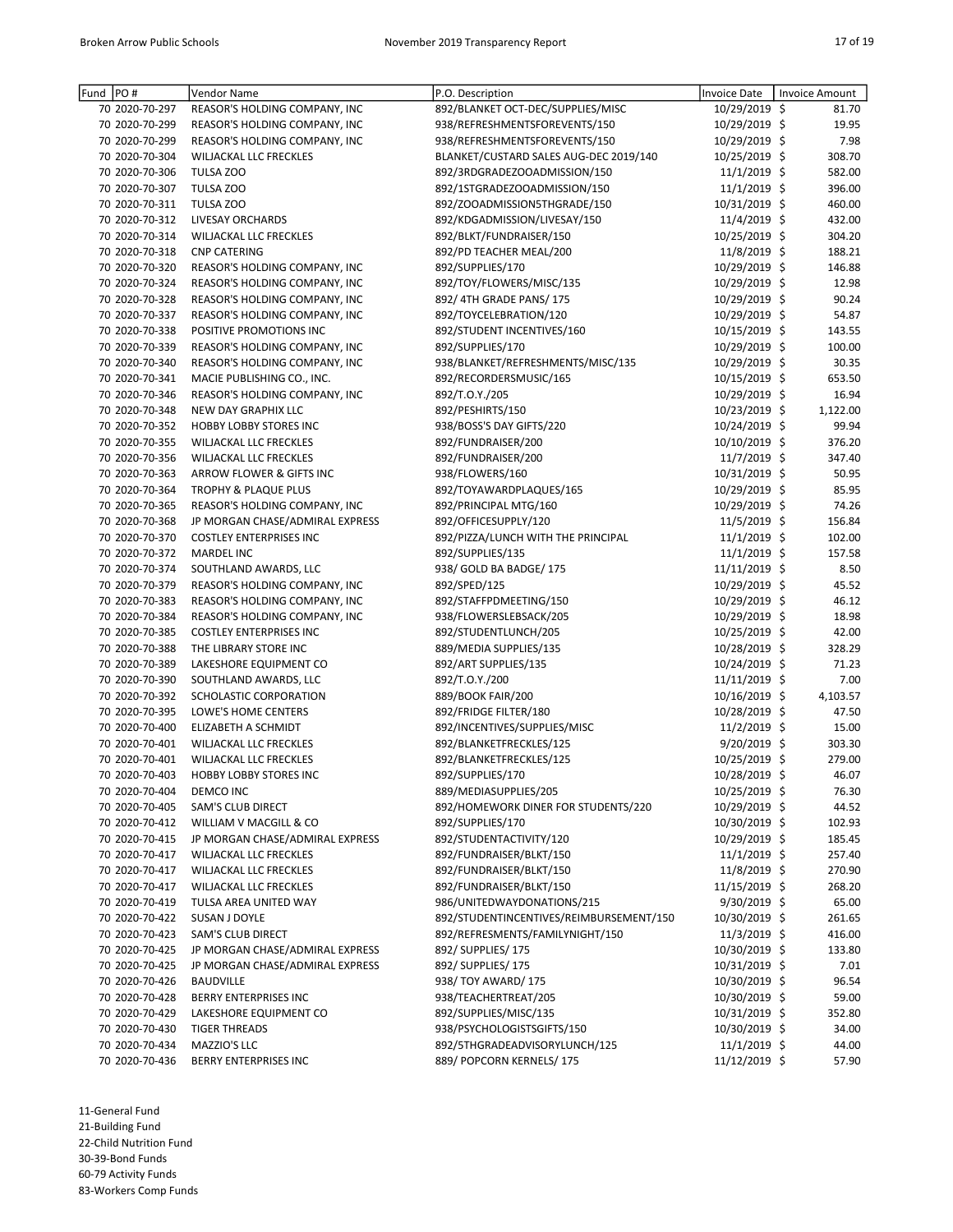| Fund | PO # | Vendor Name | P.O. Description | Invoice Date | Invoice Amount |
|---|---|---|---|---|---|
| 70 | 2020-70-297 | REASOR'S HOLDING COMPANY, INC | 892/BLANKET OCT-DEC/SUPPLIES/MISC | 10/29/2019 | $ 81.70 |
| 70 | 2020-70-299 | REASOR'S HOLDING COMPANY, INC | 938/REFRESHMENTSFOREVENTS/150 | 10/29/2019 | $ 19.95 |
| 70 | 2020-70-299 | REASOR'S HOLDING COMPANY, INC | 938/REFRESHMENTSFOREVENTS/150 | 10/29/2019 | $ 7.98 |
| 70 | 2020-70-304 | WILJACKAL LLC FRECKLES | BLANKET/CUSTARD SALES AUG-DEC 2019/140 | 10/25/2019 | $ 308.70 |
| 70 | 2020-70-306 | TULSA ZOO | 892/3RDGRADEZOOADMISSION/150 | 11/1/2019 | $ 582.00 |
| 70 | 2020-70-307 | TULSA ZOO | 892/1STGRADEZOOADMISSION/150 | 11/1/2019 | $ 396.00 |
| 70 | 2020-70-311 | TULSA ZOO | 892/ZOOADMISSION5THGRADE/150 | 10/31/2019 | $ 460.00 |
| 70 | 2020-70-312 | LIVESAY ORCHARDS | 892/KDGADMISSION/LIVESAY/150 | 11/4/2019 | $ 432.00 |
| 70 | 2020-70-314 | WILJACKAL LLC FRECKLES | 892/BLKT/FUNDRAISER/150 | 10/25/2019 | $ 304.20 |
| 70 | 2020-70-318 | CNP CATERING | 892/PD TEACHER MEAL/200 | 11/8/2019 | $ 188.21 |
| 70 | 2020-70-320 | REASOR'S HOLDING COMPANY, INC | 892/SUPPLIES/170 | 10/29/2019 | $ 146.88 |
| 70 | 2020-70-324 | REASOR'S HOLDING COMPANY, INC | 892/TOY/FLOWERS/MISC/135 | 10/29/2019 | $ 12.98 |
| 70 | 2020-70-328 | REASOR'S HOLDING COMPANY, INC | 892/ 4TH GRADE PANS/ 175 | 10/29/2019 | $ 90.24 |
| 70 | 2020-70-337 | REASOR'S HOLDING COMPANY, INC | 892/TOYCELEBRATION/120 | 10/29/2019 | $ 54.87 |
| 70 | 2020-70-338 | POSITIVE PROMOTIONS INC | 892/STUDENT INCENTIVES/160 | 10/15/2019 | $ 143.55 |
| 70 | 2020-70-339 | REASOR'S HOLDING COMPANY, INC | 892/SUPPLIES/170 | 10/29/2019 | $ 100.00 |
| 70 | 2020-70-340 | REASOR'S HOLDING COMPANY, INC | 938/BLANKET/REFRESHMENTS/MISC/135 | 10/29/2019 | $ 30.35 |
| 70 | 2020-70-341 | MACIE PUBLISHING CO., INC. | 892/RECORDERSMUSIC/165 | 10/15/2019 | $ 653.50 |
| 70 | 2020-70-346 | REASOR'S HOLDING COMPANY, INC | 892/T.O.Y./205 | 10/29/2019 | $ 16.94 |
| 70 | 2020-70-348 | NEW DAY GRAPHIX LLC | 892/PESHIRTS/150 | 10/23/2019 | $ 1,122.00 |
| 70 | 2020-70-352 | HOBBY LOBBY STORES INC | 938/BOSS'S DAY GIFTS/220 | 10/24/2019 | $ 99.94 |
| 70 | 2020-70-355 | WILJACKAL LLC FRECKLES | 892/FUNDRAISER/200 | 10/10/2019 | $ 376.20 |
| 70 | 2020-70-356 | WILJACKAL LLC FRECKLES | 892/FUNDRAISER/200 | 11/7/2019 | $ 347.40 |
| 70 | 2020-70-363 | ARROW FLOWER & GIFTS INC | 938/FLOWERS/160 | 10/31/2019 | $ 50.95 |
| 70 | 2020-70-364 | TROPHY & PLAQUE PLUS | 892/TOYAWARDPLAQUES/165 | 10/29/2019 | $ 85.95 |
| 70 | 2020-70-365 | REASOR'S HOLDING COMPANY, INC | 892/PRINCIPAL MTG/160 | 10/29/2019 | $ 74.26 |
| 70 | 2020-70-368 | JP MORGAN CHASE/ADMIRAL EXPRESS | 892/OFFICESUPPLY/120 | 11/5/2019 | $ 156.84 |
| 70 | 2020-70-370 | COSTLEY ENTERPRISES INC | 892/PIZZA/LUNCH WITH THE PRINCIPAL | 11/1/2019 | $ 102.00 |
| 70 | 2020-70-372 | MARDEL INC | 892/SUPPLIES/135 | 11/1/2019 | $ 157.58 |
| 70 | 2020-70-374 | SOUTHLAND AWARDS, LLC | 938/ GOLD BA BADGE/ 175 | 11/11/2019 | $ 8.50 |
| 70 | 2020-70-379 | REASOR'S HOLDING COMPANY, INC | 892/SPED/125 | 10/29/2019 | $ 45.52 |
| 70 | 2020-70-383 | REASOR'S HOLDING COMPANY, INC | 892/STAFFPDMEETING/150 | 10/29/2019 | $ 46.12 |
| 70 | 2020-70-384 | REASOR'S HOLDING COMPANY, INC | 938/FLOWERSLEBSACK/205 | 10/29/2019 | $ 18.98 |
| 70 | 2020-70-385 | COSTLEY ENTERPRISES INC | 892/STUDENTLUNCH/205 | 10/25/2019 | $ 42.00 |
| 70 | 2020-70-388 | THE LIBRARY STORE INC | 889/MEDIA SUPPLIES/135 | 10/28/2019 | $ 328.29 |
| 70 | 2020-70-389 | LAKESHORE EQUIPMENT CO | 892/ART SUPPLIES/135 | 10/24/2019 | $ 71.23 |
| 70 | 2020-70-390 | SOUTHLAND AWARDS, LLC | 892/T.O.Y./200 | 11/11/2019 | $ 7.00 |
| 70 | 2020-70-392 | SCHOLASTIC CORPORATION | 889/BOOK FAIR/200 | 10/16/2019 | $ 4,103.57 |
| 70 | 2020-70-395 | LOWE'S HOME CENTERS | 892/FRIDGE FILTER/180 | 10/28/2019 | $ 47.50 |
| 70 | 2020-70-400 | ELIZABETH A SCHMIDT | 892/INCENTIVES/SUPPLIES/MISC | 11/2/2019 | $ 15.00 |
| 70 | 2020-70-401 | WILJACKAL LLC FRECKLES | 892/BLANKETFRECKLES/125 | 9/20/2019 | $ 303.30 |
| 70 | 2020-70-401 | WILJACKAL LLC FRECKLES | 892/BLANKETFRECKLES/125 | 10/25/2019 | $ 279.00 |
| 70 | 2020-70-403 | HOBBY LOBBY STORES INC | 892/SUPPLIES/170 | 10/28/2019 | $ 46.07 |
| 70 | 2020-70-404 | DEMCO INC | 889/MEDIASUPPLIES/205 | 10/25/2019 | $ 76.30 |
| 70 | 2020-70-405 | SAM'S CLUB DIRECT | 892/HOMEWORK DINER FOR STUDENTS/220 | 10/29/2019 | $ 44.52 |
| 70 | 2020-70-412 | WILLIAM V MACGILL & CO | 892/SUPPLIES/170 | 10/30/2019 | $ 102.93 |
| 70 | 2020-70-415 | JP MORGAN CHASE/ADMIRAL EXPRESS | 892/STUDENTACTIVITY/120 | 10/29/2019 | $ 185.45 |
| 70 | 2020-70-417 | WILJACKAL LLC FRECKLES | 892/FUNDRAISER/BLKT/150 | 11/1/2019 | $ 257.40 |
| 70 | 2020-70-417 | WILJACKAL LLC FRECKLES | 892/FUNDRAISER/BLKT/150 | 11/8/2019 | $ 270.90 |
| 70 | 2020-70-417 | WILJACKAL LLC FRECKLES | 892/FUNDRAISER/BLKT/150 | 11/15/2019 | $ 268.20 |
| 70 | 2020-70-419 | TULSA AREA UNITED WAY | 986/UNITEDWAYDONATIONS/215 | 9/30/2019 | $ 65.00 |
| 70 | 2020-70-422 | SUSAN J DOYLE | 892/STUDENTINCENTIVES/REIMBURSEMENT/150 | 10/30/2019 | $ 261.65 |
| 70 | 2020-70-423 | SAM'S CLUB DIRECT | 892/REFRESMENTS/FAMILYNIGHT/150 | 11/3/2019 | $ 416.00 |
| 70 | 2020-70-425 | JP MORGAN CHASE/ADMIRAL EXPRESS | 892/ SUPPLIES/ 175 | 10/30/2019 | $ 133.80 |
| 70 | 2020-70-425 | JP MORGAN CHASE/ADMIRAL EXPRESS | 892/ SUPPLIES/ 175 | 10/31/2019 | $ 7.01 |
| 70 | 2020-70-426 | BAUDVILLE | 938/ TOY AWARD/ 175 | 10/30/2019 | $ 96.54 |
| 70 | 2020-70-428 | BERRY ENTERPRISES INC | 938/TEACHERTREAT/205 | 10/30/2019 | $ 59.00 |
| 70 | 2020-70-429 | LAKESHORE EQUIPMENT CO | 892/SUPPLIES/MISC/135 | 10/31/2019 | $ 352.80 |
| 70 | 2020-70-430 | TIGER THREADS | 938/PSYCHOLOGISTSGIFTS/150 | 10/30/2019 | $ 34.00 |
| 70 | 2020-70-434 | MAZZIO'S LLC | 892/5THGRADEADVISORYLUNCH/125 | 11/1/2019 | $ 44.00 |
| 70 | 2020-70-436 | BERRY ENTERPRISES INC | 889/ POPCORN KERNELS/ 175 | 11/12/2019 | $ 57.90 |

11-General Fund
21-Building Fund
22-Child Nutrition Fund
30-39-Bond Funds
60-79 Activity Funds
83-Workers Comp Funds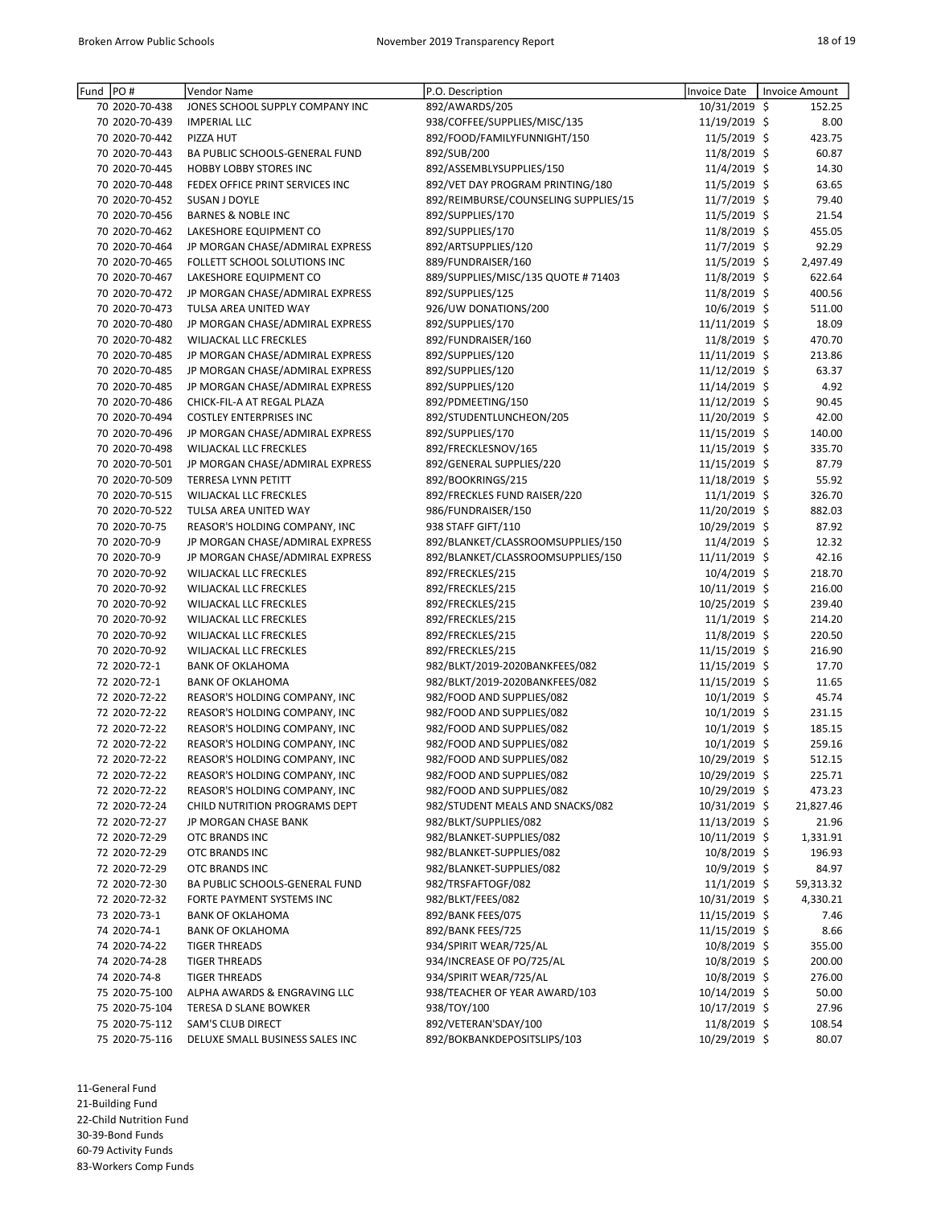| Fund | PO # | Vendor Name | P.O. Description | Invoice Date | Invoice Amount |
|---|---|---|---|---|---|
| 70 | 2020-70-438 | JONES SCHOOL SUPPLY COMPANY INC | 892/AWARDS/205 | 10/31/2019 | $ 152.25 |
| 70 | 2020-70-439 | IMPERIAL LLC | 938/COFFEE/SUPPLIES/MISC/135 | 11/19/2019 | $ 8.00 |
| 70 | 2020-70-442 | PIZZA HUT | 892/FOOD/FAMILYFUNNIGHT/150 | 11/5/2019 | $ 423.75 |
| 70 | 2020-70-443 | BA PUBLIC SCHOOLS-GENERAL FUND | 892/SUB/200 | 11/8/2019 | $ 60.87 |
| 70 | 2020-70-445 | HOBBY LOBBY STORES INC | 892/ASSEMBLYSUPPLIES/150 | 11/4/2019 | $ 14.30 |
| 70 | 2020-70-448 | FEDEX OFFICE PRINT SERVICES INC | 892/VET DAY PROGRAM PRINTING/180 | 11/5/2019 | $ 63.65 |
| 70 | 2020-70-452 | SUSAN J DOYLE | 892/REIMBURSE/COUNSELING SUPPLIES/15 | 11/7/2019 | $ 79.40 |
| 70 | 2020-70-456 | BARNES & NOBLE INC | 892/SUPPLIES/170 | 11/5/2019 | $ 21.54 |
| 70 | 2020-70-462 | LAKESHORE EQUIPMENT CO | 892/SUPPLIES/170 | 11/8/2019 | $ 455.05 |
| 70 | 2020-70-464 | JP MORGAN CHASE/ADMIRAL EXPRESS | 892/ARTSUPPLIES/120 | 11/7/2019 | $ 92.29 |
| 70 | 2020-70-465 | FOLLETT SCHOOL SOLUTIONS INC | 889/FUNDRAISER/160 | 11/5/2019 | $ 2,497.49 |
| 70 | 2020-70-467 | LAKESHORE EQUIPMENT CO | 889/SUPPLIES/MISC/135 QUOTE # 71403 | 11/8/2019 | $ 622.64 |
| 70 | 2020-70-472 | JP MORGAN CHASE/ADMIRAL EXPRESS | 892/SUPPLIES/125 | 11/8/2019 | $ 400.56 |
| 70 | 2020-70-473 | TULSA AREA UNITED WAY | 926/UW DONATIONS/200 | 10/6/2019 | $ 511.00 |
| 70 | 2020-70-480 | JP MORGAN CHASE/ADMIRAL EXPRESS | 892/SUPPLIES/170 | 11/11/2019 | $ 18.09 |
| 70 | 2020-70-482 | WILJACKAL LLC FRECKLES | 892/FUNDRAISER/160 | 11/8/2019 | $ 470.70 |
| 70 | 2020-70-485 | JP MORGAN CHASE/ADMIRAL EXPRESS | 892/SUPPLIES/120 | 11/11/2019 | $ 213.86 |
| 70 | 2020-70-485 | JP MORGAN CHASE/ADMIRAL EXPRESS | 892/SUPPLIES/120 | 11/12/2019 | $ 63.37 |
| 70 | 2020-70-485 | JP MORGAN CHASE/ADMIRAL EXPRESS | 892/SUPPLIES/120 | 11/14/2019 | $ 4.92 |
| 70 | 2020-70-486 | CHICK-FIL-A AT REGAL PLAZA | 892/PDMEETING/150 | 11/12/2019 | $ 90.45 |
| 70 | 2020-70-494 | COSTLEY ENTERPRISES INC | 892/STUDENTLUNCHEON/205 | 11/20/2019 | $ 42.00 |
| 70 | 2020-70-496 | JP MORGAN CHASE/ADMIRAL EXPRESS | 892/SUPPLIES/170 | 11/15/2019 | $ 140.00 |
| 70 | 2020-70-498 | WILJACKAL LLC FRECKLES | 892/FRECKLESNOV/165 | 11/15/2019 | $ 335.70 |
| 70 | 2020-70-501 | JP MORGAN CHASE/ADMIRAL EXPRESS | 892/GENERAL SUPPLIES/220 | 11/15/2019 | $ 87.79 |
| 70 | 2020-70-509 | TERRESA LYNN PETITT | 892/BOOKRINGS/215 | 11/18/2019 | $ 55.92 |
| 70 | 2020-70-515 | WILJACKAL LLC FRECKLES | 892/FRECKLES FUND RAISER/220 | 11/1/2019 | $ 326.70 |
| 70 | 2020-70-522 | TULSA AREA UNITED WAY | 986/FUNDRAISER/150 | 11/20/2019 | $ 882.03 |
| 70 | 2020-70-75 | REASOR'S HOLDING COMPANY, INC | 938 STAFF GIFT/110 | 10/29/2019 | $ 87.92 |
| 70 | 2020-70-9 | JP MORGAN CHASE/ADMIRAL EXPRESS | 892/BLANKET/CLASSROOMSUPPLIES/150 | 11/4/2019 | $ 12.32 |
| 70 | 2020-70-9 | JP MORGAN CHASE/ADMIRAL EXPRESS | 892/BLANKET/CLASSROOMSUPPLIES/150 | 11/11/2019 | $ 42.16 |
| 70 | 2020-70-92 | WILJACKAL LLC FRECKLES | 892/FRECKLES/215 | 10/4/2019 | $ 218.70 |
| 70 | 2020-70-92 | WILJACKAL LLC FRECKLES | 892/FRECKLES/215 | 10/11/2019 | $ 216.00 |
| 70 | 2020-70-92 | WILJACKAL LLC FRECKLES | 892/FRECKLES/215 | 10/25/2019 | $ 239.40 |
| 70 | 2020-70-92 | WILJACKAL LLC FRECKLES | 892/FRECKLES/215 | 11/1/2019 | $ 214.20 |
| 70 | 2020-70-92 | WILJACKAL LLC FRECKLES | 892/FRECKLES/215 | 11/8/2019 | $ 220.50 |
| 70 | 2020-70-92 | WILJACKAL LLC FRECKLES | 892/FRECKLES/215 | 11/15/2019 | $ 216.90 |
| 72 | 2020-72-1 | BANK OF OKLAHOMA | 982/BLKT/2019-2020BANKFEES/082 | 11/15/2019 | $ 17.70 |
| 72 | 2020-72-1 | BANK OF OKLAHOMA | 982/BLKT/2019-2020BANKFEES/082 | 11/15/2019 | $ 11.65 |
| 72 | 2020-72-22 | REASOR'S HOLDING COMPANY, INC | 982/FOOD AND SUPPLIES/082 | 10/1/2019 | $ 45.74 |
| 72 | 2020-72-22 | REASOR'S HOLDING COMPANY, INC | 982/FOOD AND SUPPLIES/082 | 10/1/2019 | $ 231.15 |
| 72 | 2020-72-22 | REASOR'S HOLDING COMPANY, INC | 982/FOOD AND SUPPLIES/082 | 10/1/2019 | $ 185.15 |
| 72 | 2020-72-22 | REASOR'S HOLDING COMPANY, INC | 982/FOOD AND SUPPLIES/082 | 10/1/2019 | $ 259.16 |
| 72 | 2020-72-22 | REASOR'S HOLDING COMPANY, INC | 982/FOOD AND SUPPLIES/082 | 10/29/2019 | $ 512.15 |
| 72 | 2020-72-22 | REASOR'S HOLDING COMPANY, INC | 982/FOOD AND SUPPLIES/082 | 10/29/2019 | $ 225.71 |
| 72 | 2020-72-22 | REASOR'S HOLDING COMPANY, INC | 982/FOOD AND SUPPLIES/082 | 10/29/2019 | $ 473.23 |
| 72 | 2020-72-24 | CHILD NUTRITION PROGRAMS DEPT | 982/STUDENT MEALS AND SNACKS/082 | 10/31/2019 | $ 21,827.46 |
| 72 | 2020-72-27 | JP MORGAN CHASE BANK | 982/BLKT/SUPPLIES/082 | 11/13/2019 | $ 21.96 |
| 72 | 2020-72-29 | OTC BRANDS INC | 982/BLANKET-SUPPLIES/082 | 10/11/2019 | $ 1,331.91 |
| 72 | 2020-72-29 | OTC BRANDS INC | 982/BLANKET-SUPPLIES/082 | 10/8/2019 | $ 196.93 |
| 72 | 2020-72-29 | OTC BRANDS INC | 982/BLANKET-SUPPLIES/082 | 10/9/2019 | $ 84.97 |
| 72 | 2020-72-30 | BA PUBLIC SCHOOLS-GENERAL FUND | 982/TRSFAFTOGF/082 | 11/1/2019 | $ 59,313.32 |
| 72 | 2020-72-32 | FORTE PAYMENT SYSTEMS INC | 982/BLKT/FEES/082 | 10/31/2019 | $ 4,330.21 |
| 73 | 2020-73-1 | BANK OF OKLAHOMA | 892/BANK FEES/075 | 11/15/2019 | $ 7.46 |
| 74 | 2020-74-1 | BANK OF OKLAHOMA | 892/BANK FEES/725 | 11/15/2019 | $ 8.66 |
| 74 | 2020-74-22 | TIGER THREADS | 934/SPIRIT WEAR/725/AL | 10/8/2019 | $ 355.00 |
| 74 | 2020-74-28 | TIGER THREADS | 934/INCREASE OF PO/725/AL | 10/8/2019 | $ 200.00 |
| 74 | 2020-74-8 | TIGER THREADS | 934/SPIRIT WEAR/725/AL | 10/8/2019 | $ 276.00 |
| 75 | 2020-75-100 | ALPHA AWARDS & ENGRAVING LLC | 938/TEACHER OF YEAR AWARD/103 | 10/14/2019 | $ 50.00 |
| 75 | 2020-75-104 | TERESA D SLANE BOWKER | 938/TOY/100 | 10/17/2019 | $ 27.96 |
| 75 | 2020-75-112 | SAM'S CLUB DIRECT | 892/VETERAN'SDAY/100 | 11/8/2019 | $ 108.54 |
| 75 | 2020-75-116 | DELUXE SMALL BUSINESS SALES INC | 892/BOKBANKDEPOSITSLIPS/103 | 10/29/2019 | $ 80.07 |

11-General Fund
21-Building Fund
22-Child Nutrition Fund
30-39-Bond Funds
60-79 Activity Funds
83-Workers Comp Funds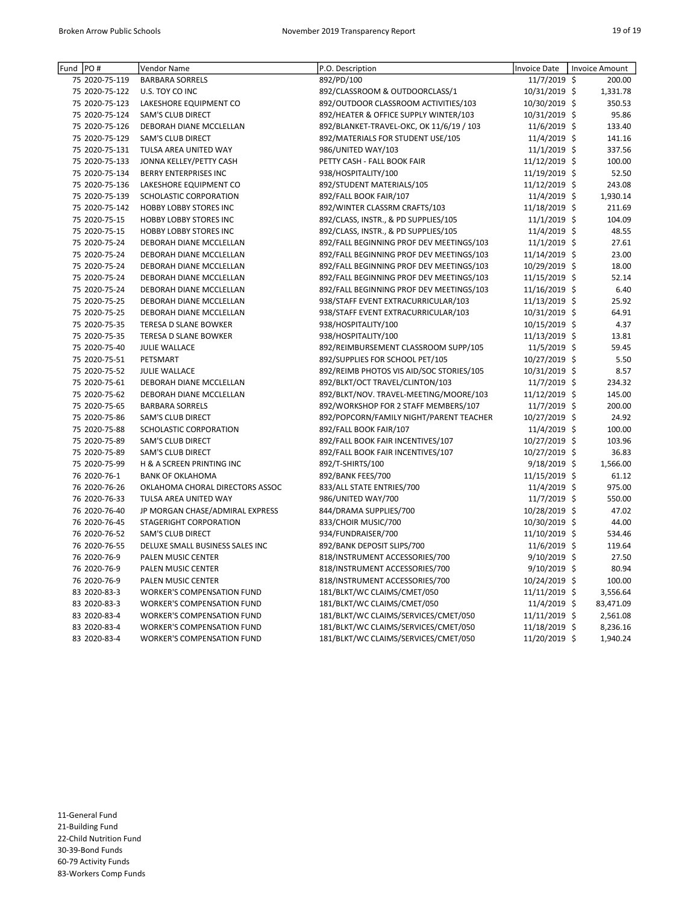| Fund | PO # | Vendor Name | P.O. Description | Invoice Date | Invoice Amount |
|---|---|---|---|---|---|
| 75 | 2020-75-119 | BARBARA SORRELS | 892/PD/100 | 11/7/2019 | $ 200.00 |
| 75 | 2020-75-122 | U.S. TOY CO INC | 892/CLASSROOM & OUTDOORCLASS/1 | 10/31/2019 | $ 1,331.78 |
| 75 | 2020-75-123 | LAKESHORE EQUIPMENT CO | 892/OUTDOOR CLASSROOM ACTIVITIES/103 | 10/30/2019 | $ 350.53 |
| 75 | 2020-75-124 | SAM'S CLUB DIRECT | 892/HEATER & OFFICE SUPPLY WINTER/103 | 10/31/2019 | $ 95.86 |
| 75 | 2020-75-126 | DEBORAH DIANE MCCLELLAN | 892/BLANKET-TRAVEL-OKC, OK 11/6/19 / 103 | 11/6/2019 | $ 133.40 |
| 75 | 2020-75-129 | SAM'S CLUB DIRECT | 892/MATERIALS FOR STUDENT USE/105 | 11/4/2019 | $ 141.16 |
| 75 | 2020-75-131 | TULSA AREA UNITED WAY | 986/UNITED WAY/103 | 11/1/2019 | $ 337.56 |
| 75 | 2020-75-133 | JONNA KELLEY/PETTY CASH | PETTY CASH - FALL BOOK FAIR | 11/12/2019 | $ 100.00 |
| 75 | 2020-75-134 | BERRY ENTERPRISES INC | 938/HOSPITALITY/100 | 11/19/2019 | $ 52.50 |
| 75 | 2020-75-136 | LAKESHORE EQUIPMENT CO | 892/STUDENT MATERIALS/105 | 11/12/2019 | $ 243.08 |
| 75 | 2020-75-139 | SCHOLASTIC CORPORATION | 892/FALL BOOK FAIR/107 | 11/4/2019 | $ 1,930.14 |
| 75 | 2020-75-142 | HOBBY LOBBY STORES INC | 892/WINTER CLASSRM CRAFTS/103 | 11/18/2019 | $ 211.69 |
| 75 | 2020-75-15 | HOBBY LOBBY STORES INC | 892/CLASS, INSTR., & PD SUPPLIES/105 | 11/1/2019 | $ 104.09 |
| 75 | 2020-75-15 | HOBBY LOBBY STORES INC | 892/CLASS, INSTR., & PD SUPPLIES/105 | 11/4/2019 | $ 48.55 |
| 75 | 2020-75-24 | DEBORAH DIANE MCCLELLAN | 892/FALL BEGINNING PROF DEV MEETINGS/103 | 11/1/2019 | $ 27.61 |
| 75 | 2020-75-24 | DEBORAH DIANE MCCLELLAN | 892/FALL BEGINNING PROF DEV MEETINGS/103 | 11/14/2019 | $ 23.00 |
| 75 | 2020-75-24 | DEBORAH DIANE MCCLELLAN | 892/FALL BEGINNING PROF DEV MEETINGS/103 | 10/29/2019 | $ 18.00 |
| 75 | 2020-75-24 | DEBORAH DIANE MCCLELLAN | 892/FALL BEGINNING PROF DEV MEETINGS/103 | 11/15/2019 | $ 52.14 |
| 75 | 2020-75-24 | DEBORAH DIANE MCCLELLAN | 892/FALL BEGINNING PROF DEV MEETINGS/103 | 11/16/2019 | $ 6.40 |
| 75 | 2020-75-25 | DEBORAH DIANE MCCLELLAN | 938/STAFF EVENT EXTRACURRICULAR/103 | 11/13/2019 | $ 25.92 |
| 75 | 2020-75-25 | DEBORAH DIANE MCCLELLAN | 938/STAFF EVENT EXTRACURRICULAR/103 | 10/31/2019 | $ 64.91 |
| 75 | 2020-75-35 | TERESA D SLANE BOWKER | 938/HOSPITALITY/100 | 10/15/2019 | $ 4.37 |
| 75 | 2020-75-35 | TERESA D SLANE BOWKER | 938/HOSPITALITY/100 | 11/13/2019 | $ 13.81 |
| 75 | 2020-75-40 | JULIE WALLACE | 892/REIMBURSEMENT CLASSROOM SUPP/105 | 11/5/2019 | $ 59.45 |
| 75 | 2020-75-51 | PETSMART | 892/SUPPLIES FOR SCHOOL PET/105 | 10/27/2019 | $ 5.50 |
| 75 | 2020-75-52 | JULIE WALLACE | 892/REIMB PHOTOS VIS AID/SOC STORIES/105 | 10/31/2019 | $ 8.57 |
| 75 | 2020-75-61 | DEBORAH DIANE MCCLELLAN | 892/BLKT/OCT TRAVEL/CLINTON/103 | 11/7/2019 | $ 234.32 |
| 75 | 2020-75-62 | DEBORAH DIANE MCCLELLAN | 892/BLKT/NOV. TRAVEL-MEETING/MOORE/103 | 11/12/2019 | $ 145.00 |
| 75 | 2020-75-65 | BARBARA SORRELS | 892/WORKSHOP FOR 2 STAFF MEMBERS/107 | 11/7/2019 | $ 200.00 |
| 75 | 2020-75-86 | SAM'S CLUB DIRECT | 892/POPCORN/FAMILY NIGHT/PARENT TEACHER | 10/27/2019 | $ 24.92 |
| 75 | 2020-75-88 | SCHOLASTIC CORPORATION | 892/FALL BOOK FAIR/107 | 11/4/2019 | $ 100.00 |
| 75 | 2020-75-89 | SAM'S CLUB DIRECT | 892/FALL BOOK FAIR INCENTIVES/107 | 10/27/2019 | $ 103.96 |
| 75 | 2020-75-89 | SAM'S CLUB DIRECT | 892/FALL BOOK FAIR INCENTIVES/107 | 10/27/2019 | $ 36.83 |
| 75 | 2020-75-99 | H & A SCREEN PRINTING INC | 892/T-SHIRTS/100 | 9/18/2019 | $ 1,566.00 |
| 76 | 2020-76-1 | BANK OF OKLAHOMA | 892/BANK FEES/700 | 11/15/2019 | $ 61.12 |
| 76 | 2020-76-26 | OKLAHOMA CHORAL DIRECTORS ASSOC | 833/ALL STATE ENTRIES/700 | 11/4/2019 | $ 975.00 |
| 76 | 2020-76-33 | TULSA AREA UNITED WAY | 986/UNITED WAY/700 | 11/7/2019 | $ 550.00 |
| 76 | 2020-76-40 | JP MORGAN CHASE/ADMIRAL EXPRESS | 844/DRAMA SUPPLIES/700 | 10/28/2019 | $ 47.02 |
| 76 | 2020-76-45 | STAGERIGHT CORPORATION | 833/CHOIR MUSIC/700 | 10/30/2019 | $ 44.00 |
| 76 | 2020-76-52 | SAM'S CLUB DIRECT | 934/FUNDRAISER/700 | 11/10/2019 | $ 534.46 |
| 76 | 2020-76-55 | DELUXE SMALL BUSINESS SALES INC | 892/BANK DEPOSIT SLIPS/700 | 11/6/2019 | $ 119.64 |
| 76 | 2020-76-9 | PALEN MUSIC CENTER | 818/INSTRUMENT ACCESSORIES/700 | 9/10/2019 | $ 27.50 |
| 76 | 2020-76-9 | PALEN MUSIC CENTER | 818/INSTRUMENT ACCESSORIES/700 | 9/10/2019 | $ 80.94 |
| 76 | 2020-76-9 | PALEN MUSIC CENTER | 818/INSTRUMENT ACCESSORIES/700 | 10/24/2019 | $ 100.00 |
| 83 | 2020-83-3 | WORKER'S COMPENSATION FUND | 181/BLKT/WC CLAIMS/CMET/050 | 11/11/2019 | $ 3,556.64 |
| 83 | 2020-83-3 | WORKER'S COMPENSATION FUND | 181/BLKT/WC CLAIMS/CMET/050 | 11/4/2019 | $ 83,471.09 |
| 83 | 2020-83-4 | WORKER'S COMPENSATION FUND | 181/BLKT/WC CLAIMS/SERVICES/CMET/050 | 11/11/2019 | $ 2,561.08 |
| 83 | 2020-83-4 | WORKER'S COMPENSATION FUND | 181/BLKT/WC CLAIMS/SERVICES/CMET/050 | 11/18/2019 | $ 8,236.16 |
| 83 | 2020-83-4 | WORKER'S COMPENSATION FUND | 181/BLKT/WC CLAIMS/SERVICES/CMET/050 | 11/20/2019 | $ 1,940.24 |

11-General Fund
21-Building Fund
22-Child Nutrition Fund
30-39-Bond Funds
60-79 Activity Funds
83-Workers Comp Funds